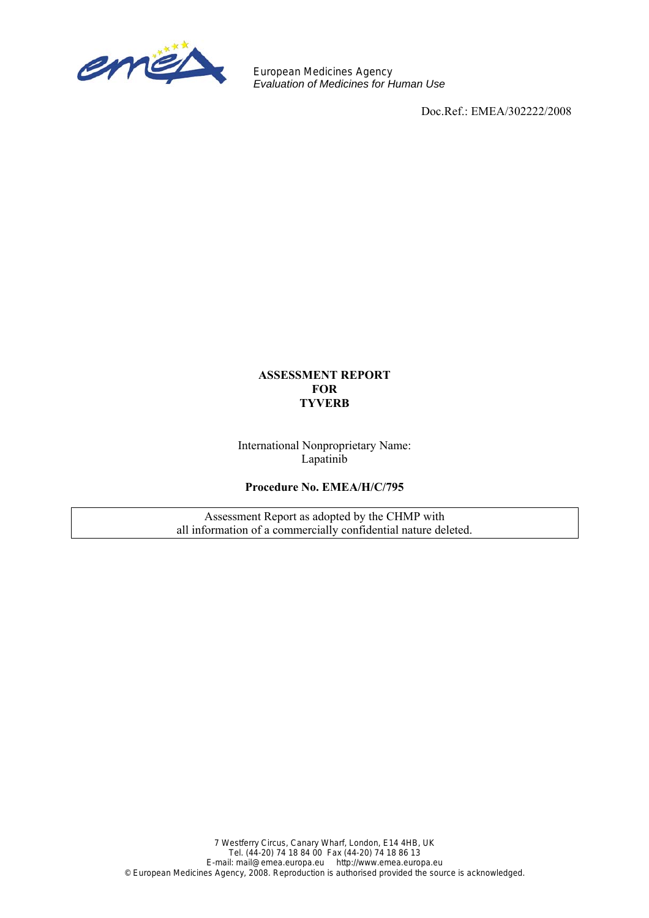European Medicines Agency
*Evaluation of Medicines for Human Use*

Doc.Ref.: EMEA/302222/2008

**ASSESSMENT REPORT**
**FOR**
**TYVERB**

International Nonproprietary Name:
Lapatinib

**Procedure No. EMEA/H/C/795**

| Assessment Report as adopted by the CHMP with all information of a commercially confidential nature deleted. |
|---|

7 Westferry Circus, Canary Wharf, London, E14 4HB, UK
Tel. (44-20) 74 18 84 00 Fax (44-20) 74 18 86 13
E-mail: mail@emea.europa.eu http://www.emea.europa.eu
© European Medicines Agency, 2008. Reproduction is authorised provided the source is acknowledged.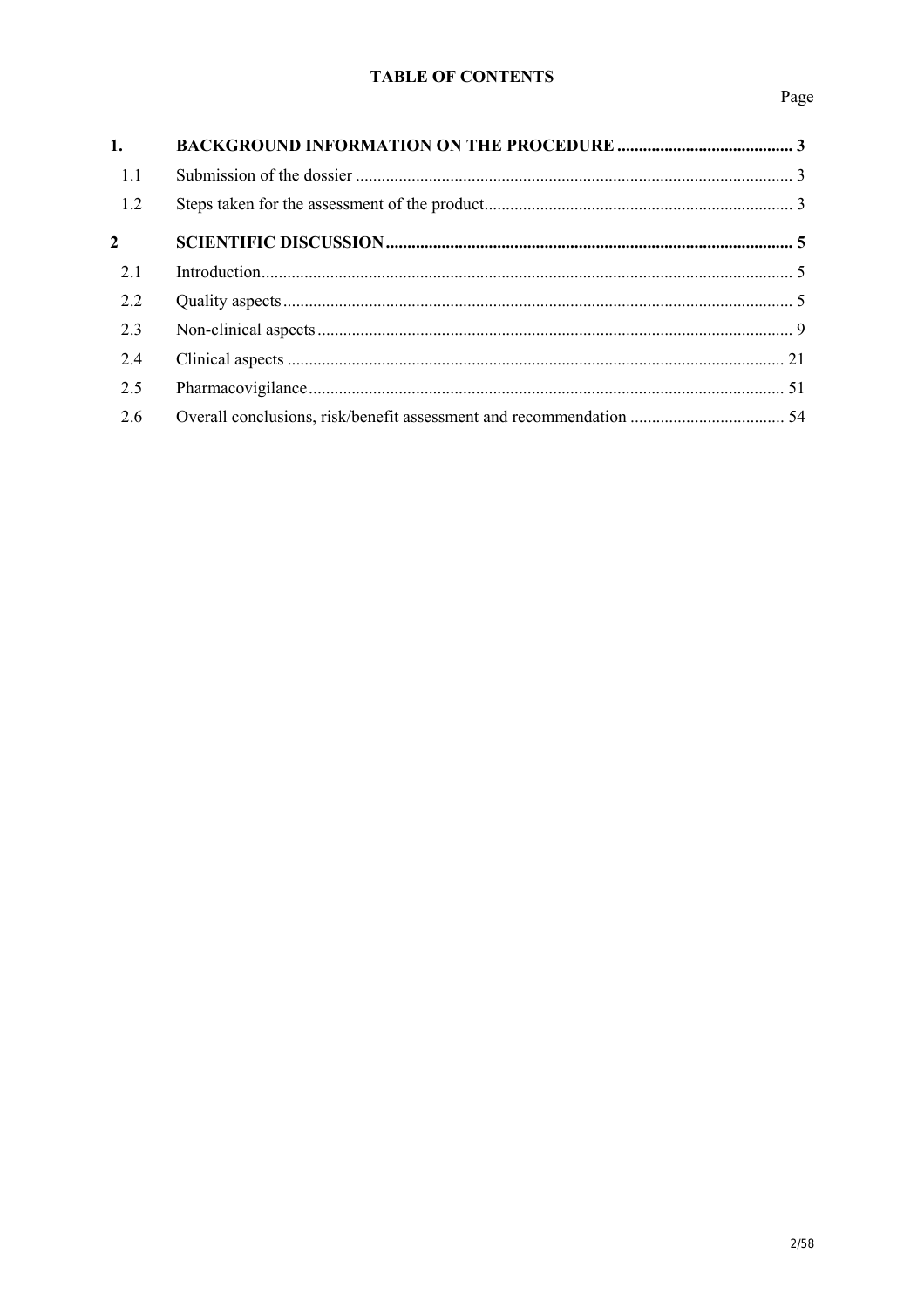# TABLE OF CONTENTS

Page

| | | |
|---|---|---|
| **1.** | **BACKGROUND INFORMATION ON THE PROCEDURE** | **3** |
| 1.1 | Submission of the dossier | 3 |
| 1.2 | Steps taken for the assessment of the product | 3 |
| **2** | **SCIENTIFIC DISCUSSION** | **5** |
| 2.1 | Introduction | 5 |
| 2.2 | Quality aspects | 5 |
| 2.3 | Non-clinical aspects | 9 |
| 2.4 | Clinical aspects | 21 |
| 2.5 | Pharmacovigilance | 51 |
| 2.6 | Overall conclusions, risk/benefit assessment and recommendation | 54 |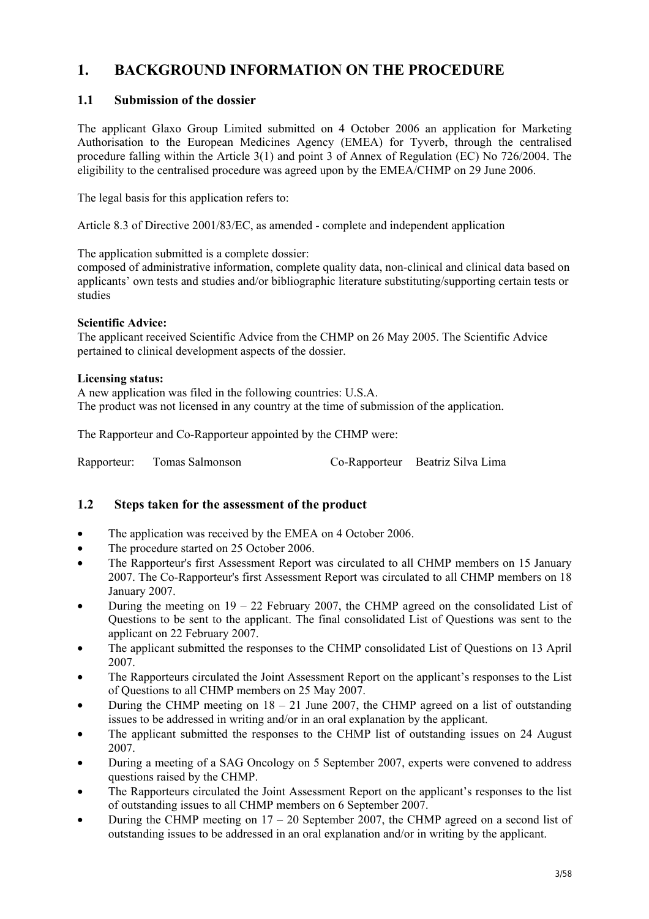# 1. BACKGROUND INFORMATION ON THE PROCEDURE

## 1.1 Submission of the dossier

The applicant Glaxo Group Limited submitted on 4 October 2006 an application for Marketing Authorisation to the European Medicines Agency (EMEA) for Tyverb, through the centralised procedure falling within the Article 3(1) and point 3 of Annex of Regulation (EC) No 726/2004. The eligibility to the centralised procedure was agreed upon by the EMEA/CHMP on 29 June 2006.

The legal basis for this application refers to:

Article 8.3 of Directive 2001/83/EC, as amended - complete and independent application

The application submitted is a complete dossier:
composed of administrative information, complete quality data, non-clinical and clinical data based on applicants' own tests and studies and/or bibliographic literature substituting/supporting certain tests or studies

**Scientific Advice:**
The applicant received Scientific Advice from the CHMP on 26 May 2005. The Scientific Advice pertained to clinical development aspects of the dossier.

**Licensing status:**
A new application was filed in the following countries: U.S.A.
The product was not licensed in any country at the time of submission of the application.

The Rapporteur and Co-Rapporteur appointed by the CHMP were:

Rapporteur: Tomas Salmonson Co-Rapporteur Beatriz Silva Lima

## 1.2 Steps taken for the assessment of the product

- The application was received by the EMEA on 4 October 2006.
- The procedure started on 25 October 2006.
- The Rapporteur's first Assessment Report was circulated to all CHMP members on 15 January 2007. The Co-Rapporteur's first Assessment Report was circulated to all CHMP members on 18 January 2007.
- During the meeting on 19 – 22 February 2007, the CHMP agreed on the consolidated List of Questions to be sent to the applicant. The final consolidated List of Questions was sent to the applicant on 22 February 2007.
- The applicant submitted the responses to the CHMP consolidated List of Questions on 13 April 2007.
- The Rapporteurs circulated the Joint Assessment Report on the applicant's responses to the List of Questions to all CHMP members on 25 May 2007.
- During the CHMP meeting on 18 – 21 June 2007, the CHMP agreed on a list of outstanding issues to be addressed in writing and/or in an oral explanation by the applicant.
- The applicant submitted the responses to the CHMP list of outstanding issues on 24 August 2007.
- During a meeting of a SAG Oncology on 5 September 2007, experts were convened to address questions raised by the CHMP.
- The Rapporteurs circulated the Joint Assessment Report on the applicant's responses to the list of outstanding issues to all CHMP members on 6 September 2007.
- During the CHMP meeting on 17 – 20 September 2007, the CHMP agreed on a second list of outstanding issues to be addressed in an oral explanation and/or in writing by the applicant.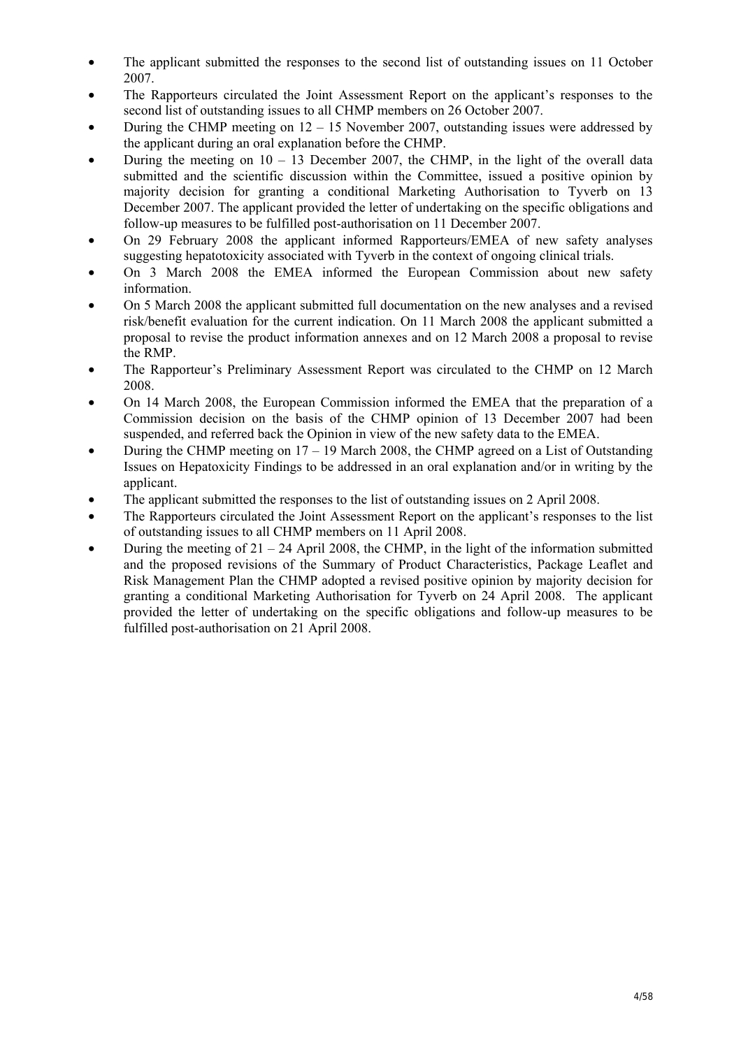- The applicant submitted the responses to the second list of outstanding issues on 11 October 2007.
- The Rapporteurs circulated the Joint Assessment Report on the applicant's responses to the second list of outstanding issues to all CHMP members on 26 October 2007.
- During the CHMP meeting on 12 – 15 November 2007, outstanding issues were addressed by the applicant during an oral explanation before the CHMP.
- During the meeting on 10 – 13 December 2007, the CHMP, in the light of the overall data submitted and the scientific discussion within the Committee, issued a positive opinion by majority decision for granting a conditional Marketing Authorisation to Tyverb on 13 December 2007. The applicant provided the letter of undertaking on the specific obligations and follow-up measures to be fulfilled post-authorisation on 11 December 2007.
- On 29 February 2008 the applicant informed Rapporteurs/EMEA of new safety analyses suggesting hepatotoxicity associated with Tyverb in the context of ongoing clinical trials.
- On 3 March 2008 the EMEA informed the European Commission about new safety information.
- On 5 March 2008 the applicant submitted full documentation on the new analyses and a revised risk/benefit evaluation for the current indication. On 11 March 2008 the applicant submitted a proposal to revise the product information annexes and on 12 March 2008 a proposal to revise the RMP.
- The Rapporteur's Preliminary Assessment Report was circulated to the CHMP on 12 March 2008.
- On 14 March 2008, the European Commission informed the EMEA that the preparation of a Commission decision on the basis of the CHMP opinion of 13 December 2007 had been suspended, and referred back the Opinion in view of the new safety data to the EMEA.
- During the CHMP meeting on 17 – 19 March 2008, the CHMP agreed on a List of Outstanding Issues on Hepatoxicity Findings to be addressed in an oral explanation and/or in writing by the applicant.
- The applicant submitted the responses to the list of outstanding issues on 2 April 2008.
- The Rapporteurs circulated the Joint Assessment Report on the applicant's responses to the list of outstanding issues to all CHMP members on 11 April 2008.
- During the meeting of 21 – 24 April 2008, the CHMP, in the light of the information submitted and the proposed revisions of the Summary of Product Characteristics, Package Leaflet and Risk Management Plan the CHMP adopted a revised positive opinion by majority decision for granting a conditional Marketing Authorisation for Tyverb on 24 April 2008. The applicant provided the letter of undertaking on the specific obligations and follow-up measures to be fulfilled post-authorisation on 21 April 2008.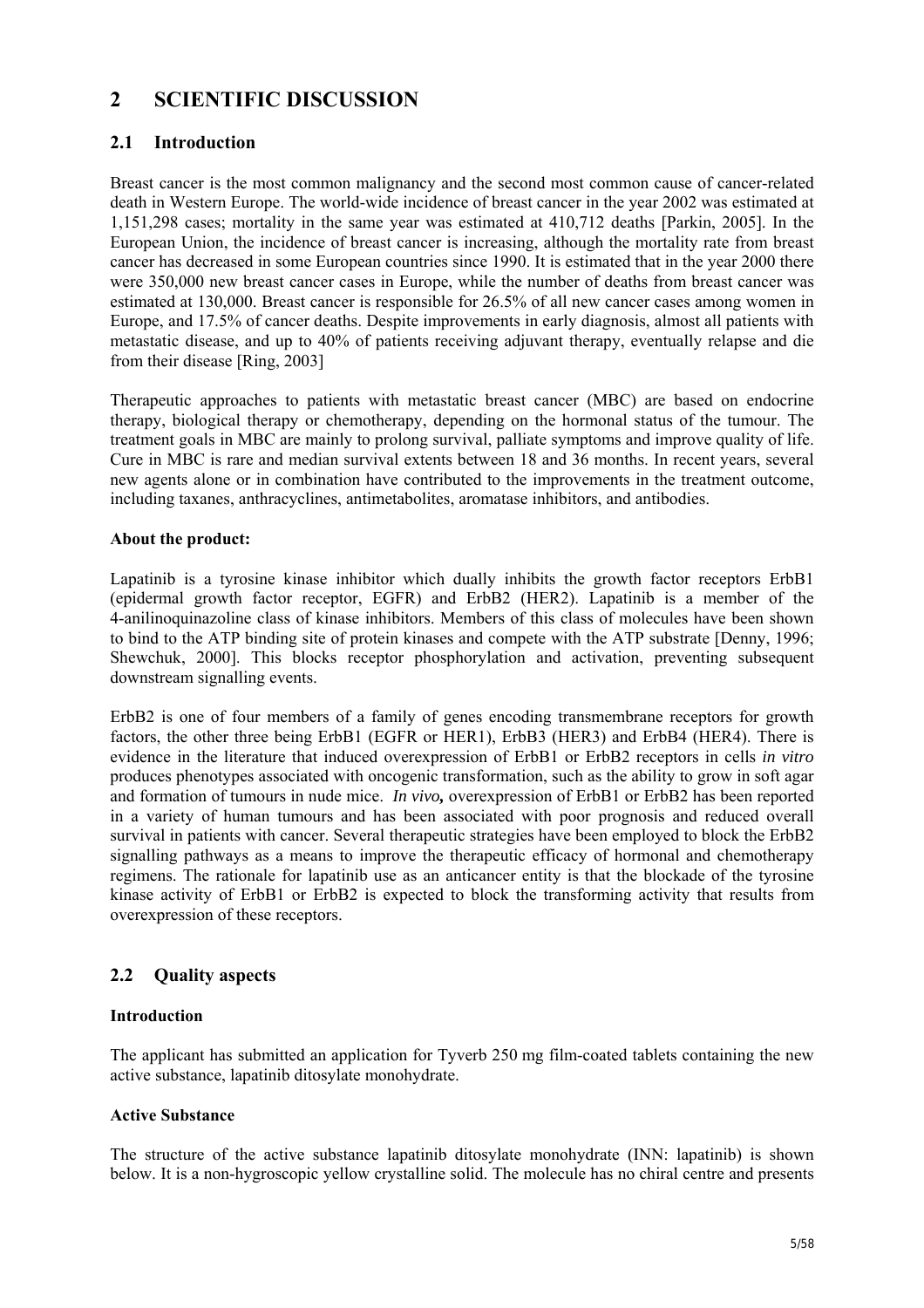# 2 SCIENTIFIC DISCUSSION

## 2.1 Introduction

Breast cancer is the most common malignancy and the second most common cause of cancer-related death in Western Europe. The world-wide incidence of breast cancer in the year 2002 was estimated at 1,151,298 cases; mortality in the same year was estimated at 410,712 deaths [Parkin, 2005]. In the European Union, the incidence of breast cancer is increasing, although the mortality rate from breast cancer has decreased in some European countries since 1990. It is estimated that in the year 2000 there were 350,000 new breast cancer cases in Europe, while the number of deaths from breast cancer was estimated at 130,000. Breast cancer is responsible for 26.5% of all new cancer cases among women in Europe, and 17.5% of cancer deaths. Despite improvements in early diagnosis, almost all patients with metastatic disease, and up to 40% of patients receiving adjuvant therapy, eventually relapse and die from their disease [Ring, 2003]

Therapeutic approaches to patients with metastatic breast cancer (MBC) are based on endocrine therapy, biological therapy or chemotherapy, depending on the hormonal status of the tumour. The treatment goals in MBC are mainly to prolong survival, palliate symptoms and improve quality of life. Cure in MBC is rare and median survival extents between 18 and 36 months. In recent years, several new agents alone or in combination have contributed to the improvements in the treatment outcome, including taxanes, anthracyclines, antimetabolites, aromatase inhibitors, and antibodies.

**About the product:**

Lapatinib is a tyrosine kinase inhibitor which dually inhibits the growth factor receptors ErbB1 (epidermal growth factor receptor, EGFR) and ErbB2 (HER2). Lapatinib is a member of the 4-anilinoquinazoline class of kinase inhibitors. Members of this class of molecules have been shown to bind to the ATP binding site of protein kinases and compete with the ATP substrate [Denny, 1996; Shewchuk, 2000]. This blocks receptor phosphorylation and activation, preventing subsequent downstream signalling events.

ErbB2 is one of four members of a family of genes encoding transmembrane receptors for growth factors, the other three being ErbB1 (EGFR or HER1), ErbB3 (HER3) and ErbB4 (HER4). There is evidence in the literature that induced overexpression of ErbB1 or ErbB2 receptors in cells *in vitro* produces phenotypes associated with oncogenic transformation, such as the ability to grow in soft agar and formation of tumours in nude mice. *In vivo,* overexpression of ErbB1 or ErbB2 has been reported in a variety of human tumours and has been associated with poor prognosis and reduced overall survival in patients with cancer. Several therapeutic strategies have been employed to block the ErbB2 signalling pathways as a means to improve the therapeutic efficacy of hormonal and chemotherapy regimens. The rationale for lapatinib use as an anticancer entity is that the blockade of the tyrosine kinase activity of ErbB1 or ErbB2 is expected to block the transforming activity that results from overexpression of these receptors.

## 2.2 Quality aspects

**Introduction**

The applicant has submitted an application for Tyverb 250 mg film-coated tablets containing the new active substance, lapatinib ditosylate monohydrate.

**Active Substance**

The structure of the active substance lapatinib ditosylate monohydrate (INN: lapatinib) is shown below. It is a non-hygroscopic yellow crystalline solid. The molecule has no chiral centre and presents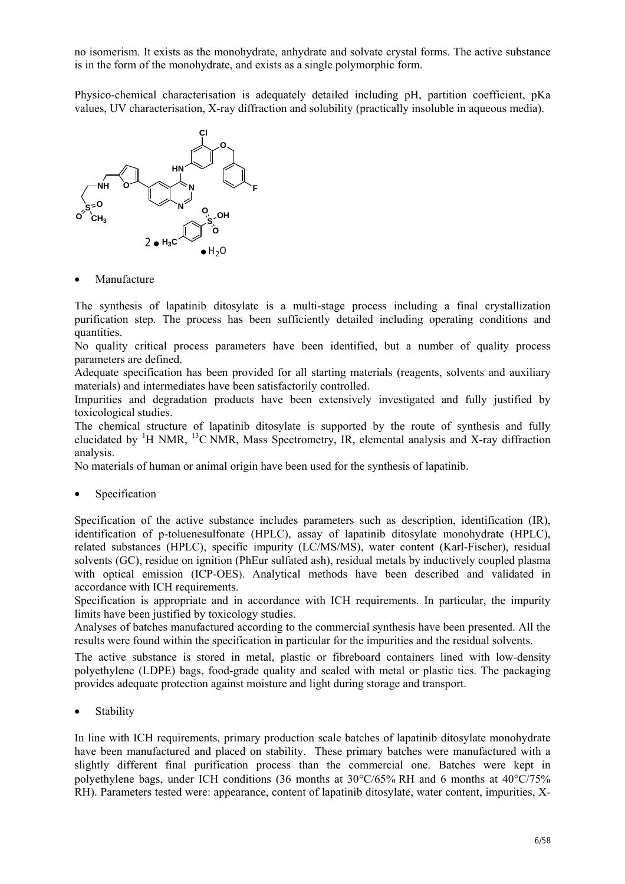no isomerism. It exists as the monohydrate, anhydrate and solvate crystal forms. The active substance is in the form of the monohydrate, and exists as a single polymorphic form.

Physico-chemical characterisation is adequately detailed including pH, partition coefficient, pKa values, UV characterisation, X-ray diffraction and solubility (practically insoluble in aqueous media).

- Manufacture

The synthesis of lapatinib ditosylate is a multi-stage process including a final crystallization purification step. The process has been sufficiently detailed including operating conditions and quantities.
No quality critical process parameters have been identified, but a number of quality process parameters are defined.
Adequate specification has been provided for all starting materials (reagents, solvents and auxiliary materials) and intermediates have been satisfactorily controlled.
Impurities and degradation products have been extensively investigated and fully justified by toxicological studies.
The chemical structure of lapatinib ditosylate is supported by the route of synthesis and fully elucidated by $^{1}H$ NMR, $^{13}C$ NMR, Mass Spectrometry, IR, elemental analysis and X-ray diffraction analysis.
No materials of human or animal origin have been used for the synthesis of lapatinib.

- Specification

Specification of the active substance includes parameters such as description, identification (IR), identification of p-toluenesulfonate (HPLC), assay of lapatinib ditosylate monohydrate (HPLC), related substances (HPLC), specific impurity (LC/MS/MS), water content (Karl-Fischer), residual solvents (GC), residue on ignition (PhEur sulfated ash), residual metals by inductively coupled plasma with optical emission (ICP-OES). Analytical methods have been described and validated in accordance with ICH requirements.
Specification is appropriate and in accordance with ICH requirements. In particular, the impurity limits have been justified by toxicology studies.
Analyses of batches manufactured according to the commercial synthesis have been presented. All the results were found within the specification in particular for the impurities and the residual solvents.

The active substance is stored in metal, plastic or fibreboard containers lined with low-density polyethylene (LDPE) bags, food-grade quality and sealed with metal or plastic ties. The packaging provides adequate protection against moisture and light during storage and transport.

- Stability

In line with ICH requirements, primary production scale batches of lapatinib ditosylate monohydrate have been manufactured and placed on stability. These primary batches were manufactured with a slightly different final purification process than the commercial one. Batches were kept in polyethylene bags, under ICH conditions (36 months at 30°C/65% RH and 6 months at 40°C/75% RH). Parameters tested were: appearance, content of lapatinib ditosylate, water content, impurities, X-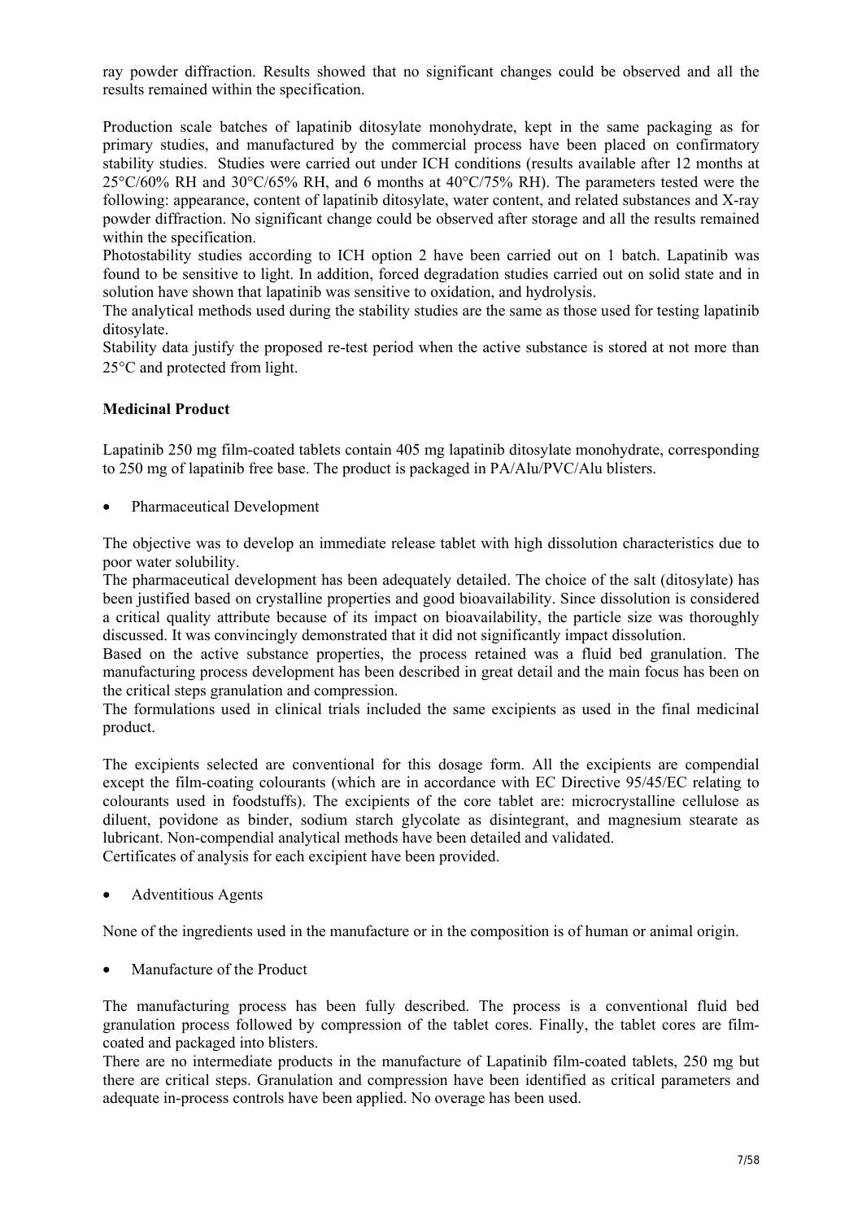ray powder diffraction. Results showed that no significant changes could be observed and all the results remained within the specification.

Production scale batches of lapatinib ditosylate monohydrate, kept in the same packaging as for primary studies, and manufactured by the commercial process have been placed on confirmatory stability studies. Studies were carried out under ICH conditions (results available after 12 months at 25°C/60% RH and 30°C/65% RH, and 6 months at 40°C/75% RH). The parameters tested were the following: appearance, content of lapatinib ditosylate, water content, and related substances and X-ray powder diffraction. No significant change could be observed after storage and all the results remained within the specification.

Photostability studies according to ICH option 2 have been carried out on 1 batch. Lapatinib was found to be sensitive to light. In addition, forced degradation studies carried out on solid state and in solution have shown that lapatinib was sensitive to oxidation, and hydrolysis.

The analytical methods used during the stability studies are the same as those used for testing lapatinib ditosylate.

Stability data justify the proposed re-test period when the active substance is stored at not more than 25°C and protected from light.

**Medicinal Product**

Lapatinib 250 mg film-coated tablets contain 405 mg lapatinib ditosylate monohydrate, corresponding to 250 mg of lapatinib free base. The product is packaged in PA/Alu/PVC/Alu blisters.

- Pharmaceutical Development

The objective was to develop an immediate release tablet with high dissolution characteristics due to poor water solubility.

The pharmaceutical development has been adequately detailed. The choice of the salt (ditosylate) has been justified based on crystalline properties and good bioavailability. Since dissolution is considered a critical quality attribute because of its impact on bioavailability, the particle size was thoroughly discussed. It was convincingly demonstrated that it did not significantly impact dissolution.

Based on the active substance properties, the process retained was a fluid bed granulation. The manufacturing process development has been described in great detail and the main focus has been on the critical steps granulation and compression.

The formulations used in clinical trials included the same excipients as used in the final medicinal product.

The excipients selected are conventional for this dosage form. All the excipients are compendial except the film-coating colourants (which are in accordance with EC Directive 95/45/EC relating to colourants used in foodstuffs). The excipients of the core tablet are: microcrystalline cellulose as diluent, povidone as binder, sodium starch glycolate as disintegrant, and magnesium stearate as lubricant. Non-compendial analytical methods have been detailed and validated.

Certificates of analysis for each excipient have been provided.

- Adventitious Agents

None of the ingredients used in the manufacture or in the composition is of human or animal origin.

- Manufacture of the Product

The manufacturing process has been fully described. The process is a conventional fluid bed granulation process followed by compression of the tablet cores. Finally, the tablet cores are film-coated and packaged into blisters.

There are no intermediate products in the manufacture of Lapatinib film-coated tablets, 250 mg but there are critical steps. Granulation and compression have been identified as critical parameters and adequate in-process controls have been applied. No overage has been used.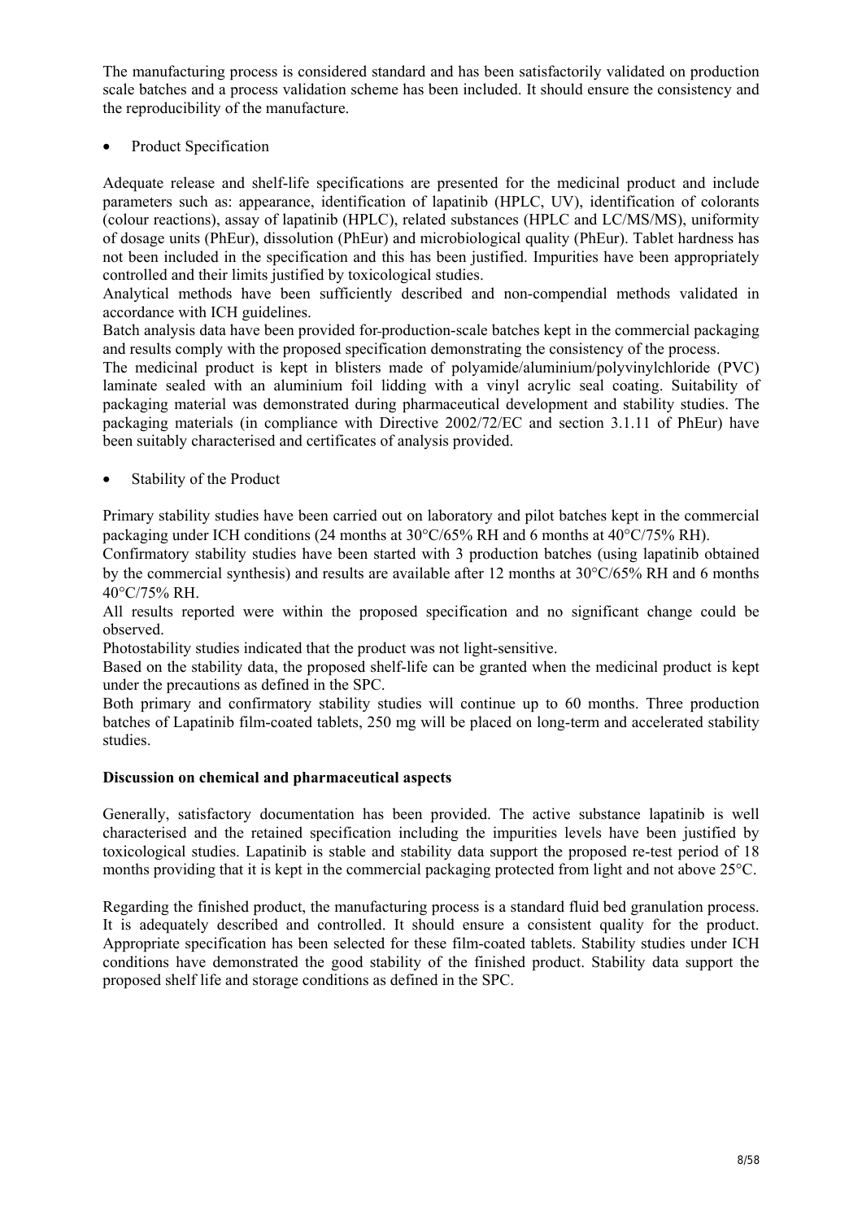The manufacturing process is considered standard and has been satisfactorily validated on production scale batches and a process validation scheme has been included. It should ensure the consistency and the reproducibility of the manufacture.

- Product Specification

Adequate release and shelf-life specifications are presented for the medicinal product and include parameters such as: appearance, identification of lapatinib (HPLC, UV), identification of colorants (colour reactions), assay of lapatinib (HPLC), related substances (HPLC and LC/MS/MS), uniformity of dosage units (PhEur), dissolution (PhEur) and microbiological quality (PhEur). Tablet hardness has not been included in the specification and this has been justified. Impurities have been appropriately controlled and their limits justified by toxicological studies.

Analytical methods have been sufficiently described and non-compendial methods validated in accordance with ICH guidelines.

Batch analysis data have been provided for production-scale batches kept in the commercial packaging and results comply with the proposed specification demonstrating the consistency of the process.

The medicinal product is kept in blisters made of polyamide/aluminium/polyvinylchloride (PVC) laminate sealed with an aluminium foil lidding with a vinyl acrylic seal coating. Suitability of packaging material was demonstrated during pharmaceutical development and stability studies. The packaging materials (in compliance with Directive 2002/72/EC and section 3.1.11 of PhEur) have been suitably characterised and certificates of analysis provided.

- Stability of the Product

Primary stability studies have been carried out on laboratory and pilot batches kept in the commercial packaging under ICH conditions (24 months at 30°C/65% RH and 6 months at 40°C/75% RH).

Confirmatory stability studies have been started with 3 production batches (using lapatinib obtained by the commercial synthesis) and results are available after 12 months at 30°C/65% RH and 6 months 40°C/75% RH.

All results reported were within the proposed specification and no significant change could be observed.

Photostability studies indicated that the product was not light-sensitive.

Based on the stability data, the proposed shelf-life can be granted when the medicinal product is kept under the precautions as defined in the SPC.

Both primary and confirmatory stability studies will continue up to 60 months. Three production batches of Lapatinib film-coated tablets, 250 mg will be placed on long-term and accelerated stability studies.

**Discussion on chemical and pharmaceutical aspects**

Generally, satisfactory documentation has been provided. The active substance lapatinib is well characterised and the retained specification including the impurities levels have been justified by toxicological studies. Lapatinib is stable and stability data support the proposed re-test period of 18 months providing that it is kept in the commercial packaging protected from light and not above 25°C.

Regarding the finished product, the manufacturing process is a standard fluid bed granulation process. It is adequately described and controlled. It should ensure a consistent quality for the product. Appropriate specification has been selected for these film-coated tablets. Stability studies under ICH conditions have demonstrated the good stability of the finished product. Stability data support the proposed shelf life and storage conditions as defined in the SPC.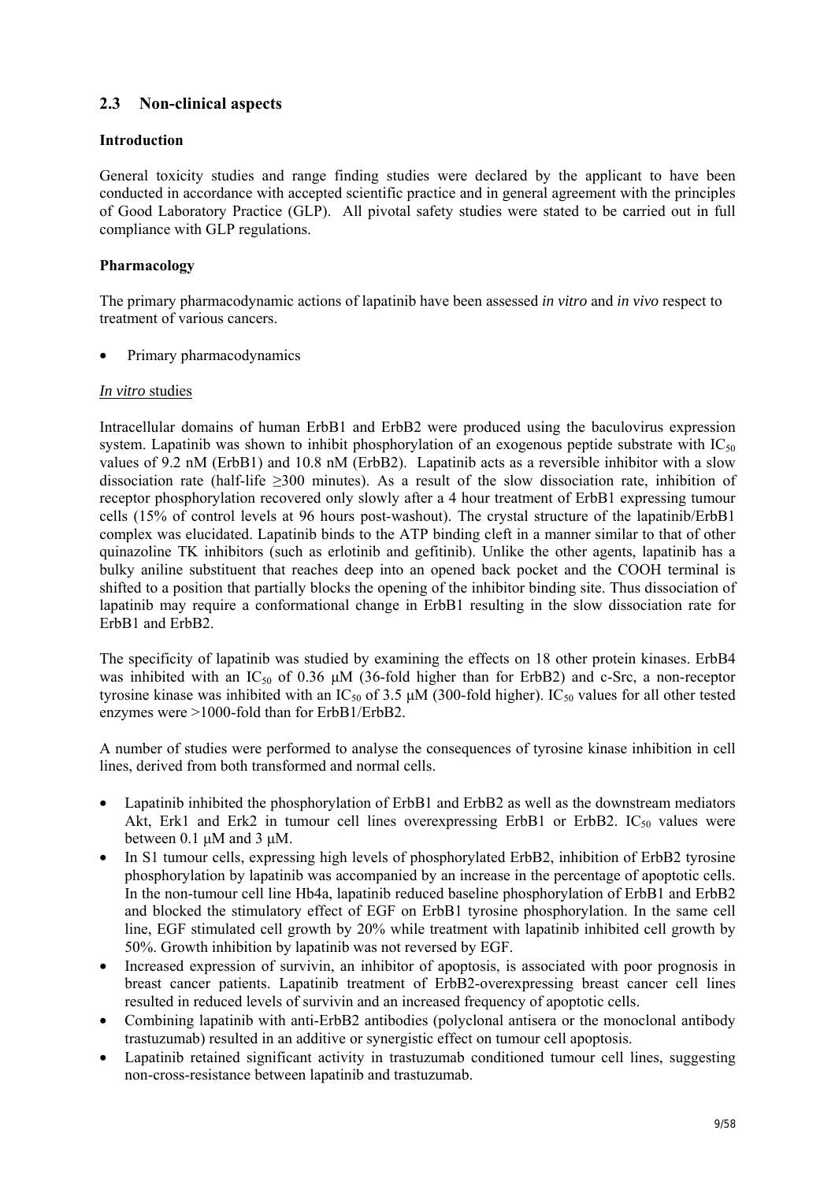## 2.3 Non-clinical aspects

### Introduction

General toxicity studies and range finding studies were declared by the applicant to have been conducted in accordance with accepted scientific practice and in general agreement with the principles of Good Laboratory Practice (GLP). All pivotal safety studies were stated to be carried out in full compliance with GLP regulations.

### Pharmacology

The primary pharmacodynamic actions of lapatinib have been assessed *in vitro* and *in vivo* respect to treatment of various cancers.

- Primary pharmacodynamics

*In vitro* studies

Intracellular domains of human ErbB1 and ErbB2 were produced using the baculovirus expression system. Lapatinib was shown to inhibit phosphorylation of an exogenous peptide substrate with $IC_{50}$ values of 9.2 nM (ErbB1) and 10.8 nM (ErbB2). Lapatinib acts as a reversible inhibitor with a slow dissociation rate (half-life ≥300 minutes). As a result of the slow dissociation rate, inhibition of receptor phosphorylation recovered only slowly after a 4 hour treatment of ErbB1 expressing tumour cells (15% of control levels at 96 hours post-washout). The crystal structure of the lapatinib/ErbB1 complex was elucidated. Lapatinib binds to the ATP binding cleft in a manner similar to that of other quinazoline TK inhibitors (such as erlotinib and gefitinib). Unlike the other agents, lapatinib has a bulky aniline substituent that reaches deep into an opened back pocket and the COOH terminal is shifted to a position that partially blocks the opening of the inhibitor binding site. Thus dissociation of lapatinib may require a conformational change in ErbB1 resulting in the slow dissociation rate for ErbB1 and ErbB2.

The specificity of lapatinib was studied by examining the effects on 18 other protein kinases. ErbB4 was inhibited with an $IC_{50}$ of 0.36 μM (36-fold higher than for ErbB2) and c-Src, a non-receptor tyrosine kinase was inhibited with an $IC_{50}$ of 3.5 μM (300-fold higher). $IC_{50}$ values for all other tested enzymes were >1000-fold than for ErbB1/ErbB2.

A number of studies were performed to analyse the consequences of tyrosine kinase inhibition in cell lines, derived from both transformed and normal cells.

- Lapatinib inhibited the phosphorylation of ErbB1 and ErbB2 as well as the downstream mediators Akt, Erk1 and Erk2 in tumour cell lines overexpressing ErbB1 or ErbB2. $IC_{50}$ values were between 0.1 μM and 3 μM.
- In S1 tumour cells, expressing high levels of phosphorylated ErbB2, inhibition of ErbB2 tyrosine phosphorylation by lapatinib was accompanied by an increase in the percentage of apoptotic cells. In the non-tumour cell line Hb4a, lapatinib reduced baseline phosphorylation of ErbB1 and ErbB2 and blocked the stimulatory effect of EGF on ErbB1 tyrosine phosphorylation. In the same cell line, EGF stimulated cell growth by 20% while treatment with lapatinib inhibited cell growth by 50%. Growth inhibition by lapatinib was not reversed by EGF.
- Increased expression of survivin, an inhibitor of apoptosis, is associated with poor prognosis in breast cancer patients. Lapatinib treatment of ErbB2-overexpressing breast cancer cell lines resulted in reduced levels of survivin and an increased frequency of apoptotic cells.
- Combining lapatinib with anti-ErbB2 antibodies (polyclonal antisera or the monoclonal antibody trastuzumab) resulted in an additive or synergistic effect on tumour cell apoptosis.
- Lapatinib retained significant activity in trastuzumab conditioned tumour cell lines, suggesting non-cross-resistance between lapatinib and trastuzumab.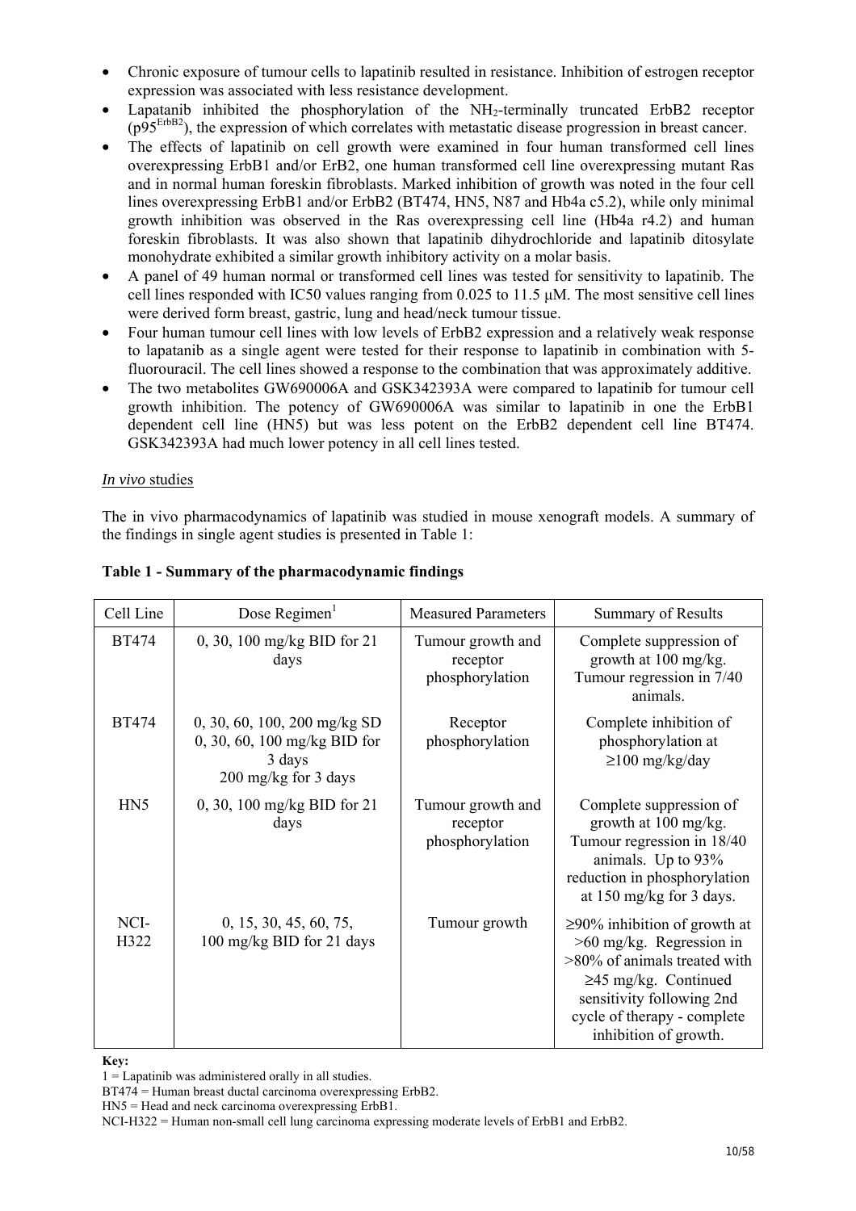- Chronic exposure of tumour cells to lapatinib resulted in resistance. Inhibition of estrogen receptor expression was associated with less resistance development.
- Lapatanib inhibited the phosphorylation of the $NH_2$-terminally truncated ErbB2 receptor ($p95^{ErbB2}$), the expression of which correlates with metastatic disease progression in breast cancer.
- The effects of lapatinib on cell growth were examined in four human transformed cell lines overexpressing ErbB1 and/or ErB2, one human transformed cell line overexpressing mutant Ras and in normal human foreskin fibroblasts. Marked inhibition of growth was noted in the four cell lines overexpressing ErbB1 and/or ErbB2 (BT474, HN5, N87 and Hb4a c5.2), while only minimal growth inhibition was observed in the Ras overexpressing cell line (Hb4a r4.2) and human foreskin fibroblasts. It was also shown that lapatinib dihydrochloride and lapatinib ditosylate monohydrate exhibited a similar growth inhibitory activity on a molar basis.
- A panel of 49 human normal or transformed cell lines was tested for sensitivity to lapatinib. The cell lines responded with IC50 values ranging from 0.025 to 11.5 µM. The most sensitive cell lines were derived form breast, gastric, lung and head/neck tumour tissue.
- Four human tumour cell lines with low levels of ErbB2 expression and a relatively weak response to lapatanib as a single agent were tested for their response to lapatinib in combination with 5-fluorouracil. The cell lines showed a response to the combination that was approximately additive.
- The two metabolites GW690006A and GSK342393A were compared to lapatinib for tumour cell growth inhibition. The potency of GW690006A was similar to lapatinib in one the ErbB1 dependent cell line (HN5) but was less potent on the ErbB2 dependent cell line BT474. GSK342393A had much lower potency in all cell lines tested.

*In vivo* studies

The in vivo pharmacodynamics of lapatinib was studied in mouse xenograft models. A summary of the findings in single agent studies is presented in Table 1:

**Table 1 - Summary of the pharmacodynamic findings**

| Cell Line | Dose Regimen[1] | Measured Parameters | Summary of Results |
|---|---|---|---|
| BT474 | 0, 30, 100 mg/kg BID for 21 days | Tumour growth and receptor phosphorylation | Complete suppression of growth at 100 mg/kg. Tumour regression in 7/40 animals. |
| BT474 | 0, 30, 60, 100, 200 mg/kg SD<br>0, 30, 60, 100 mg/kg BID for 3 days<br>200 mg/kg for 3 days | Receptor phosphorylation | Complete inhibition of phosphorylation at ≥100 mg/kg/day |
| HN5 | 0, 30, 100 mg/kg BID for 21 days | Tumour growth and receptor phosphorylation | Complete suppression of growth at 100 mg/kg. Tumour regression in 18/40 animals. Up to 93% reduction in phosphorylation at 150 mg/kg for 3 days. |
| NCI-H322 | 0, 15, 30, 45, 60, 75, 100 mg/kg BID for 21 days | Tumour growth | ≥90% inhibition of growth at >60 mg/kg. Regression in >80% of animals treated with ≥45 mg/kg. Continued sensitivity following 2nd cycle of therapy - complete inhibition of growth. |

**Key:**
1 = Lapatinib was administered orally in all studies.
BT474 = Human breast ductal carcinoma overexpressing ErbB2.
HN5 = Head and neck carcinoma overexpressing ErbB1.
NCI-H322 = Human non-small cell lung carcinoma expressing moderate levels of ErbB1 and ErbB2.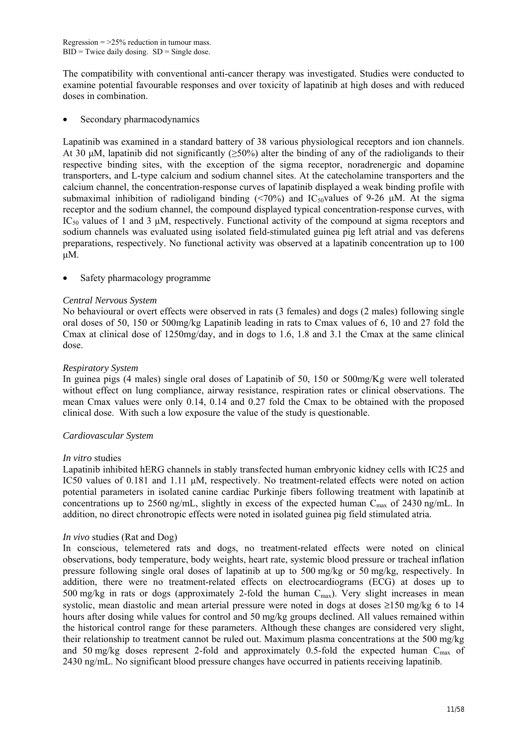Regression = >25% reduction in tumour mass.
BID = Twice daily dosing. SD = Single dose.

The compatibility with conventional anti-cancer therapy was investigated. Studies were conducted to examine potential favourable responses and over toxicity of lapatinib at high doses and with reduced doses in combination.

- Secondary pharmacodynamics

Lapatinib was examined in a standard battery of 38 various physiological receptors and ion channels. At 30 µM, lapatinib did not significantly (≥50%) alter the binding of any of the radioligands to their respective binding sites, with the exception of the sigma receptor, noradrenergic and dopamine transporters, and L-type calcium and sodium channel sites. At the catecholamine transporters and the calcium channel, the concentration-response curves of lapatinib displayed a weak binding profile with submaximal inhibition of radioligand binding (<70%) and $IC_{50}$values of 9-26 µM. At the sigma receptor and the sodium channel, the compound displayed typical concentration-response curves, with $IC_{50}$ values of 1 and 3 µM, respectively. Functional activity of the compound at sigma receptors and sodium channels was evaluated using isolated field-stimulated guinea pig left atrial and vas deferens preparations, respectively. No functional activity was observed at a lapatinib concentration up to 100 µM.

- Safety pharmacology programme

*Central Nervous System*
No behavioural or overt effects were observed in rats (3 females) and dogs (2 males) following single oral doses of 50, 150 or 500mg/kg Lapatinib leading in rats to Cmax values of 6, 10 and 27 fold the Cmax at clinical dose of 1250mg/day, and in dogs to 1.6, 1.8 and 3.1 the Cmax at the same clinical dose.

*Respiratory System*
In guinea pigs (4 males) single oral doses of Lapatinib of 50, 150 or 500mg/Kg were well tolerated without effect on lung compliance, airway resistance, respiration rates or clinical observations. The mean Cmax values were only 0.14, 0.14 and 0.27 fold the Cmax to be obtained with the proposed clinical dose. With such a low exposure the value of the study is questionable.

*Cardiovascular System*

*In vitro* studies
Lapatinib inhibited hERG channels in stably transfected human embryonic kidney cells with IC25 and IC50 values of 0.181 and 1.11 µM, respectively. No treatment-related effects were noted on action potential parameters in isolated canine cardiac Purkinje fibers following treatment with lapatinib at concentrations up to 2560 ng/mL, slightly in excess of the expected human $C_{max}$ of 2430 ng/mL. In addition, no direct chronotropic effects were noted in isolated guinea pig field stimulated atria.

*In vivo* studies (Rat and Dog)
In conscious, telemetered rats and dogs, no treatment-related effects were noted on clinical observations, body temperature, body weights, heart rate, systemic blood pressure or tracheal inflation pressure following single oral doses of lapatinib at up to 500 mg/kg or 50 mg/kg, respectively. In addition, there were no treatment-related effects on electrocardiograms (ECG) at doses up to 500 mg/kg in rats or dogs (approximately 2-fold the human $C_{max}$). Very slight increases in mean systolic, mean diastolic and mean arterial pressure were noted in dogs at doses ≥150 mg/kg 6 to 14 hours after dosing while values for control and 50 mg/kg groups declined. All values remained within the historical control range for these parameters. Although these changes are considered very slight, their relationship to treatment cannot be ruled out. Maximum plasma concentrations at the 500 mg/kg and 50 mg/kg doses represent 2-fold and approximately 0.5-fold the expected human $C_{max}$ of 2430 ng/mL. No significant blood pressure changes have occurred in patients receiving lapatinib.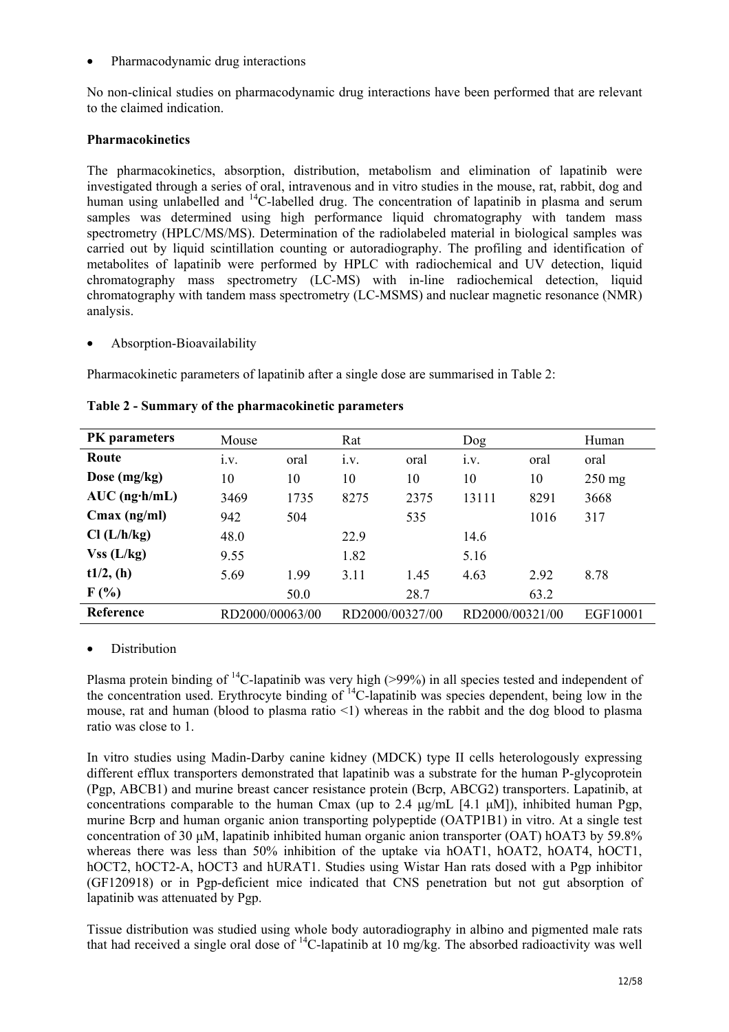- Pharmacodynamic drug interactions

No non-clinical studies on pharmacodynamic drug interactions have been performed that are relevant to the claimed indication.

**Pharmacokinetics**

The pharmacokinetics, absorption, distribution, metabolism and elimination of lapatinib were investigated through a series of oral, intravenous and in vitro studies in the mouse, rat, rabbit, dog and human using unlabelled and $^{14}$C-labelled drug. The concentration of lapatinib in plasma and serum samples was determined using high performance liquid chromatography with tandem mass spectrometry (HPLC/MS/MS). Determination of the radiolabeled material in biological samples was carried out by liquid scintillation counting or autoradiography. The profiling and identification of metabolites of lapatinib were performed by HPLC with radiochemical and UV detection, liquid chromatography mass spectrometry (LC-MS) with in-line radiochemical detection, liquid chromatography with tandem mass spectrometry (LC-MSMS) and nuclear magnetic resonance (NMR) analysis.

- Absorption-Bioavailability

Pharmacokinetic parameters of lapatinib after a single dose are summarised in Table 2:

**Table 2 - Summary of the pharmacokinetic parameters**

| **PK parameters** | Mouse | | Rat | | Dog | | Human |
|---|---|---|---|---|---|---|---|
| **Route** | i.v. | oral | i.v. | oral | i.v. | oral | oral |
| **Dose (mg/kg)** | 10 | 10 | 10 | 10 | 10 | 10 | 250 mg |
| **AUC (ng·h/mL)** | 3469 | 1735 | 8275 | 2375 | 13111 | 8291 | 3668 |
| **Cmax (ng/ml)** | 942 | 504 | | 535 | | 1016 | 317 |
| **Cl (L/h/kg)** | 48.0 | | 22.9 | | 14.6 | | |
| **Vss (L/kg)** | 9.55 | | 1.82 | | 5.16 | | |
| **t1/2, (h)** | 5.69 | 1.99 | 3.11 | 1.45 | 4.63 | 2.92 | 8.78 |
| **F (%)** | | 50.0 | | 28.7 | | 63.2 | |
| **Reference** | RD2000/00063/00 | | RD2000/00327/00 | | RD2000/00321/00 | | EGF10001 |

- Distribution

Plasma protein binding of $^{14}$C-lapatinib was very high (>99%) in all species tested and independent of the concentration used. Erythrocyte binding of $^{14}$C-lapatinib was species dependent, being low in the mouse, rat and human (blood to plasma ratio <1) whereas in the rabbit and the dog blood to plasma ratio was close to 1.

In vitro studies using Madin-Darby canine kidney (MDCK) type II cells heterologously expressing different efflux transporters demonstrated that lapatinib was a substrate for the human P-glycoprotein (Pgp, ABCB1) and murine breast cancer resistance protein (Bcrp, ABCG2) transporters. Lapatinib, at concentrations comparable to the human Cmax (up to 2.4 µg/mL [4.1 µM]), inhibited human Pgp, murine Bcrp and human organic anion transporting polypeptide (OATP1B1) in vitro. At a single test concentration of 30 µM, lapatinib inhibited human organic anion transporter (OAT) hOAT3 by 59.8% whereas there was less than 50% inhibition of the uptake via hOAT1, hOAT2, hOAT4, hOCT1, hOCT2, hOCT2-A, hOCT3 and hURAT1. Studies using Wistar Han rats dosed with a Pgp inhibitor (GF120918) or in Pgp-deficient mice indicated that CNS penetration but not gut absorption of lapatinib was attenuated by Pgp.

Tissue distribution was studied using whole body autoradiography in albino and pigmented male rats that had received a single oral dose of $^{14}$C-lapatinib at 10 mg/kg. The absorbed radioactivity was well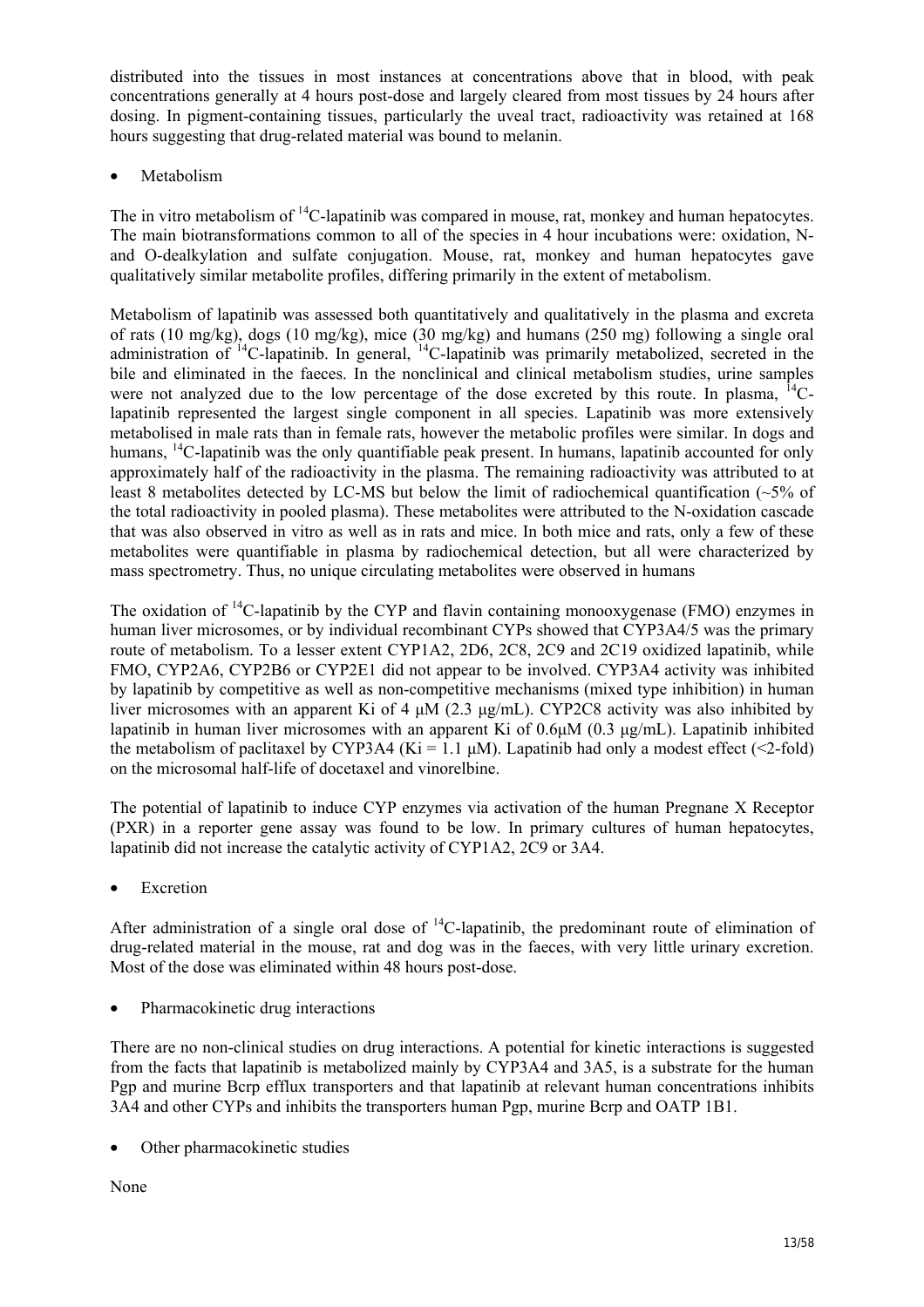distributed into the tissues in most instances at concentrations above that in blood, with peak concentrations generally at 4 hours post-dose and largely cleared from most tissues by 24 hours after dosing. In pigment-containing tissues, particularly the uveal tract, radioactivity was retained at 168 hours suggesting that drug-related material was bound to melanin.

- Metabolism

The in vitro metabolism of $^{14}$C-lapatinib was compared in mouse, rat, monkey and human hepatocytes. The main biotransformations common to all of the species in 4 hour incubations were: oxidation, N- and O-dealkylation and sulfate conjugation. Mouse, rat, monkey and human hepatocytes gave qualitatively similar metabolite profiles, differing primarily in the extent of metabolism.

Metabolism of lapatinib was assessed both quantitatively and qualitatively in the plasma and excreta of rats (10 mg/kg), dogs (10 mg/kg), mice (30 mg/kg) and humans (250 mg) following a single oral administration of $^{14}$C-lapatinib. In general, $^{14}$C-lapatinib was primarily metabolized, secreted in the bile and eliminated in the faeces. In the nonclinical and clinical metabolism studies, urine samples were not analyzed due to the low percentage of the dose excreted by this route. In plasma, $^{14}$C-lapatinib represented the largest single component in all species. Lapatinib was more extensively metabolised in male rats than in female rats, however the metabolic profiles were similar. In dogs and humans, $^{14}$C-lapatinib was the only quantifiable peak present. In humans, lapatinib accounted for only approximately half of the radioactivity in the plasma. The remaining radioactivity was attributed to at least 8 metabolites detected by LC-MS but below the limit of radiochemical quantification (~5% of the total radioactivity in pooled plasma). These metabolites were attributed to the N-oxidation cascade that was also observed in vitro as well as in rats and mice. In both mice and rats, only a few of these metabolites were quantifiable in plasma by radiochemical detection, but all were characterized by mass spectrometry. Thus, no unique circulating metabolites were observed in humans

The oxidation of $^{14}$C-lapatinib by the CYP and flavin containing monooxygenase (FMO) enzymes in human liver microsomes, or by individual recombinant CYPs showed that CYP3A4/5 was the primary route of metabolism. To a lesser extent CYP1A2, 2D6, 2C8, 2C9 and 2C19 oxidized lapatinib, while FMO, CYP2A6, CYP2B6 or CYP2E1 did not appear to be involved. CYP3A4 activity was inhibited by lapatinib by competitive as well as non-competitive mechanisms (mixed type inhibition) in human liver microsomes with an apparent Ki of 4 µM (2.3 µg/mL). CYP2C8 activity was also inhibited by lapatinib in human liver microsomes with an apparent Ki of 0.6µM (0.3 µg/mL). Lapatinib inhibited the metabolism of paclitaxel by CYP3A4 (Ki = 1.1 µM). Lapatinib had only a modest effect (<2-fold) on the microsomal half-life of docetaxel and vinorelbine.

The potential of lapatinib to induce CYP enzymes via activation of the human Pregnane X Receptor (PXR) in a reporter gene assay was found to be low. In primary cultures of human hepatocytes, lapatinib did not increase the catalytic activity of CYP1A2, 2C9 or 3A4.

- Excretion

After administration of a single oral dose of $^{14}$C-lapatinib, the predominant route of elimination of drug-related material in the mouse, rat and dog was in the faeces, with very little urinary excretion. Most of the dose was eliminated within 48 hours post-dose.

- Pharmacokinetic drug interactions

There are no non-clinical studies on drug interactions. A potential for kinetic interactions is suggested from the facts that lapatinib is metabolized mainly by CYP3A4 and 3A5, is a substrate for the human Pgp and murine Bcrp efflux transporters and that lapatinib at relevant human concentrations inhibits 3A4 and other CYPs and inhibits the transporters human Pgp, murine Bcrp and OATP 1B1.

- Other pharmacokinetic studies

None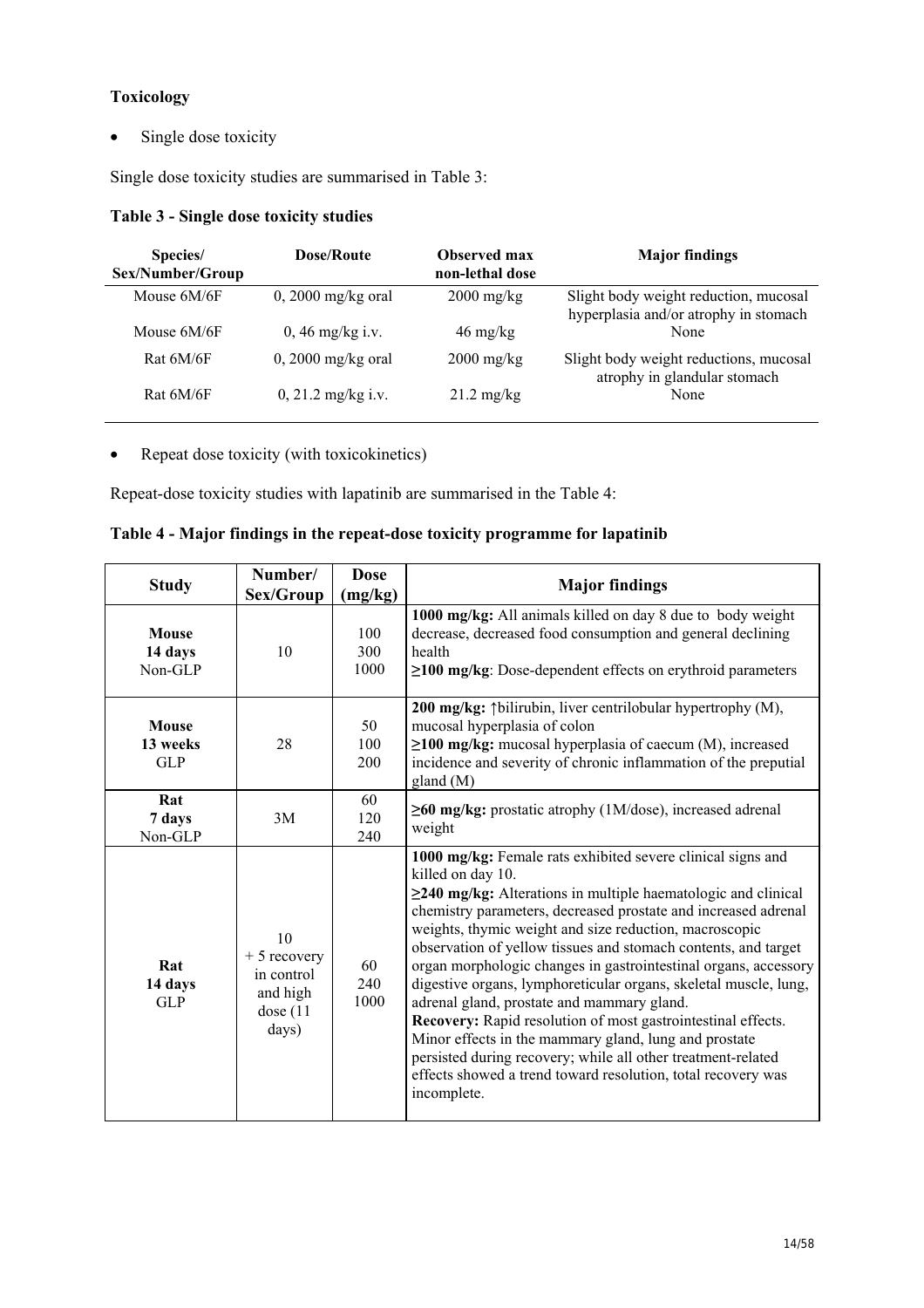**Toxicology**

- Single dose toxicity

Single dose toxicity studies are summarised in Table 3:

**Table 3 - Single dose toxicity studies**

| Species/ Sex/Number/Group | Dose/Route | Observed max non-lethal dose | Major findings |
|---|---|---|---|
| Mouse 6M/6F | 0, 2000 mg/kg oral | 2000 mg/kg | Slight body weight reduction, mucosal hyperplasia and/or atrophy in stomach |
| Mouse 6M/6F | 0, 46 mg/kg i.v. | 46 mg/kg | None |
| Rat 6M/6F | 0, 2000 mg/kg oral | 2000 mg/kg | Slight body weight reductions, mucosal atrophy in glandular stomach |
| Rat 6M/6F | 0, 21.2 mg/kg i.v. | 21.2 mg/kg | None |

- Repeat dose toxicity (with toxicokinetics)

Repeat-dose toxicity studies with lapatinib are summarised in the Table 4:

**Table 4 - Major findings in the repeat-dose toxicity programme for lapatinib**

| Study | Number/ Sex/Group | Dose (mg/kg) | Major findings |
|---|---|---|---|
| **Mouse 14 days** Non-GLP | 10 | 100<br>300<br>1000 | **1000 mg/kg:** All animals killed on day 8 due to body weight decrease, decreased food consumption and general declining health<br>**≥100 mg/kg**: Dose-dependent effects on erythroid parameters |
| **Mouse 13 weeks** GLP | 28 | 50<br>100<br>200 | **200 mg/kg:** ↑bilirubin, liver centrilobular hypertrophy (M), mucosal hyperplasia of colon<br>**≥100 mg/kg:** mucosal hyperplasia of caecum (M), increased incidence and severity of chronic inflammation of the preputial gland (M) |
| **Rat 7 days** Non-GLP | 3M | 60<br>120<br>240 | **≥60 mg/kg:** prostatic atrophy (1M/dose), increased adrenal weight |
| **Rat 14 days** GLP | 10 + 5 recovery in control and high dose (11 days) | 60<br>240<br>1000 | **1000 mg/kg:** Female rats exhibited severe clinical signs and killed on day 10.<br>**≥240 mg/kg:** Alterations in multiple haematologic and clinical chemistry parameters, decreased prostate and increased adrenal weights, thymic weight and size reduction, macroscopic observation of yellow tissues and stomach contents, and target organ morphologic changes in gastrointestinal organs, accessory digestive organs, lymphoreticular organs, skeletal muscle, lung, adrenal gland, prostate and mammary gland.<br>**Recovery:** Rapid resolution of most gastrointestinal effects. Minor effects in the mammary gland, lung and prostate persisted during recovery; while all other treatment-related effects showed a trend toward resolution, total recovery was incomplete. |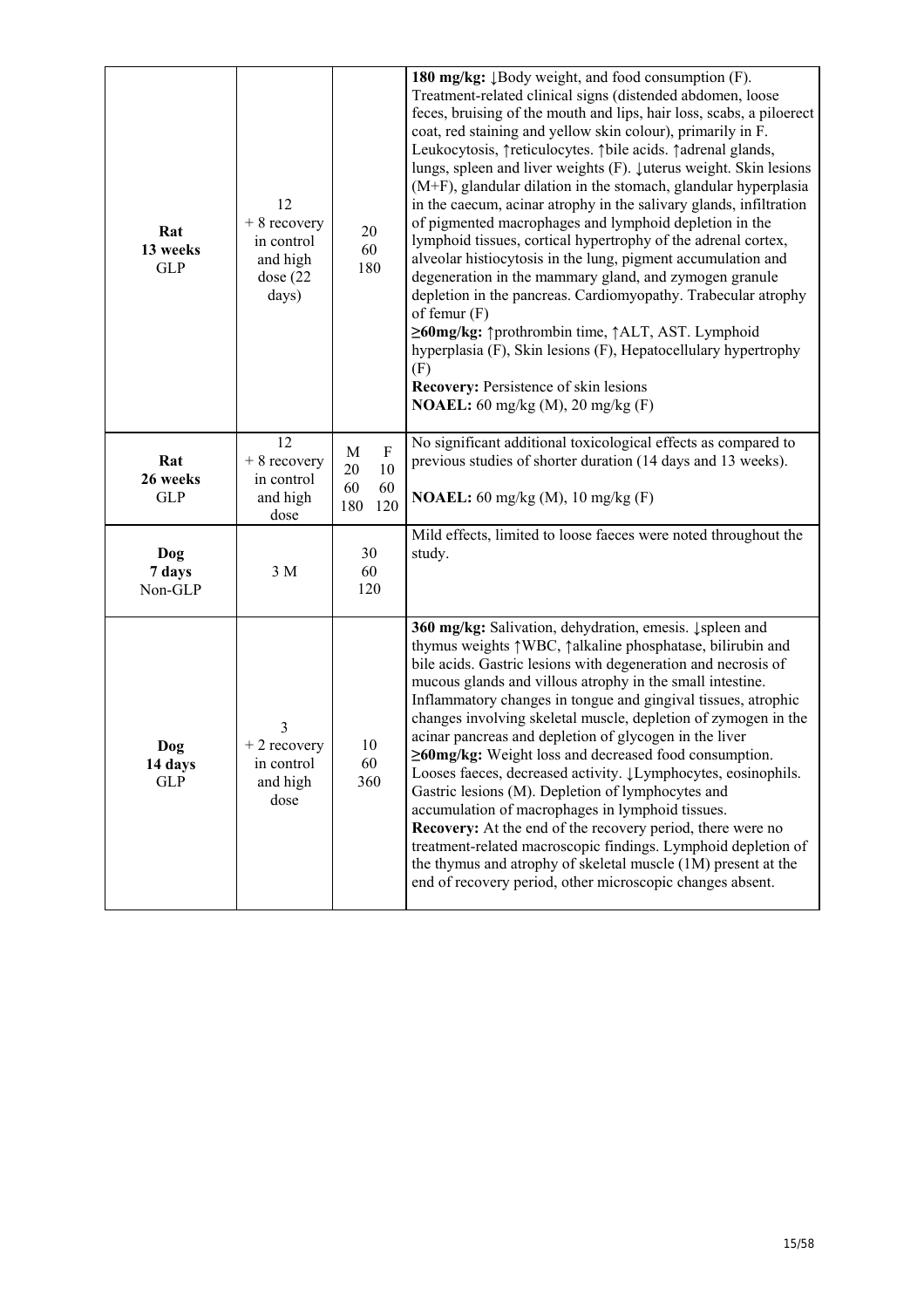| | | | |
|---|---|---|---|
| **Rat 13 weeks GLP** | 12 + 8 recovery in control and high dose (22 days) | 20<br>60<br>180 | **180 mg/kg:** ↓Body weight, and food consumption (F). Treatment-related clinical signs (distended abdomen, loose feces, bruising of the mouth and lips, hair loss, scabs, a piloerect coat, red staining and yellow skin colour), primarily in F. Leukocytosis, ↑reticulocytes. ↑bile acids. ↑adrenal glands, lungs, spleen and liver weights (F). ↓uterus weight. Skin lesions (M+F), glandular dilation in the stomach, glandular hyperplasia in the caecum, acinar atrophy in the salivary glands, infiltration of pigmented macrophages and lymphoid depletion in the lymphoid tissues, cortical hypertrophy of the adrenal cortex, alveolar histiocytosis in the lung, pigment accumulation and degeneration in the mammary gland, and zymogen granule depletion in the pancreas. Cardiomyopathy. Trabecular atrophy of femur (F)<br>**≥60mg/kg:** ↑prothrombin time, ↑ALT, AST. Lymphoid hyperplasia (F), Skin lesions (F), Hepatocellular hypertrophy (F)<br>**Recovery:** Persistence of skin lesions<br>**NOAEL:** 60 mg/kg (M), 20 mg/kg (F) |
| **Rat 26 weeks GLP** | 12 + 8 recovery in control and high dose | M F<br>20 10<br>60 60<br>180 120 | No significant additional toxicological effects as compared to previous studies of shorter duration (14 days and 13 weeks).<br><br>**NOAEL:** 60 mg/kg (M), 10 mg/kg (F) |
| **Dog 7 days Non-GLP** | 3 M | 30<br>60<br>120 | Mild effects, limited to loose faeces were noted throughout the study. |
| **Dog 14 days GLP** | 3 + 2 recovery in control and high dose | 10<br>60<br>360 | **360 mg/kg:** Salivation, dehydration, emesis. ↓spleen and thymus weights ↑WBC, ↑alkaline phosphatase, bilirubin and bile acids. Gastric lesions with degeneration and necrosis of mucous glands and villous atrophy in the small intestine. Inflammatory changes in tongue and gingival tissues, atrophic changes involving skeletal muscle, depletion of zymogen in the acinar pancreas and depletion of glycogen in the liver<br>**≥60mg/kg:** Weight loss and decreased food consumption. Looses faeces, decreased activity. ↓Lymphocytes, eosinophils. Gastric lesions (M). Depletion of lymphocytes and accumulation of macrophages in lymphoid tissues.<br>**Recovery:** At the end of the recovery period, there were no treatment-related macroscopic findings. Lymphoid depletion of the thymus and atrophy of skeletal muscle (1M) present at the end of recovery period, other microscopic changes absent. |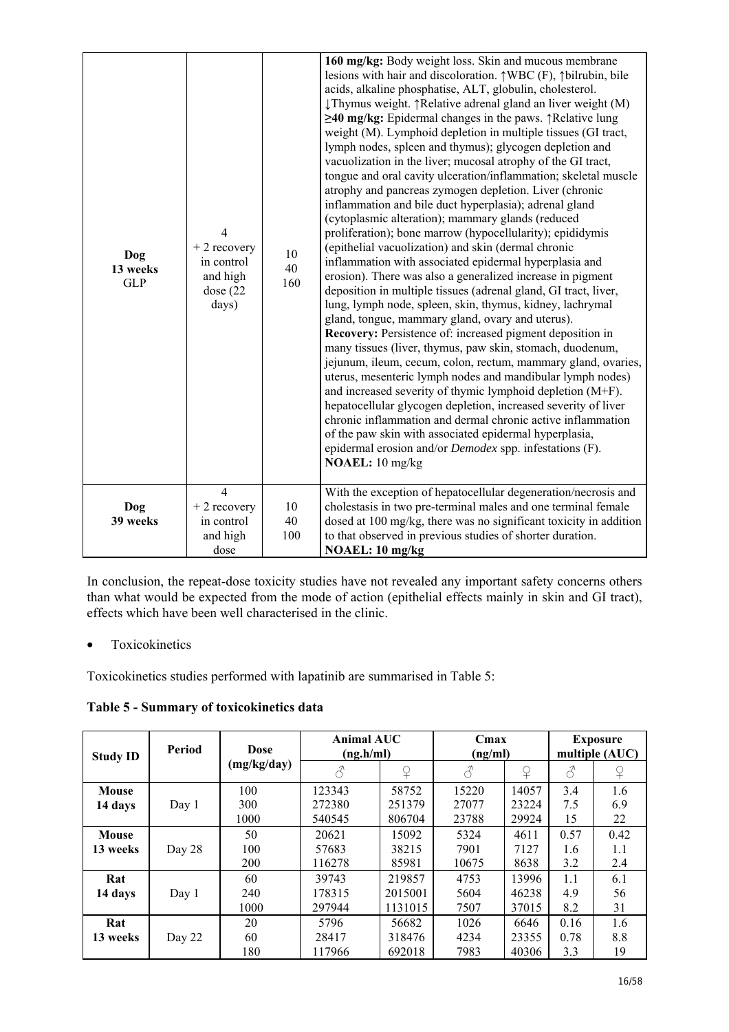| | | | |
|---|---|---|---|
| **Dog 13 weeks GLP** | 4 + 2 recovery in control and high dose (22 days) | 10 40 160 | **160 mg/kg:** Body weight loss. Skin and mucous membrane lesions with hair and discoloration. ↑WBC (F), ↑bilrubin, bile acids, alkaline phosphatise, ALT, globulin, cholesterol. ↓Thymus weight. ↑Relative adrenal gland an liver weight (M) **≥40 mg/kg:** Epidermal changes in the paws. ↑Relative lung weight (M). Lymphoid depletion in multiple tissues (GI tract, lymph nodes, spleen and thymus); glycogen depletion and vacuolization in the liver; mucosal atrophy of the GI tract, tongue and oral cavity ulceration/inflammation; skeletal muscle atrophy and pancreas zymogen depletion. Liver (chronic inflammation and bile duct hyperplasia); adrenal gland (cytoplasmic alteration); mammary glands (reduced proliferation); bone marrow (hypocellularity); epididymis (epithelial vacuolization) and skin (dermal chronic inflammation with associated epidermal hyperplasia and erosion). There was also a generalized increase in pigment deposition in multiple tissues (adrenal gland, GI tract, liver, lung, lymph node, spleen, skin, thymus, kidney, lachrymal gland, tongue, mammary gland, ovary and uterus). **Recovery:** Persistence of: increased pigment deposition in many tissues (liver, thymus, paw skin, stomach, duodenum, jejunum, ileum, cecum, colon, rectum, mammary gland, ovaries, uterus, mesenteric lymph nodes and mandibular lymph nodes) and increased severity of thymic lymphoid depletion (M+F). hepatocellular glycogen depletion, increased severity of liver chronic inflammation and dermal chronic active inflammation of the paw skin with associated epidermal hyperplasia, epidermal erosion and/or *Demodex* spp. infestations (F). **NOAEL:** 10 mg/kg |
| **Dog 39 weeks** | 4 + 2 recovery in control and high dose | 10 40 100 | With the exception of hepatocellular degeneration/necrosis and cholestasis in two pre-terminal males and one terminal female dosed at 100 mg/kg, there was no significant toxicity in addition to that observed in previous studies of shorter duration. **NOAEL: 10 mg/kg** |

In conclusion, the repeat-dose toxicity studies have not revealed any important safety concerns others than what would be expected from the mode of action (epithelial effects mainly in skin and GI tract), effects which have been well characterised in the clinic.

- Toxicokinetics

Toxicokinetics studies performed with lapatinib are summarised in Table 5:

**Table 5 - Summary of toxicokinetics data**

| Study ID | Period | Dose (mg/kg/day) | Animal AUC (ng.h/ml) | | Cmax (ng/ml) | | Exposure multiple (AUC) | |
|---|---|---|---|---|---|---|---|---|
| | | | ♂ | ♀ | ♂ | ♀ | ♂ | ♀ |
| **Mouse 14 days** | Day 1 | 100<br>300<br>1000 | 123343<br>272380<br>540545 | 58752<br>251379<br>806704 | 15220<br>27077<br>23788 | 14057<br>23224<br>29924 | 3.4<br>7.5<br>15 | 1.6<br>6.9<br>22 |
| **Mouse 13 weeks** | Day 28 | 50<br>100<br>200 | 20621<br>57683<br>116278 | 15092<br>38215<br>85981 | 5324<br>7901<br>10675 | 4611<br>7127<br>8638 | 0.57<br>1.6<br>3.2 | 0.42<br>1.1<br>2.4 |
| **Rat 14 days** | Day 1 | 60<br>240<br>1000 | 39743<br>178315<br>297944 | 219857<br>2015001<br>1131015 | 4753<br>5604<br>7507 | 13996<br>46238<br>37015 | 1.1<br>4.9<br>8.2 | 6.1<br>56<br>31 |
| **Rat 13 weeks** | Day 22 | 20<br>60<br>180 | 5796<br>28417<br>117966 | 56682<br>318476<br>692018 | 1026<br>4234<br>7983 | 6646<br>23355<br>40306 | 0.16<br>0.78<br>3.3 | 1.6<br>8.8<br>19 |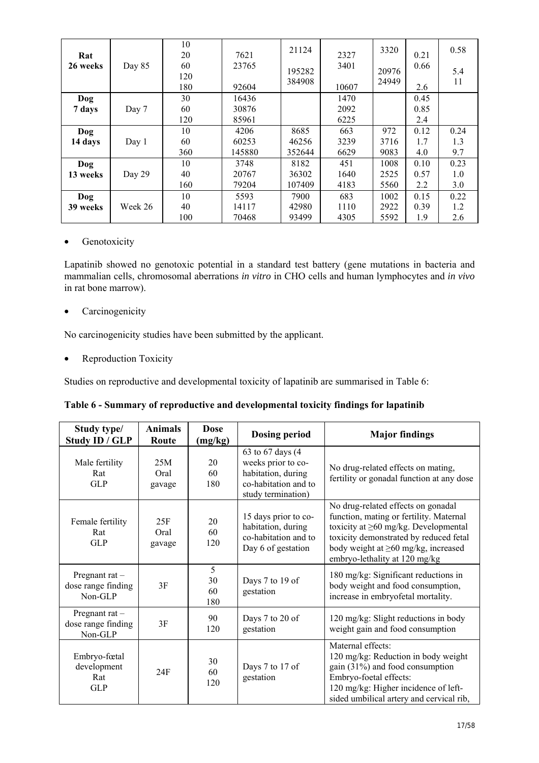| | | | | | | | | |
|---|---|---|---|---|---|---|---|---|
| **Rat 26 weeks** | Day 85 | 10 | | 21124 | | 3320 | | 0.58 |
| | | 20 | 7621 | | 2327 | | 0.21 | |
| | | 60 | 23765 | 195282 | 3401 | 20976 | 0.66 | 5.4 |
| | | 120 | | 384908 | | 24949 | | 11 |
| | | 180 | 92604 | | 10607 | | 2.6 | |
| **Dog 7 days** | Day 7 | 30 | 16436 | | 1470 | | 0.45 | |
| | | 60 | 30876 | | 2092 | | 0.85 | |
| | | 120 | 85961 | | 6225 | | 2.4 | |
| **Dog 14 days** | Day 1 | 10 | 4206 | 8685 | 663 | 972 | 0.12 | 0.24 |
| | | 60 | 60253 | 46256 | 3239 | 3716 | 1.7 | 1.3 |
| | | 360 | 145880 | 352644 | 6629 | 9083 | 4.0 | 9.7 |
| **Dog 13 weeks** | Day 29 | 10 | 3748 | 8182 | 451 | 1008 | 0.10 | 0.23 |
| | | 40 | 20767 | 36302 | 1640 | 2525 | 0.57 | 1.0 |
| | | 160 | 79204 | 107409 | 4183 | 5560 | 2.2 | 3.0 |
| **Dog 39 weeks** | Week 26 | 10 | 5593 | 7900 | 683 | 1002 | 0.15 | 0.22 |
| | | 40 | 14117 | 42980 | 1110 | 2922 | 0.39 | 1.2 |
| | | 100 | 70468 | 93499 | 4305 | 5592 | 1.9 | 2.6 |

- Genotoxicity

Lapatinib showed no genotoxic potential in a standard test battery (gene mutations in bacteria and mammalian cells, chromosomal aberrations *in vitro* in CHO cells and human lymphocytes and *in vivo* in rat bone marrow).

- Carcinogenicity

No carcinogenicity studies have been submitted by the applicant.

- Reproduction Toxicity

Studies on reproductive and developmental toxicity of lapatinib are summarised in Table 6:

**Table 6 - Summary of reproductive and developmental toxicity findings for lapatinib**

| Study type/ Study ID / GLP | Animals Route | Dose (mg/kg) | Dosing period | Major findings |
|---|---|---|---|---|
| Male fertility Rat GLP | 25M Oral gavage | 20 60 180 | 63 to 67 days (4 weeks prior to co-habitation, during co-habitation and to study termination) | No drug-related effects on mating, fertility or gonadal function at any dose |
| Female fertility Rat GLP | 25F Oral gavage | 20 60 120 | 15 days prior to co-habitation, during co-habitation and to Day 6 of gestation | No drug-related effects on gonadal function, mating or fertility. Maternal toxicity at ≥60 mg/kg. Developmental toxicity demonstrated by reduced fetal body weight at ≥60 mg/kg, increased embryo-lethality at 120 mg/kg |
| Pregnant rat – dose range finding Non-GLP | 3F | 5 30 60 180 | Days 7 to 19 of gestation | 180 mg/kg: Significant reductions in body weight and food consumption, increase in embryofetal mortality. |
| Pregnant rat – dose range finding Non-GLP | 3F | 90 120 | Days 7 to 20 of gestation | 120 mg/kg: Slight reductions in body weight gain and food consumption |
| Embryo-fœtal development Rat GLP | 24F | 30 60 120 | Days 7 to 17 of gestation | Maternal effects: 120 mg/kg: Reduction in body weight gain (31%) and food consumption Embryo-foetal effects: 120 mg/kg: Higher incidence of left-sided umbilical artery and cervical rib, |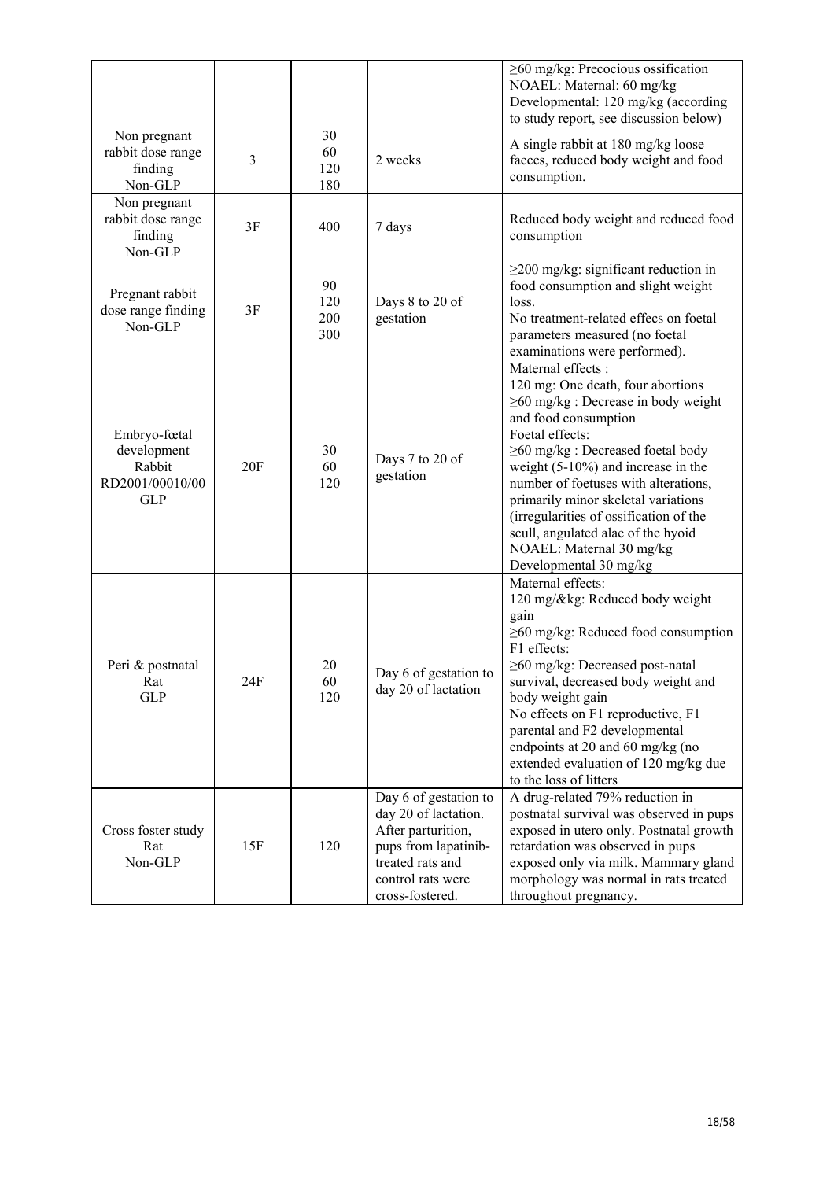| | | | | |
|---|---|---|---|---|
| | | | | ≥60 mg/kg: Precocious ossification<br>NOAEL: Maternal: 60 mg/kg<br>Developmental: 120 mg/kg (according to study report, see discussion below) |
| Non pregnant rabbit dose range finding<br>Non-GLP | 3 | 30<br>60<br>120<br>180 | 2 weeks | A single rabbit at 180 mg/kg loose faeces, reduced body weight and food consumption. |
| Non pregnant rabbit dose range finding<br>Non-GLP | 3F | 400 | 7 days | Reduced body weight and reduced food consumption |
| Pregnant rabbit dose range finding<br>Non-GLP | 3F | 90<br>120<br>200<br>300 | Days 8 to 20 of gestation | ≥200 mg/kg: significant reduction in food consumption and slight weight loss.<br>No treatment-related effecs on foetal parameters measured (no foetal examinations were performed). |
| Embryo-fœtal development<br>Rabbit<br>RD2001/00010/00<br>GLP | 20F | 30<br>60<br>120 | Days 7 to 20 of gestation | Maternal effects :<br>120 mg: One death, four abortions<br>≥60 mg/kg : Decrease in body weight and food consumption<br>Foetal effects:<br>≥60 mg/kg : Decreased foetal body weight (5-10%) and increase in the number of foetuses with alterations, primarily minor skeletal variations (irregularities of ossification of the scull, angulated alae of the hyoid<br>NOAEL: Maternal 30 mg/kg<br>Developmental 30 mg/kg |
| Peri & postnatal<br>Rat<br>GLP | 24F | 20<br>60<br>120 | Day 6 of gestation to day 20 of lactation | Maternal effects:<br>120 mg/&kg: Reduced body weight gain<br>≥60 mg/kg: Reduced food consumption<br>F1 effects:<br>≥60 mg/kg: Decreased post-natal survival, decreased body weight and body weight gain<br>No effects on F1 reproductive, F1 parental and F2 developmental endpoints at 20 and 60 mg/kg (no extended evaluation of 120 mg/kg due to the loss of litters |
| Cross foster study<br>Rat<br>Non-GLP | 15F | 120 | Day 6 of gestation to day 20 of lactation. After parturition, pups from lapatinib-treated rats and control rats were cross-fostered. | A drug-related 79% reduction in postnatal survival was observed in pups exposed in utero only. Postnatal growth retardation was observed in pups exposed only via milk. Mammary gland morphology was normal in rats treated throughout pregnancy. |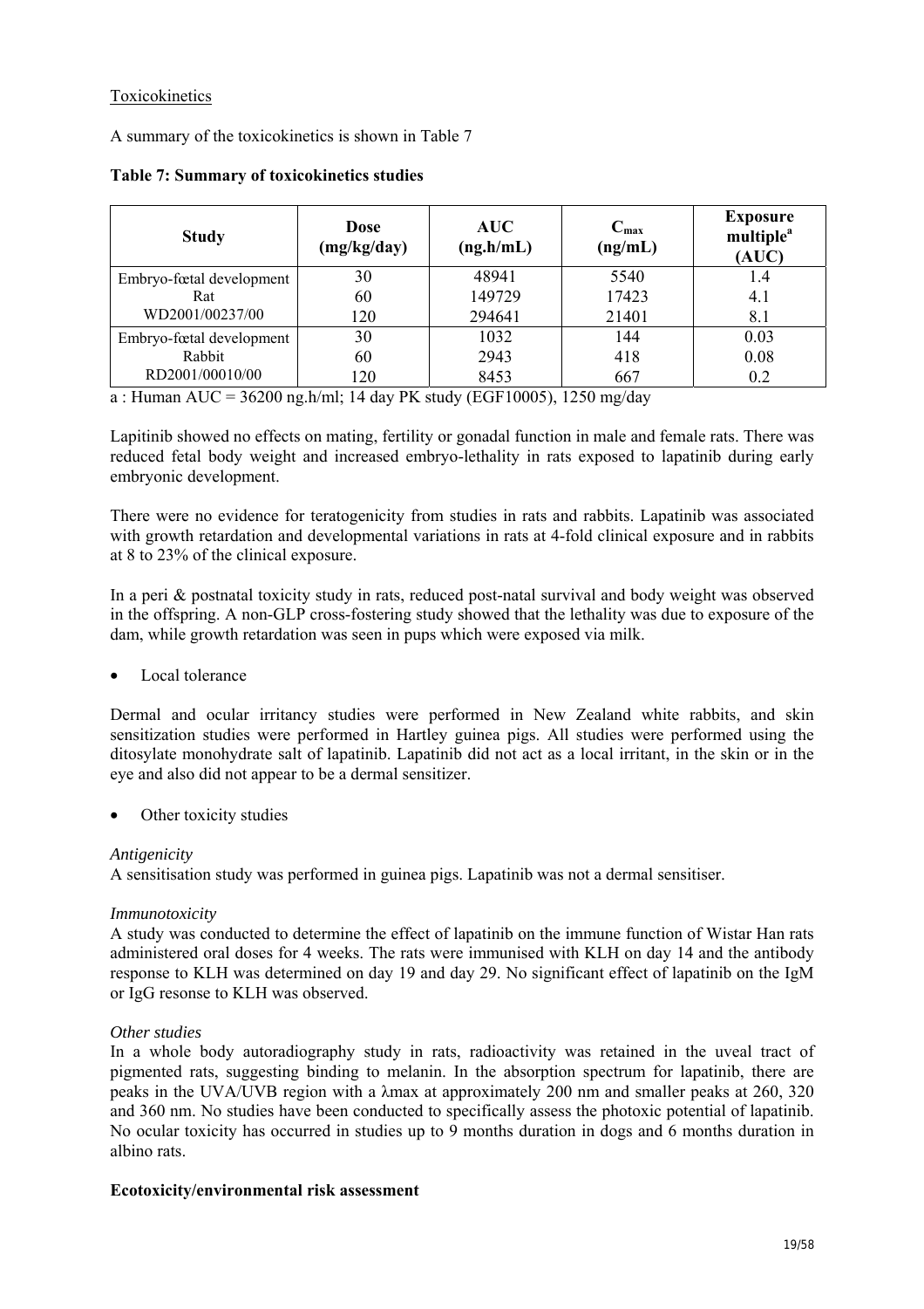Toxicokinetics

A summary of the toxicokinetics is shown in Table 7

**Table 7: Summary of toxicokinetics studies**

| Study | Dose (mg/kg/day) | AUC (ng.h/mL) | $C_{max}$ (ng/mL) | Exposure multiple[a] (AUC) |
|---|---|---|---|---|
| Embryo-fœtal development Rat WD2001/00237/00 | 30 | 48941 | 5540 | 1.4 |
| | 60 | 149729 | 17423 | 4.1 |
| | 120 | 294641 | 21401 | 8.1 |
| Embryo-fœtal development Rabbit RD2001/00010/00 | 30 | 1032 | 144 | 0.03 |
| | 60 | 2943 | 418 | 0.08 |
| | 120 | 8453 | 667 | 0.2 |

a : Human AUC = 36200 ng.h/ml; 14 day PK study (EGF10005), 1250 mg/day

Lapitinib showed no effects on mating, fertility or gonadal function in male and female rats. There was reduced fetal body weight and increased embryo-lethality in rats exposed to lapatinib during early embryonic development.

There were no evidence for teratogenicity from studies in rats and rabbits. Lapatinib was associated with growth retardation and developmental variations in rats at 4-fold clinical exposure and in rabbits at 8 to 23% of the clinical exposure.

In a peri & postnatal toxicity study in rats, reduced post-natal survival and body weight was observed in the offspring. A non-GLP cross-fostering study showed that the lethality was due to exposure of the dam, while growth retardation was seen in pups which were exposed via milk.

- Local tolerance

Dermal and ocular irritancy studies were performed in New Zealand white rabbits, and skin sensitization studies were performed in Hartley guinea pigs. All studies were performed using the ditosylate monohydrate salt of lapatinib. Lapatinib did not act as a local irritant, in the skin or in the eye and also did not appear to be a dermal sensitizer.

- Other toxicity studies

*Antigenicity*

A sensitisation study was performed in guinea pigs. Lapatinib was not a dermal sensitiser.

*Immunotoxicity*

A study was conducted to determine the effect of lapatinib on the immune function of Wistar Han rats administered oral doses for 4 weeks. The rats were immunised with KLH on day 14 and the antibody response to KLH was determined on day 19 and day 29. No significant effect of lapatinib on the IgM or IgG resonse to KLH was observed.

*Other studies*

In a whole body autoradiography study in rats, radioactivity was retained in the uveal tract of pigmented rats, suggesting binding to melanin. In the absorption spectrum for lapatinib, there are peaks in the UVA/UVB region with a $\lambda$max at approximately 200 nm and smaller peaks at 260, 320 and 360 nm. No studies have been conducted to specifically assess the photoxic potential of lapatinib. No ocular toxicity has occurred in studies up to 9 months duration in dogs and 6 months duration in albino rats.

**Ecotoxicity/environmental risk assessment**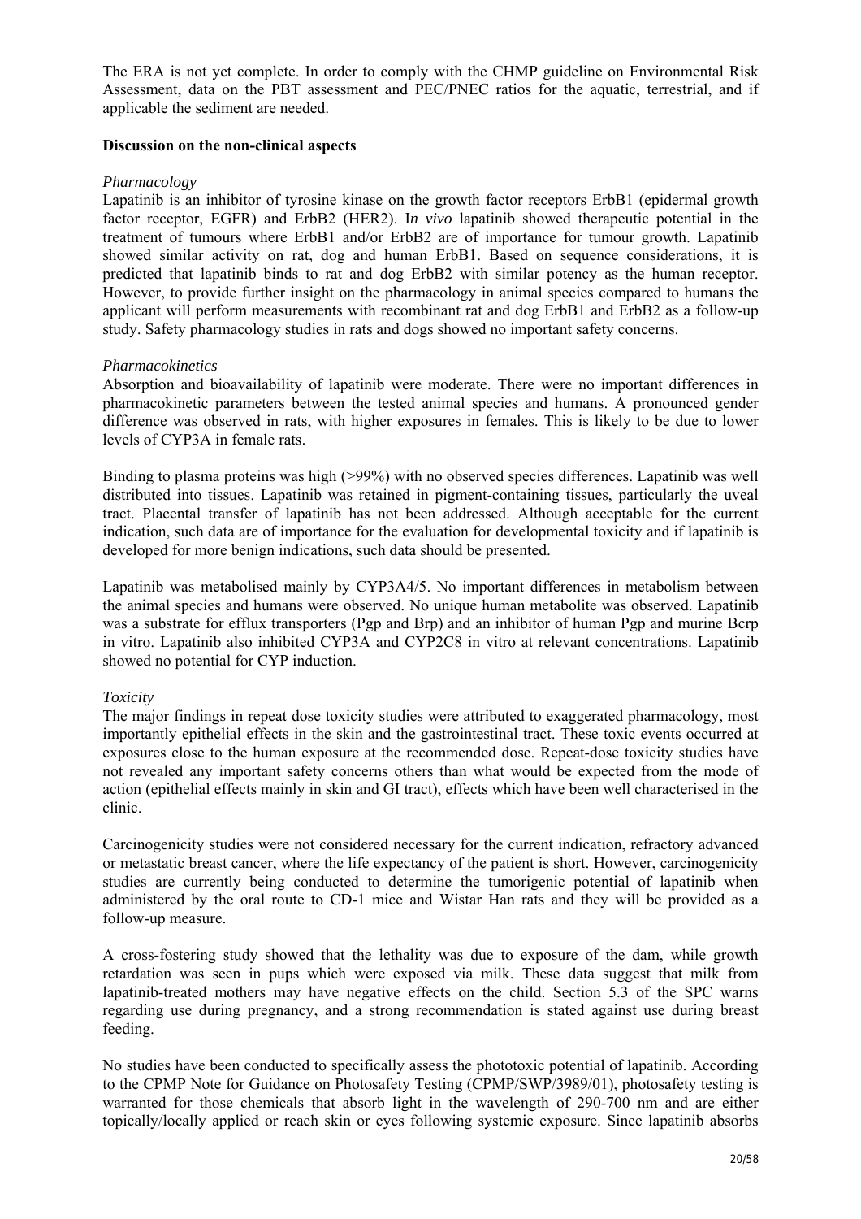The ERA is not yet complete. In order to comply with the CHMP guideline on Environmental Risk Assessment, data on the PBT assessment and PEC/PNEC ratios for the aquatic, terrestrial, and if applicable the sediment are needed.

**Discussion on the non-clinical aspects**

*Pharmacology*

Lapatinib is an inhibitor of tyrosine kinase on the growth factor receptors ErbB1 (epidermal growth factor receptor, EGFR) and ErbB2 (HER2). I*n vivo* lapatinib showed therapeutic potential in the treatment of tumours where ErbB1 and/or ErbB2 are of importance for tumour growth. Lapatinib showed similar activity on rat, dog and human ErbB1. Based on sequence considerations, it is predicted that lapatinib binds to rat and dog ErbB2 with similar potency as the human receptor. However, to provide further insight on the pharmacology in animal species compared to humans the applicant will perform measurements with recombinant rat and dog ErbB1 and ErbB2 as a follow-up study. Safety pharmacology studies in rats and dogs showed no important safety concerns.

*Pharmacokinetics*

Absorption and bioavailability of lapatinib were moderate. There were no important differences in pharmacokinetic parameters between the tested animal species and humans. A pronounced gender difference was observed in rats, with higher exposures in females. This is likely to be due to lower levels of CYP3A in female rats.

Binding to plasma proteins was high (>99%) with no observed species differences. Lapatinib was well distributed into tissues. Lapatinib was retained in pigment-containing tissues, particularly the uveal tract. Placental transfer of lapatinib has not been addressed. Although acceptable for the current indication, such data are of importance for the evaluation for developmental toxicity and if lapatinib is developed for more benign indications, such data should be presented.

Lapatinib was metabolised mainly by CYP3A4/5. No important differences in metabolism between the animal species and humans were observed. No unique human metabolite was observed. Lapatinib was a substrate for efflux transporters (Pgp and Brp) and an inhibitor of human Pgp and murine Bcrp in vitro. Lapatinib also inhibited CYP3A and CYP2C8 in vitro at relevant concentrations. Lapatinib showed no potential for CYP induction.

*Toxicity*

The major findings in repeat dose toxicity studies were attributed to exaggerated pharmacology, most importantly epithelial effects in the skin and the gastrointestinal tract. These toxic events occurred at exposures close to the human exposure at the recommended dose. Repeat-dose toxicity studies have not revealed any important safety concerns others than what would be expected from the mode of action (epithelial effects mainly in skin and GI tract), effects which have been well characterised in the clinic.

Carcinogenicity studies were not considered necessary for the current indication, refractory advanced or metastatic breast cancer, where the life expectancy of the patient is short. However, carcinogenicity studies are currently being conducted to determine the tumorigenic potential of lapatinib when administered by the oral route to CD-1 mice and Wistar Han rats and they will be provided as a follow-up measure.

A cross-fostering study showed that the lethality was due to exposure of the dam, while growth retardation was seen in pups which were exposed via milk. These data suggest that milk from lapatinib-treated mothers may have negative effects on the child. Section 5.3 of the SPC warns regarding use during pregnancy, and a strong recommendation is stated against use during breast feeding.

No studies have been conducted to specifically assess the phototoxic potential of lapatinib. According to the CPMP Note for Guidance on Photosafety Testing (CPMP/SWP/3989/01), photosafety testing is warranted for those chemicals that absorb light in the wavelength of 290-700 nm and are either topically/locally applied or reach skin or eyes following systemic exposure. Since lapatinib absorbs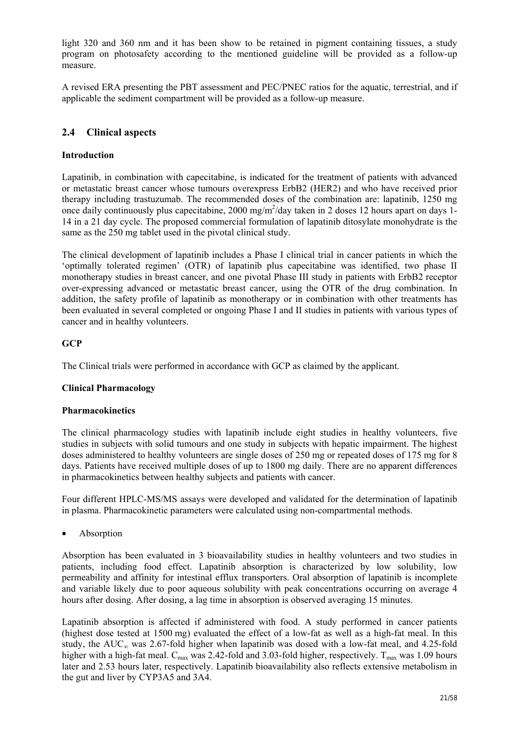light 320 and 360 nm and it has been show to be retained in pigment containing tissues, a study program on photosafety according to the mentioned guideline will be provided as a follow-up measure.

A revised ERA presenting the PBT assessment and PEC/PNEC ratios for the aquatic, terrestrial, and if applicable the sediment compartment will be provided as a follow-up measure.

## 2.4 Clinical aspects

### Introduction

Lapatinib, in combination with capecitabine, is indicated for the treatment of patients with advanced or metastatic breast cancer whose tumours overexpress ErbB2 (HER2) and who have received prior therapy including trastuzumab. The recommended doses of the combination are: lapatinib, 1250 mg once daily continuously plus capecitabine, 2000 mg/m$^2$/day taken in 2 doses 12 hours apart on days 1-14 in a 21 day cycle. The proposed commercial formulation of lapatinib ditosylate monohydrate is the same as the 250 mg tablet used in the pivotal clinical study.

The clinical development of lapatinib includes a Phase I clinical trial in cancer patients in which the 'optimally tolerated regimen' (OTR) of lapatinib plus capecitabine was identified, two phase II monotherapy studies in breast cancer, and one pivotal Phase III study in patients with ErbB2 receptor over-expressing advanced or metastatic breast cancer, using the OTR of the drug combination. In addition, the safety profile of lapatinib as monotherapy or in combination with other treatments has been evaluated in several completed or ongoing Phase I and II studies in patients with various types of cancer and in healthy volunteers.

### GCP

The Clinical trials were performed in accordance with GCP as claimed by the applicant.

### Clinical Pharmacology

### Pharmacokinetics

The clinical pharmacology studies with lapatinib include eight studies in healthy volunteers, five studies in subjects with solid tumours and one study in subjects with hepatic impairment. The highest doses administered to healthy volunteers are single doses of 250 mg or repeated doses of 175 mg for 8 days. Patients have received multiple doses of up to 1800 mg daily. There are no apparent differences in pharmacokinetics between healthy subjects and patients with cancer.

Four different HPLC-MS/MS assays were developed and validated for the determination of lapatinib in plasma. Pharmacokinetic parameters were calculated using non-compartmental methods.

- Absorption

Absorption has been evaluated in 3 bioavailability studies in healthy volunteers and two studies in patients, including food effect. Lapatinib absorption is characterized by low solubility, low permeability and affinity for intestinal efflux transporters. Oral absorption of lapatinib is incomplete and variable likely due to poor aqueous solubility with peak concentrations occurring on average 4 hours after dosing. After dosing, a lag time in absorption is observed averaging 15 minutes.

Lapatinib absorption is affected if administered with food. A study performed in cancer patients (highest dose tested at 1500 mg) evaluated the effect of a low-fat as well as a high-fat meal. In this study, the $AUC_{\infty}$ was 2.67-fold higher when lapatinib was dosed with a low-fat meal, and 4.25-fold higher with a high-fat meal. $C_{max}$ was 2.42-fold and 3.03-fold higher, respectively. $T_{max}$ was 1.09 hours later and 2.53 hours later, respectively. Lapatinib bioavailability also reflects extensive metabolism in the gut and liver by CYP3A5 and 3A4.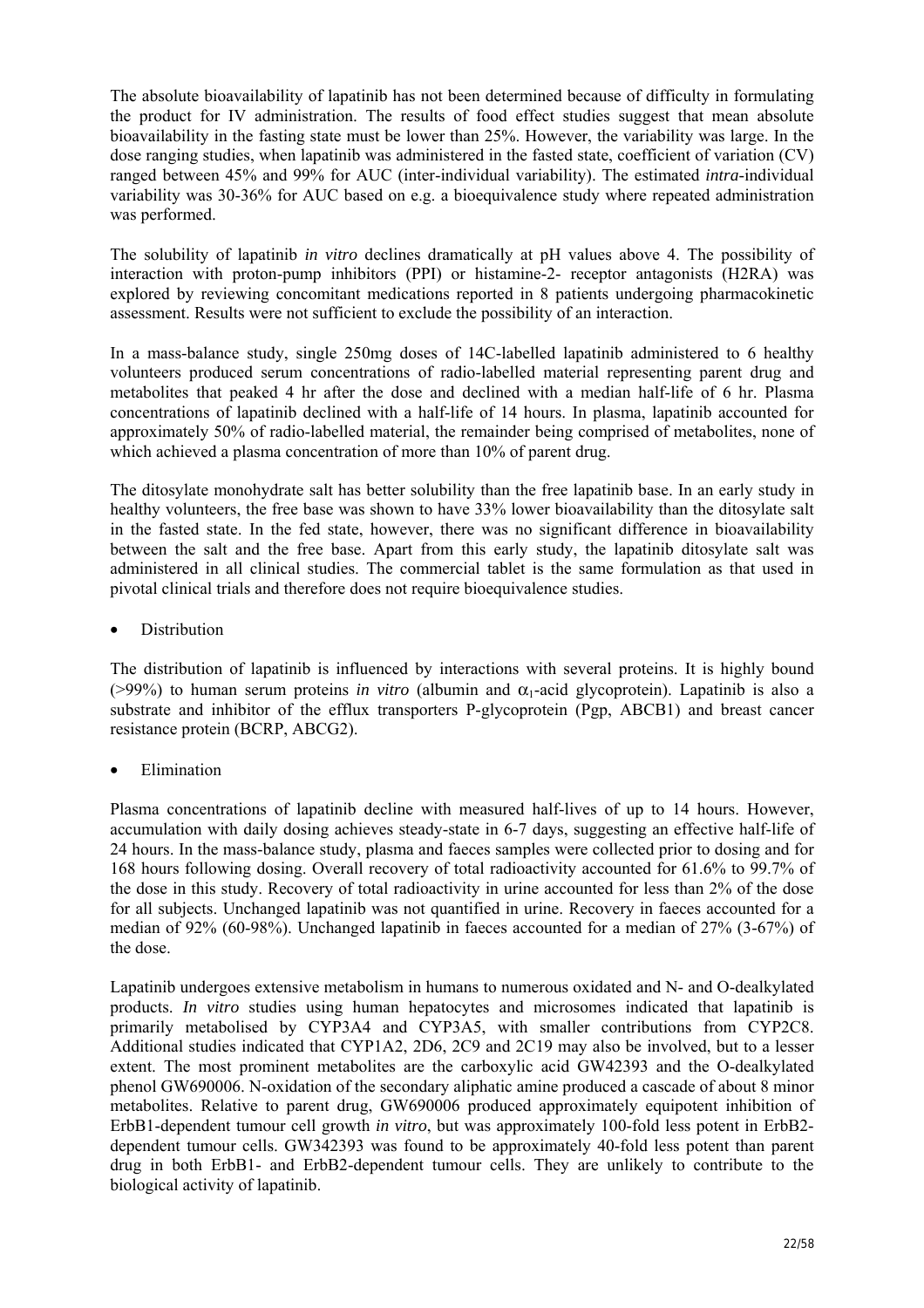The absolute bioavailability of lapatinib has not been determined because of difficulty in formulating the product for IV administration. The results of food effect studies suggest that mean absolute bioavailability in the fasting state must be lower than 25%. However, the variability was large. In the dose ranging studies, when lapatinib was administered in the fasted state, coefficient of variation (CV) ranged between 45% and 99% for AUC (inter-individual variability). The estimated *intra*-individual variability was 30-36% for AUC based on e.g. a bioequivalence study where repeated administration was performed.

The solubility of lapatinib *in vitro* declines dramatically at pH values above 4. The possibility of interaction with proton-pump inhibitors (PPI) or histamine-2- receptor antagonists (H2RA) was explored by reviewing concomitant medications reported in 8 patients undergoing pharmacokinetic assessment. Results were not sufficient to exclude the possibility of an interaction.

In a mass-balance study, single 250mg doses of 14C-labelled lapatinib administered to 6 healthy volunteers produced serum concentrations of radio-labelled material representing parent drug and metabolites that peaked 4 hr after the dose and declined with a median half-life of 6 hr. Plasma concentrations of lapatinib declined with a half-life of 14 hours. In plasma, lapatinib accounted for approximately 50% of radio-labelled material, the remainder being comprised of metabolites, none of which achieved a plasma concentration of more than 10% of parent drug.

The ditosylate monohydrate salt has better solubility than the free lapatinib base. In an early study in healthy volunteers, the free base was shown to have 33% lower bioavailability than the ditosylate salt in the fasted state. In the fed state, however, there was no significant difference in bioavailability between the salt and the free base. Apart from this early study, the lapatinib ditosylate salt was administered in all clinical studies. The commercial tablet is the same formulation as that used in pivotal clinical trials and therefore does not require bioequivalence studies.

- Distribution

The distribution of lapatinib is influenced by interactions with several proteins. It is highly bound (>99%) to human serum proteins *in vitro* (albumin and $\alpha_1$-acid glycoprotein). Lapatinib is also a substrate and inhibitor of the efflux transporters P-glycoprotein (Pgp, ABCB1) and breast cancer resistance protein (BCRP, ABCG2).

- Elimination

Plasma concentrations of lapatinib decline with measured half-lives of up to 14 hours. However, accumulation with daily dosing achieves steady-state in 6-7 days, suggesting an effective half-life of 24 hours. In the mass-balance study, plasma and faeces samples were collected prior to dosing and for 168 hours following dosing. Overall recovery of total radioactivity accounted for 61.6% to 99.7% of the dose in this study. Recovery of total radioactivity in urine accounted for less than 2% of the dose for all subjects. Unchanged lapatinib was not quantified in urine. Recovery in faeces accounted for a median of 92% (60-98%). Unchanged lapatinib in faeces accounted for a median of 27% (3-67%) of the dose.

Lapatinib undergoes extensive metabolism in humans to numerous oxidated and N- and O-dealkylated products. *In vitro* studies using human hepatocytes and microsomes indicated that lapatinib is primarily metabolised by CYP3A4 and CYP3A5, with smaller contributions from CYP2C8. Additional studies indicated that CYP1A2, 2D6, 2C9 and 2C19 may also be involved, but to a lesser extent. The most prominent metabolites are the carboxylic acid GW42393 and the O-dealkylated phenol GW690006. N-oxidation of the secondary aliphatic amine produced a cascade of about 8 minor metabolites. Relative to parent drug, GW690006 produced approximately equipotent inhibition of ErbB1-dependent tumour cell growth *in vitro*, but was approximately 100-fold less potent in ErbB2-dependent tumour cells. GW342393 was found to be approximately 40-fold less potent than parent drug in both ErbB1- and ErbB2-dependent tumour cells. They are unlikely to contribute to the biological activity of lapatinib.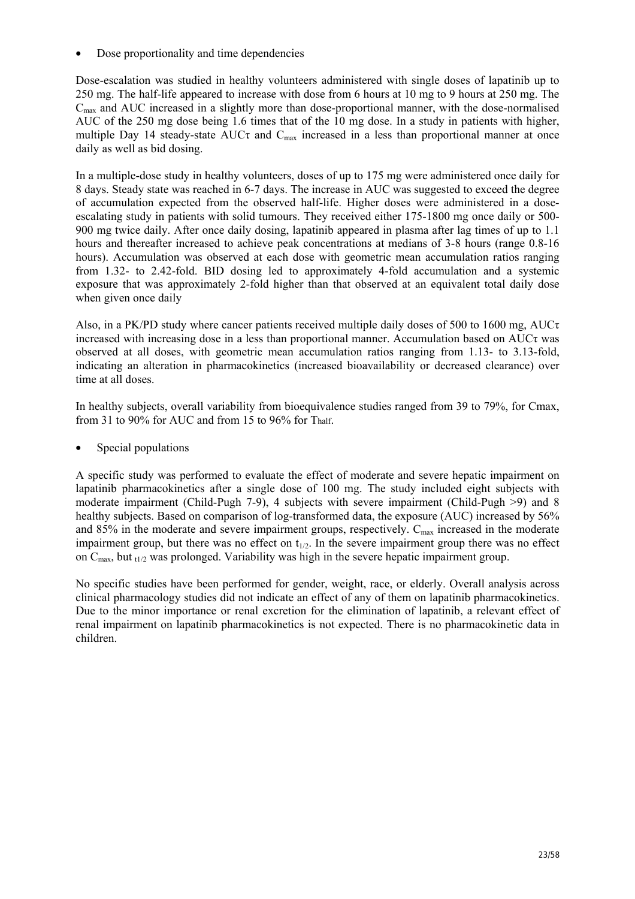- Dose proportionality and time dependencies

Dose-escalation was studied in healthy volunteers administered with single doses of lapatinib up to 250 mg. The half-life appeared to increase with dose from 6 hours at 10 mg to 9 hours at 250 mg. The $C_{max}$ and AUC increased in a slightly more than dose-proportional manner, with the dose-normalised AUC of the 250 mg dose being 1.6 times that of the 10 mg dose. In a study in patients with higher, multiple Day 14 steady-state $AUC\tau$ and $C_{max}$ increased in a less than proportional manner at once daily as well as bid dosing.

In a multiple-dose study in healthy volunteers, doses of up to 175 mg were administered once daily for 8 days. Steady state was reached in 6-7 days. The increase in AUC was suggested to exceed the degree of accumulation expected from the observed half-life. Higher doses were administered in a dose-escalating study in patients with solid tumours. They received either 175-1800 mg once daily or 500-900 mg twice daily. After once daily dosing, lapatinib appeared in plasma after lag times of up to 1.1 hours and thereafter increased to achieve peak concentrations at medians of 3-8 hours (range 0.8-16 hours). Accumulation was observed at each dose with geometric mean accumulation ratios ranging from 1.32- to 2.42-fold. BID dosing led to approximately 4-fold accumulation and a systemic exposure that was approximately 2-fold higher than that observed at an equivalent total daily dose when given once daily

Also, in a PK/PD study where cancer patients received multiple daily doses of 500 to 1600 mg, $AUC\tau$ increased with increasing dose in a less than proportional manner. Accumulation based on $AUC\tau$ was observed at all doses, with geometric mean accumulation ratios ranging from 1.13- to 3.13-fold, indicating an alteration in pharmacokinetics (increased bioavailability or decreased clearance) over time at all doses.

In healthy subjects, overall variability from bioequivalence studies ranged from 39 to 79%, for Cmax, from 31 to 90% for AUC and from 15 to 96% for $T_{half}$.

- Special populations

A specific study was performed to evaluate the effect of moderate and severe hepatic impairment on lapatinib pharmacokinetics after a single dose of 100 mg. The study included eight subjects with moderate impairment (Child-Pugh 7-9), 4 subjects with severe impairment (Child-Pugh >9) and 8 healthy subjects. Based on comparison of log-transformed data, the exposure (AUC) increased by 56% and 85% in the moderate and severe impairment groups, respectively. $C_{max}$ increased in the moderate impairment group, but there was no effect on $t_{1/2}$. In the severe impairment group there was no effect on $C_{max}$, but $_{t1/2}$ was prolonged. Variability was high in the severe hepatic impairment group.

No specific studies have been performed for gender, weight, race, or elderly. Overall analysis across clinical pharmacology studies did not indicate an effect of any of them on lapatinib pharmacokinetics. Due to the minor importance or renal excretion for the elimination of lapatinib, a relevant effect of renal impairment on lapatinib pharmacokinetics is not expected. There is no pharmacokinetic data in children.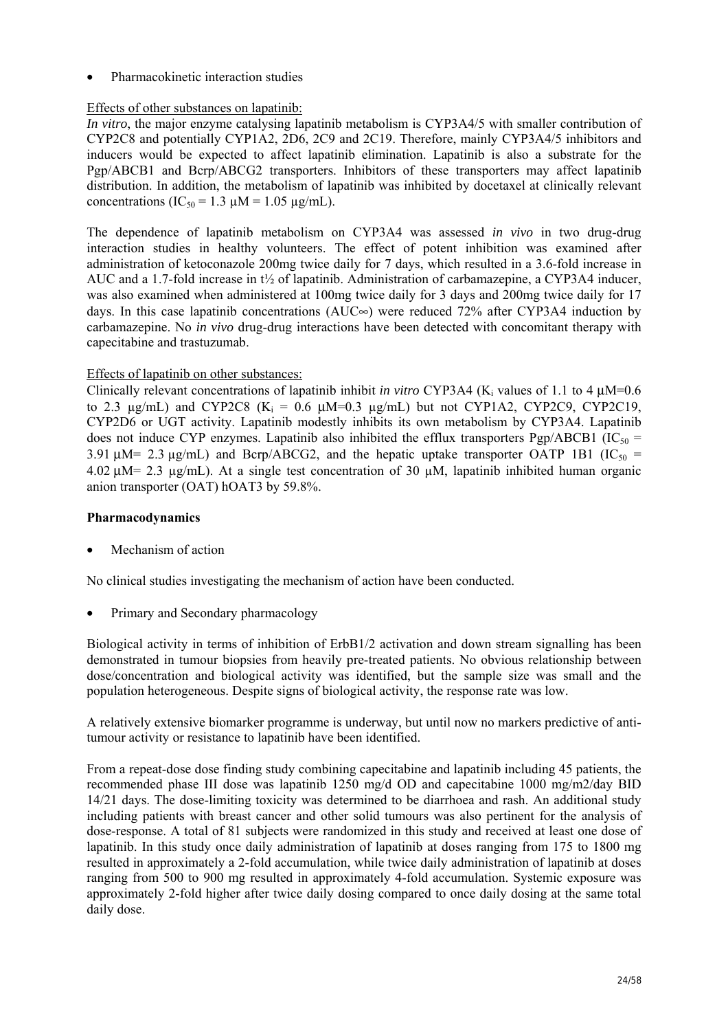- Pharmacokinetic interaction studies

Effects of other substances on lapatinib:

*In vitro*, the major enzyme catalysing lapatinib metabolism is CYP3A4/5 with smaller contribution of CYP2C8 and potentially CYP1A2, 2D6, 2C9 and 2C19. Therefore, mainly CYP3A4/5 inhibitors and inducers would be expected to affect lapatinib elimination. Lapatinib is also a substrate for the Pgp/ABCB1 and Bcrp/ABCG2 transporters. Inhibitors of these transporters may affect lapatinib distribution. In addition, the metabolism of lapatinib was inhibited by docetaxel at clinically relevant concentrations ($IC_{50}$ = 1.3 µM = 1.05 µg/mL).

The dependence of lapatinib metabolism on CYP3A4 was assessed *in vivo* in two drug-drug interaction studies in healthy volunteers. The effect of potent inhibition was examined after administration of ketoconazole 200mg twice daily for 7 days, which resulted in a 3.6-fold increase in AUC and a 1.7-fold increase in t½ of lapatinib. Administration of carbamazepine, a CYP3A4 inducer, was also examined when administered at 100mg twice daily for 3 days and 200mg twice daily for 17 days. In this case lapatinib concentrations ($AUC_\infty$) were reduced 72% after CYP3A4 induction by carbamazepine. No *in vivo* drug-drug interactions have been detected with concomitant therapy with capecitabine and trastuzumab.

Effects of lapatinib on other substances:

Clinically relevant concentrations of lapatinib inhibit *in vitro* CYP3A4 ($K_i$ values of 1.1 to 4 µM=0.6 to 2.3 µg/mL) and CYP2C8 ($K_i$ = 0.6 µM=0.3 µg/mL) but not CYP1A2, CYP2C9, CYP2C19, CYP2D6 or UGT activity. Lapatinib modestly inhibits its own metabolism by CYP3A4. Lapatinib does not induce CYP enzymes. Lapatinib also inhibited the efflux transporters Pgp/ABCB1 ($IC_{50}$ = 3.91 µM= 2.3 µg/mL) and Bcrp/ABCG2, and the hepatic uptake transporter OATP 1B1 ($IC_{50}$ = 4.02 µM= 2.3 µg/mL). At a single test concentration of 30 µM, lapatinib inhibited human organic anion transporter (OAT) hOAT3 by 59.8%.

**Pharmacodynamics**

- Mechanism of action

No clinical studies investigating the mechanism of action have been conducted.

- Primary and Secondary pharmacology

Biological activity in terms of inhibition of ErbB1/2 activation and down stream signalling has been demonstrated in tumour biopsies from heavily pre-treated patients. No obvious relationship between dose/concentration and biological activity was identified, but the sample size was small and the population heterogeneous. Despite signs of biological activity, the response rate was low.

A relatively extensive biomarker programme is underway, but until now no markers predictive of anti-tumour activity or resistance to lapatinib have been identified.

From a repeat-dose dose finding study combining capecitabine and lapatinib including 45 patients, the recommended phase III dose was lapatinib 1250 mg/d OD and capecitabine 1000 mg/m2/day BID 14/21 days. The dose-limiting toxicity was determined to be diarrhoea and rash. An additional study including patients with breast cancer and other solid tumours was also pertinent for the analysis of dose-response. A total of 81 subjects were randomized in this study and received at least one dose of lapatinib. In this study once daily administration of lapatinib at doses ranging from 175 to 1800 mg resulted in approximately a 2-fold accumulation, while twice daily administration of lapatinib at doses ranging from 500 to 900 mg resulted in approximately 4-fold accumulation. Systemic exposure was approximately 2-fold higher after twice daily dosing compared to once daily dosing at the same total daily dose.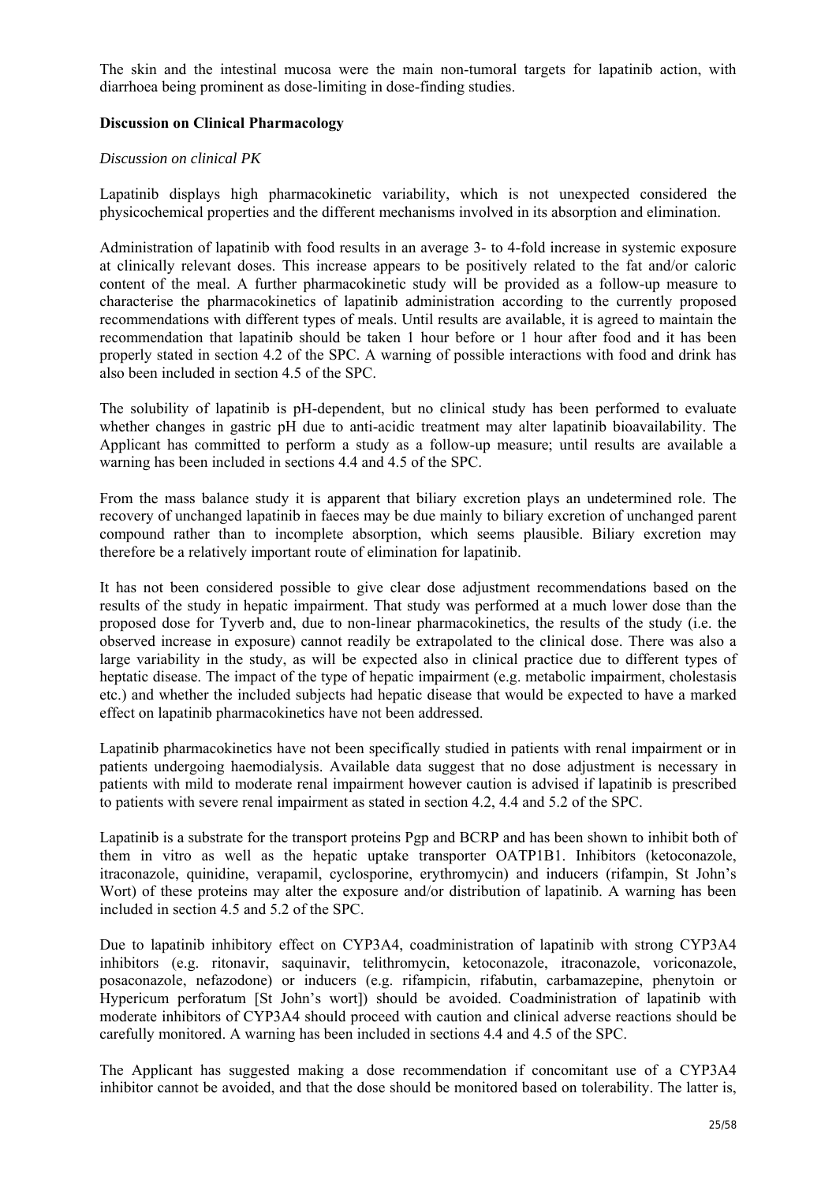The skin and the intestinal mucosa were the main non-tumoral targets for lapatinib action, with diarrhoea being prominent as dose-limiting in dose-finding studies.

**Discussion on Clinical Pharmacology**

*Discussion on clinical PK*

Lapatinib displays high pharmacokinetic variability, which is not unexpected considered the physicochemical properties and the different mechanisms involved in its absorption and elimination.

Administration of lapatinib with food results in an average 3- to 4-fold increase in systemic exposure at clinically relevant doses. This increase appears to be positively related to the fat and/or caloric content of the meal. A further pharmacokinetic study will be provided as a follow-up measure to characterise the pharmacokinetics of lapatinib administration according to the currently proposed recommendations with different types of meals. Until results are available, it is agreed to maintain the recommendation that lapatinib should be taken 1 hour before or 1 hour after food and it has been properly stated in section 4.2 of the SPC. A warning of possible interactions with food and drink has also been included in section 4.5 of the SPC.

The solubility of lapatinib is pH-dependent, but no clinical study has been performed to evaluate whether changes in gastric pH due to anti-acidic treatment may alter lapatinib bioavailability. The Applicant has committed to perform a study as a follow-up measure; until results are available a warning has been included in sections 4.4 and 4.5 of the SPC.

From the mass balance study it is apparent that biliary excretion plays an undetermined role. The recovery of unchanged lapatinib in faeces may be due mainly to biliary excretion of unchanged parent compound rather than to incomplete absorption, which seems plausible. Biliary excretion may therefore be a relatively important route of elimination for lapatinib.

It has not been considered possible to give clear dose adjustment recommendations based on the results of the study in hepatic impairment. That study was performed at a much lower dose than the proposed dose for Tyverb and, due to non-linear pharmacokinetics, the results of the study (i.e. the observed increase in exposure) cannot readily be extrapolated to the clinical dose. There was also a large variability in the study, as will be expected also in clinical practice due to different types of heptatic disease. The impact of the type of hepatic impairment (e.g. metabolic impairment, cholestasis etc.) and whether the included subjects had hepatic disease that would be expected to have a marked effect on lapatinib pharmacokinetics have not been addressed.

Lapatinib pharmacokinetics have not been specifically studied in patients with renal impairment or in patients undergoing haemodialysis. Available data suggest that no dose adjustment is necessary in patients with mild to moderate renal impairment however caution is advised if lapatinib is prescribed to patients with severe renal impairment as stated in section 4.2, 4.4 and 5.2 of the SPC.

Lapatinib is a substrate for the transport proteins Pgp and BCRP and has been shown to inhibit both of them in vitro as well as the hepatic uptake transporter OATP1B1. Inhibitors (ketoconazole, itraconazole, quinidine, verapamil, cyclosporine, erythromycin) and inducers (rifampin, St John's Wort) of these proteins may alter the exposure and/or distribution of lapatinib. A warning has been included in section 4.5 and 5.2 of the SPC.

Due to lapatinib inhibitory effect on CYP3A4, coadministration of lapatinib with strong CYP3A4 inhibitors (e.g. ritonavir, saquinavir, telithromycin, ketoconazole, itraconazole, voriconazole, posaconazole, nefazodone) or inducers (e.g. rifampicin, rifabutin, carbamazepine, phenytoin or Hypericum perforatum [St John's wort]) should be avoided. Coadministration of lapatinib with moderate inhibitors of CYP3A4 should proceed with caution and clinical adverse reactions should be carefully monitored. A warning has been included in sections 4.4 and 4.5 of the SPC.

The Applicant has suggested making a dose recommendation if concomitant use of a CYP3A4 inhibitor cannot be avoided, and that the dose should be monitored based on tolerability. The latter is,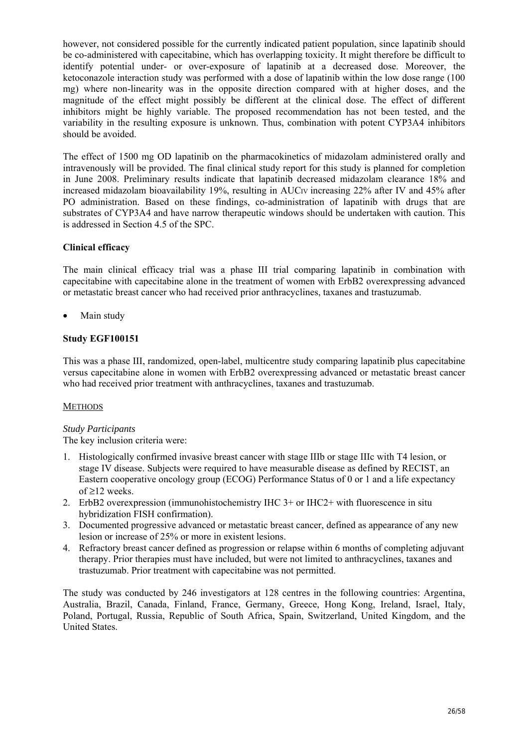however, not considered possible for the currently indicated patient population, since lapatinib should be co-administered with capecitabine, which has overlapping toxicity. It might therefore be difficult to identify potential under- or over-exposure of lapatinib at a decreased dose. Moreover, the ketoconazole interaction study was performed with a dose of lapatinib within the low dose range (100 mg) where non-linearity was in the opposite direction compared with at higher doses, and the magnitude of the effect might possibly be different at the clinical dose. The effect of different inhibitors might be highly variable. The proposed recommendation has not been tested, and the variability in the resulting exposure is unknown. Thus, combination with potent CYP3A4 inhibitors should be avoided.

The effect of 1500 mg OD lapatinib on the pharmacokinetics of midazolam administered orally and intravenously will be provided. The final clinical study report for this study is planned for completion in June 2008. Preliminary results indicate that lapatinib decreased midazolam clearance 18% and increased midazolam bioavailability 19%, resulting in $AUC_{IV}$ increasing 22% after IV and 45% after PO administration. Based on these findings, co-administration of lapatinib with drugs that are substrates of CYP3A4 and have narrow therapeutic windows should be undertaken with caution. This is addressed in Section 4.5 of the SPC.

**Clinical efficacy**

The main clinical efficacy trial was a phase III trial comparing lapatinib in combination with capecitabine with capecitabine alone in the treatment of women with ErbB2 overexpressing advanced or metastatic breast cancer who had received prior anthracyclines, taxanes and trastuzumab.

- Main study

**Study EGF100151**

This was a phase III, randomized, open-label, multicentre study comparing lapatinib plus capecitabine versus capecitabine alone in women with ErbB2 overexpressing advanced or metastatic breast cancer who had received prior treatment with anthracyclines, taxanes and trastuzumab.

METHODS

*Study Participants*

The key inclusion criteria were:

1. Histologically confirmed invasive breast cancer with stage IIIb or stage IIIc with T4 lesion, or stage IV disease. Subjects were required to have measurable disease as defined by RECIST, an Eastern cooperative oncology group (ECOG) Performance Status of 0 or 1 and a life expectancy of ≥12 weeks.
2. ErbB2 overexpression (immunohistochemistry IHC 3+ or IHC2+ with fluorescence in situ hybridization FISH confirmation).
3. Documented progressive advanced or metastatic breast cancer, defined as appearance of any new lesion or increase of 25% or more in existent lesions.
4. Refractory breast cancer defined as progression or relapse within 6 months of completing adjuvant therapy. Prior therapies must have included, but were not limited to anthracyclines, taxanes and trastuzumab. Prior treatment with capecitabine was not permitted.

The study was conducted by 246 investigators at 128 centres in the following countries: Argentina, Australia, Brazil, Canada, Finland, France, Germany, Greece, Hong Kong, Ireland, Israel, Italy, Poland, Portugal, Russia, Republic of South Africa, Spain, Switzerland, United Kingdom, and the United States.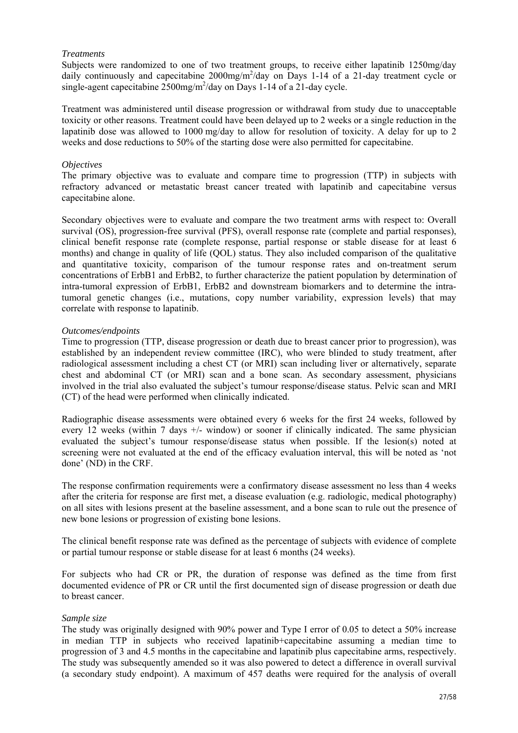*Treatments*

Subjects were randomized to one of two treatment groups, to receive either lapatinib 1250mg/day daily continuously and capecitabine 2000mg/m$^2$/day on Days 1-14 of a 21-day treatment cycle or single-agent capecitabine 2500mg/m$^2$/day on Days 1-14 of a 21-day cycle.

Treatment was administered until disease progression or withdrawal from study due to unacceptable toxicity or other reasons. Treatment could have been delayed up to 2 weeks or a single reduction in the lapatinib dose was allowed to 1000 mg/day to allow for resolution of toxicity. A delay for up to 2 weeks and dose reductions to 50% of the starting dose were also permitted for capecitabine.

*Objectives*

The primary objective was to evaluate and compare time to progression (TTP) in subjects with refractory advanced or metastatic breast cancer treated with lapatinib and capecitabine versus capecitabine alone.

Secondary objectives were to evaluate and compare the two treatment arms with respect to: Overall survival (OS), progression-free survival (PFS), overall response rate (complete and partial responses), clinical benefit response rate (complete response, partial response or stable disease for at least 6 months) and change in quality of life (QOL) status. They also included comparison of the qualitative and quantitative toxicity, comparison of the tumour response rates and on-treatment serum concentrations of ErbB1 and ErbB2, to further characterize the patient population by determination of intra-tumoral expression of ErbB1, ErbB2 and downstream biomarkers and to determine the intra-tumoral genetic changes (i.e., mutations, copy number variability, expression levels) that may correlate with response to lapatinib.

*Outcomes/endpoints*

Time to progression (TTP, disease progression or death due to breast cancer prior to progression), was established by an independent review committee (IRC), who were blinded to study treatment, after radiological assessment including a chest CT (or MRI) scan including liver or alternatively, separate chest and abdominal CT (or MRI) scan and a bone scan. As secondary assessment, physicians involved in the trial also evaluated the subject's tumour response/disease status. Pelvic scan and MRI (CT) of the head were performed when clinically indicated.

Radiographic disease assessments were obtained every 6 weeks for the first 24 weeks, followed by every 12 weeks (within 7 days +/- window) or sooner if clinically indicated. The same physician evaluated the subject's tumour response/disease status when possible. If the lesion(s) noted at screening were not evaluated at the end of the efficacy evaluation interval, this will be noted as 'not done' (ND) in the CRF.

The response confirmation requirements were a confirmatory disease assessment no less than 4 weeks after the criteria for response are first met, a disease evaluation (e.g. radiologic, medical photography) on all sites with lesions present at the baseline assessment, and a bone scan to rule out the presence of new bone lesions or progression of existing bone lesions.

The clinical benefit response rate was defined as the percentage of subjects with evidence of complete or partial tumour response or stable disease for at least 6 months (24 weeks).

For subjects who had CR or PR, the duration of response was defined as the time from first documented evidence of PR or CR until the first documented sign of disease progression or death due to breast cancer.

*Sample size*

The study was originally designed with 90% power and Type I error of 0.05 to detect a 50% increase in median TTP in subjects who received lapatinib+capecitabine assuming a median time to progression of 3 and 4.5 months in the capecitabine and lapatinib plus capecitabine arms, respectively. The study was subsequently amended so it was also powered to detect a difference in overall survival (a secondary study endpoint). A maximum of 457 deaths were required for the analysis of overall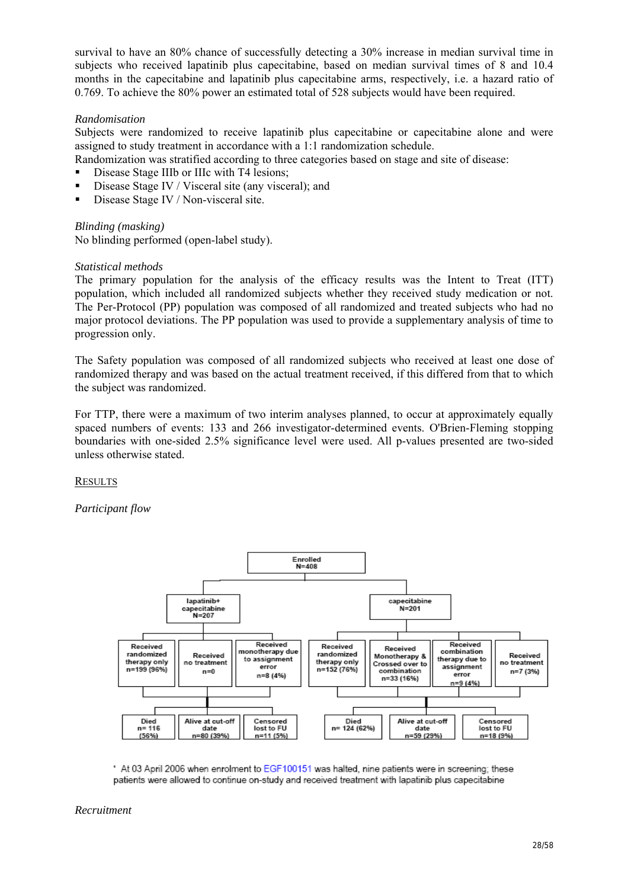survival to have an 80% chance of successfully detecting a 30% increase in median survival time in subjects who received lapatinib plus capecitabine, based on median survival times of 8 and 10.4 months in the capecitabine and lapatinib plus capecitabine arms, respectively, i.e. a hazard ratio of 0.769. To achieve the 80% power an estimated total of 528 subjects would have been required.

*Randomisation*

Subjects were randomized to receive lapatinib plus capecitabine or capecitabine alone and were assigned to study treatment in accordance with a 1:1 randomization schedule.

Randomization was stratified according to three categories based on stage and site of disease:

- Disease Stage IIIb or IIIc with T4 lesions;
- Disease Stage IV / Visceral site (any visceral); and
- Disease Stage IV / Non-visceral site.

*Blinding (masking)*

No blinding performed (open-label study).

*Statistical methods*

The primary population for the analysis of the efficacy results was the Intent to Treat (ITT) population, which included all randomized subjects whether they received study medication or not. The Per-Protocol (PP) population was composed of all randomized and treated subjects who had no major protocol deviations. The PP population was used to provide a supplementary analysis of time to progression only.

The Safety population was composed of all randomized subjects who received at least one dose of randomized therapy and was based on the actual treatment received, if this differed from that to which the subject was randomized.

For TTP, there were a maximum of two interim analyses planned, to occur at approximately equally spaced numbers of events: 133 and 266 investigator-determined events. O'Brien-Fleming stopping boundaries with one-sided 2.5% significance level were used. All p-values presented are two-sided unless otherwise stated.

RESULTS

*Participant flow*

Enrolled N=408

- lapatinib+ capecitabine N=207
  - Received randomized therapy only n=199 (96%)
  - Received no treatment n=0
  - Received monotherapy due to assignment error n=8 (4%)
  - Died n= 116 (56%)
  - Alive at cut-off date n=80 (39%)
  - Censored lost to FU n=11 (5%)
- capecitabine N=201
  - Received randomized therapy only n=152 (76%)
  - Received Monotherapy & Crossed over to combination n=33 (16%)
  - Received combination therapy due to assignment error n=9 (4%)
  - Received no treatment n=7 (3%)
  - Died n= 124 (62%)
  - Alive at cut-off date n=59 (29%)
  - Censored lost to FU n=18 (9%)

* At 03 April 2006 when enrolment to EGF100151 was halted, nine patients were in screening; these patients were allowed to continue on-study and received treatment with lapatinib plus capecitabine

*Recruitment*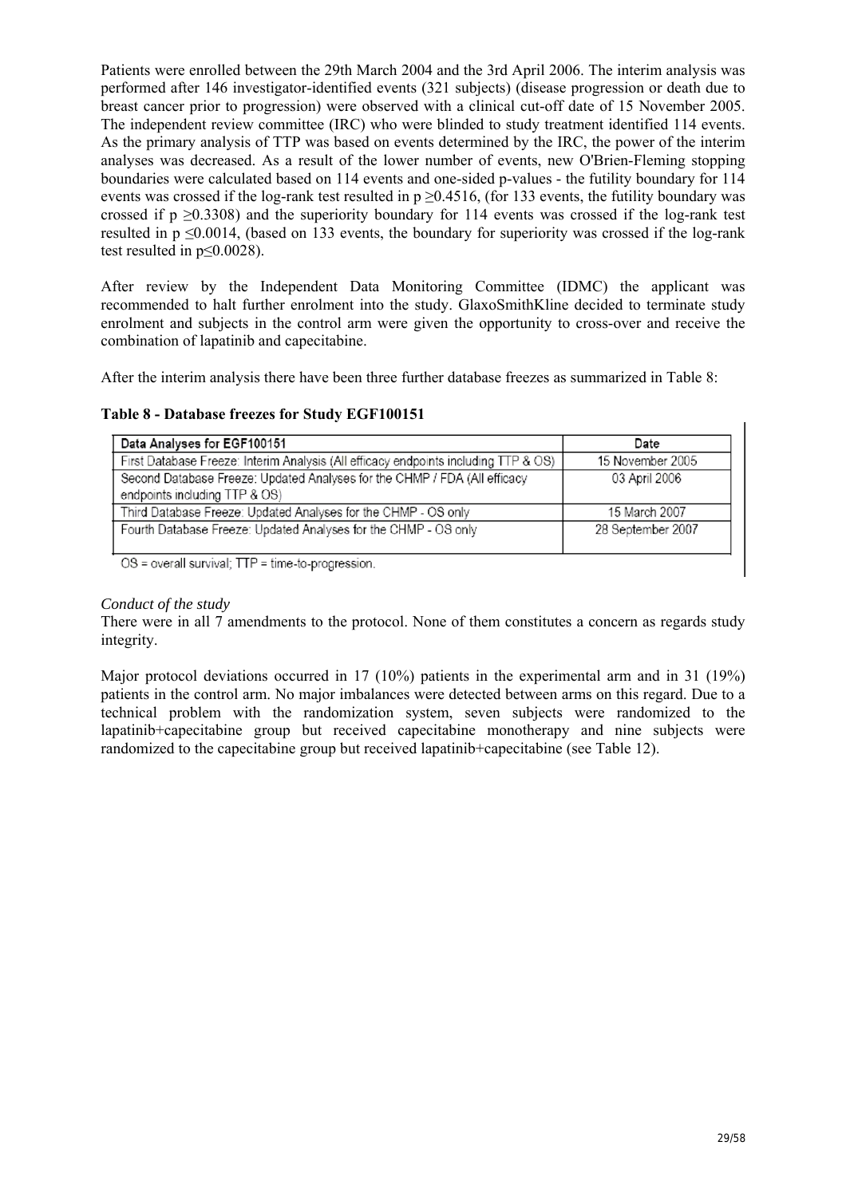Patients were enrolled between the 29th March 2004 and the 3rd April 2006. The interim analysis was performed after 146 investigator-identified events (321 subjects) (disease progression or death due to breast cancer prior to progression) were observed with a clinical cut-off date of 15 November 2005. The independent review committee (IRC) who were blinded to study treatment identified 114 events. As the primary analysis of TTP was based on events determined by the IRC, the power of the interim analyses was decreased. As a result of the lower number of events, new O'Brien-Fleming stopping boundaries were calculated based on 114 events and one-sided p-values - the futility boundary for 114 events was crossed if the log-rank test resulted in $p \geq 0.4516$, (for 133 events, the futility boundary was crossed if $p \geq 0.3308$) and the superiority boundary for 114 events was crossed if the log-rank test resulted in $p \leq 0.0014$, (based on 133 events, the boundary for superiority was crossed if the log-rank test resulted in $p \leq 0.0028$).

After review by the Independent Data Monitoring Committee (IDMC) the applicant was recommended to halt further enrolment into the study. GlaxoSmithKline decided to terminate study enrolment and subjects in the control arm were given the opportunity to cross-over and receive the combination of lapatinib and capecitabine.

After the interim analysis there have been three further database freezes as summarized in Table 8:

**Table 8 - Database freezes for Study EGF100151**

| Data Analyses for EGF100151 | Date |
|---|---|
| First Database Freeze: Interim Analysis (All efficacy endpoints including TTP & OS) | 15 November 2005 |
| Second Database Freeze: Updated Analyses for the CHMP / FDA (All efficacy endpoints including TTP & OS) | 03 April 2006 |
| Third Database Freeze: Updated Analyses for the CHMP - OS only | 15 March 2007 |
| Fourth Database Freeze: Updated Analyses for the CHMP - OS only | 28 September 2007 |

OS = overall survival; TTP = time-to-progression.

*Conduct of the study*

There were in all 7 amendments to the protocol. None of them constitutes a concern as regards study integrity.

Major protocol deviations occurred in 17 (10%) patients in the experimental arm and in 31 (19%) patients in the control arm. No major imbalances were detected between arms on this regard. Due to a technical problem with the randomization system, seven subjects were randomized to the lapatinib+capecitabine group but received capecitabine monotherapy and nine subjects were randomized to the capecitabine group but received lapatinib+capecitabine (see Table 12).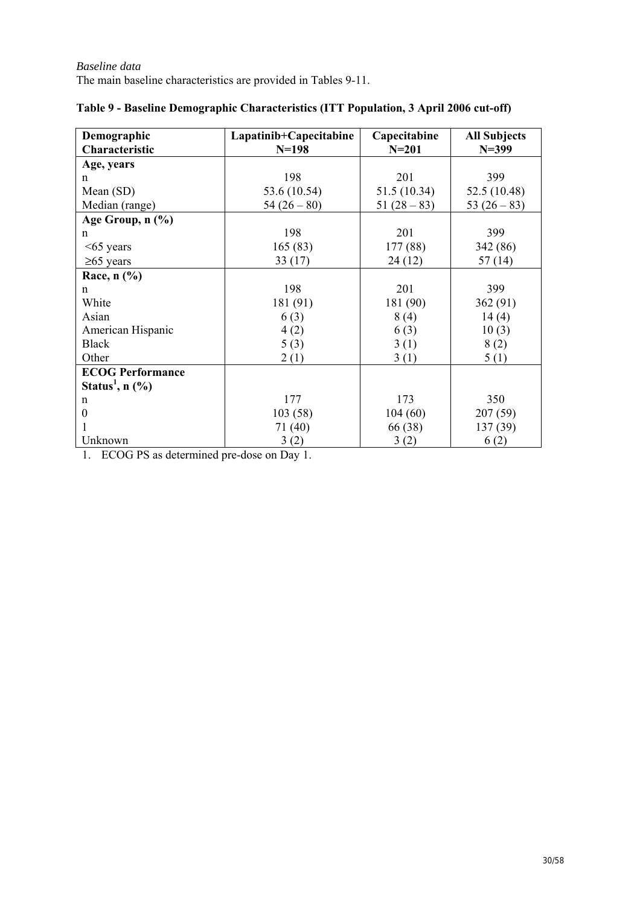*Baseline data*

The main baseline characteristics are provided in Tables 9-11.

**Table 9 - Baseline Demographic Characteristics (ITT Population, 3 April 2006 cut-off)**

| Demographic Characteristic | Lapatinib+Capecitabine N=198 | Capecitabine N=201 | All Subjects N=399 |
|---|---|---|---|
| **Age, years** | | | |
| n | 198 | 201 | 399 |
| Mean (SD) | 53.6 (10.54) | 51.5 (10.34) | 52.5 (10.48) |
| Median (range) | 54 (26 – 80) | 51 (28 – 83) | 53 (26 – 83) |
| **Age Group, n (%)** | | | |
| n | 198 | 201 | 399 |
| <65 years | 165 (83) | 177 (88) | 342 (86) |
| ≥65 years | 33 (17) | 24 (12) | 57 (14) |
| **Race, n (%)** | | | |
| n | 198 | 201 | 399 |
| White | 181 (91) | 181 (90) | 362 (91) |
| Asian | 6 (3) | 8 (4) | 14 (4) |
| American Hispanic | 4 (2) | 6 (3) | 10 (3) |
| Black | 5 (3) | 3 (1) | 8 (2) |
| Other | 2 (1) | 3 (1) | 5 (1) |
| **ECOG Performance Status[1], n (%)** | | | |
| n | 177 | 173 | 350 |
| 0 | 103 (58) | 104 (60) | 207 (59) |
| 1 | 71 (40) | 66 (38) | 137 (39) |
| Unknown | 3 (2) | 3 (2) | 6 (2) |

1. ECOG PS as determined pre-dose on Day 1.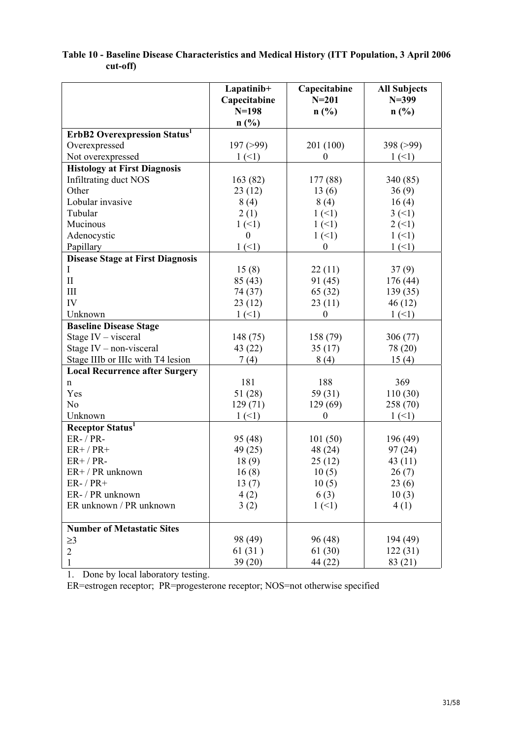**Table 10 - Baseline Disease Characteristics and Medical History (ITT Population, 3 April 2006 cut-off)**

| | Lapatinib+ Capecitabine N=198 n (%) | Capecitabine N=201 n (%) | All Subjects N=399 n (%) |
|---|---|---|---|
| **ErbB2 Overexpression Status[1]** | | | |
| Overexpressed | 197 (>99) | 201 (100) | 398 (>99) |
| Not overexpressed | 1 (<1) | 0 | 1 (<1) |
| **Histology at First Diagnosis** | | | |
| Infiltrating duct NOS | 163 (82) | 177 (88) | 340 (85) |
| Other | 23 (12) | 13 (6) | 36 (9) |
| Lobular invasive | 8 (4) | 8 (4) | 16 (4) |
| Tubular | 2 (1) | 1 (<1) | 3 (<1) |
| Mucinous | 1 (<1) | 1 (<1) | 2 (<1) |
| Adenocystic | 0 | 1 (<1) | 1 (<1) |
| Papillary | 1 (<1) | 0 | 1 (<1) |
| **Disease Stage at First Diagnosis** | | | |
| I | 15 (8) | 22 (11) | 37 (9) |
| II | 85 (43) | 91 (45) | 176 (44) |
| III | 74 (37) | 65 (32) | 139 (35) |
| IV | 23 (12) | 23 (11) | 46 (12) |
| Unknown | 1 (<1) | 0 | 1 (<1) |
| **Baseline Disease Stage** | | | |
| Stage IV – visceral | 148 (75) | 158 (79) | 306 (77) |
| Stage IV – non-visceral | 43 (22) | 35 (17) | 78 (20) |
| Stage IIIb or IIIc with T4 lesion | 7 (4) | 8 (4) | 15 (4) |
| **Local Recurrence after Surgery** | | | |
| n | 181 | 188 | 369 |
| Yes | 51 (28) | 59 (31) | 110 (30) |
| No | 129 (71) | 129 (69) | 258 (70) |
| Unknown | 1 (<1) | 0 | 1 (<1) |
| **Receptor Status[1]** | | | |
| ER- / PR- | 95 (48) | 101 (50) | 196 (49) |
| ER+ / PR+ | 49 (25) | 48 (24) | 97 (24) |
| ER+ / PR- | 18 (9) | 25 (12) | 43 (11) |
| ER+ / PR unknown | 16 (8) | 10 (5) | 26 (7) |
| ER- / PR+ | 13 (7) | 10 (5) | 23 (6) |
| ER- / PR unknown | 4 (2) | 6 (3) | 10 (3) |
| ER unknown / PR unknown | 3 (2) | 1 (<1) | 4 (1) |
| **Number of Metastatic Sites** | | | |
| ≥3 | 98 (49) | 96 (48) | 194 (49) |
| 2 | 61 (31 ) | 61 (30) | 122 (31) |
| 1 | 39 (20) | 44 (22) | 83 (21) |

1. Done by local laboratory testing.

ER=estrogen receptor; PR=progesterone receptor; NOS=not otherwise specified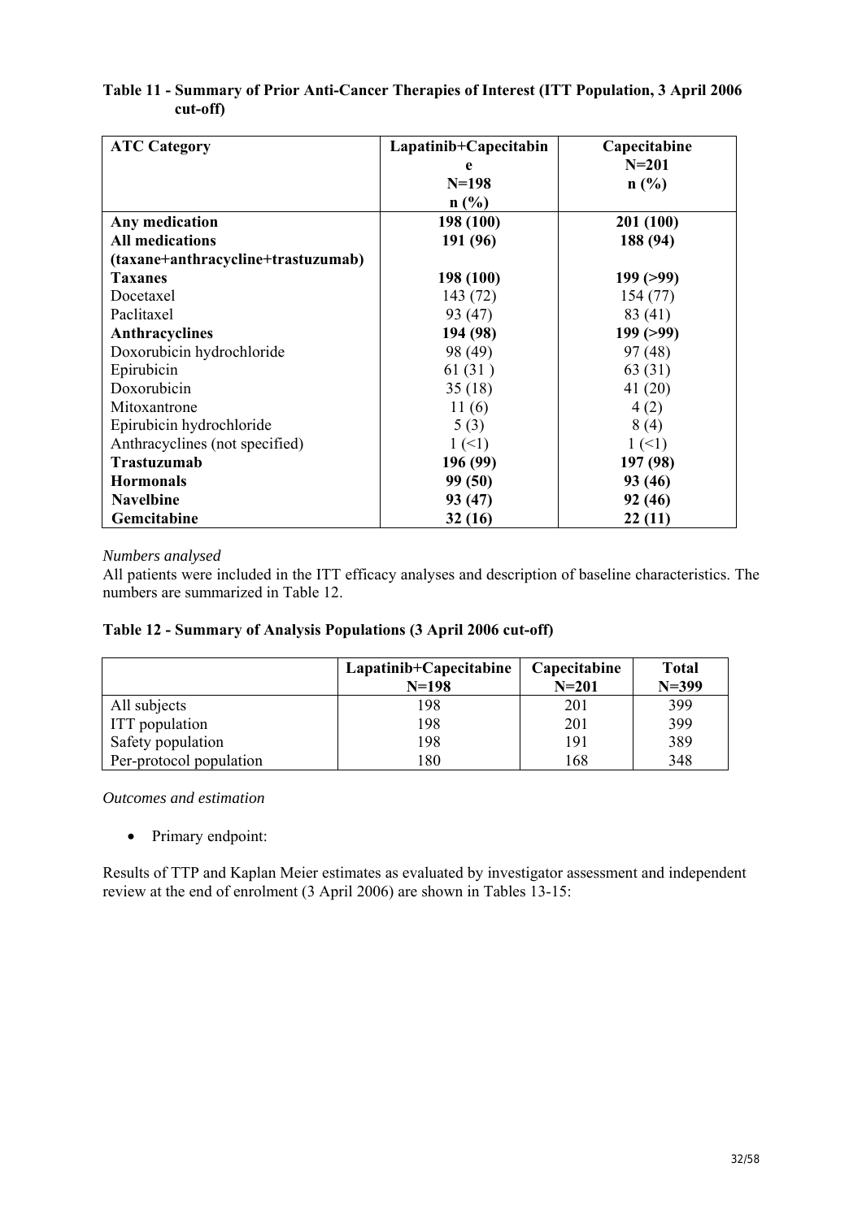**Table 11 - Summary of Prior Anti-Cancer Therapies of Interest (ITT Population, 3 April 2006 cut-off)**

| ATC Category | Lapatinib+Capecitabine N=198 n (%) | Capecitabine N=201 n (%) |
|---|---|---|
| **Any medication** | **198 (100)** | **201 (100)** |
| **All medications (taxane+anthracycline+trastuzumab)** | **191 (96)** | **188 (94)** |
| **Taxanes** | **198 (100)** | **199 (>99)** |
| Docetaxel | 143 (72) | 154 (77) |
| Paclitaxel | 93 (47) | 83 (41) |
| **Anthracyclines** | **194 (98)** | **199 (>99)** |
| Doxorubicin hydrochloride | 98 (49) | 97 (48) |
| Epirubicin | 61 (31 ) | 63 (31) |
| Doxorubicin | 35 (18) | 41 (20) |
| Mitoxantrone | 11 (6) | 4 (2) |
| Epirubicin hydrochloride | 5 (3) | 8 (4) |
| Anthracyclines (not specified) | 1 (<1) | 1 (<1) |
| **Trastuzumab** | **196 (99)** | **197 (98)** |
| **Hormonals** | **99 (50)** | **93 (46)** |
| **Navelbine** | **93 (47)** | **92 (46)** |
| **Gemcitabine** | **32 (16)** | **22 (11)** |

*Numbers analysed*

All patients were included in the ITT efficacy analyses and description of baseline characteristics. The numbers are summarized in Table 12.

**Table 12 - Summary of Analysis Populations (3 April 2006 cut-off)**

| | Lapatinib+Capecitabine N=198 | Capecitabine N=201 | Total N=399 |
|---|---|---|---|
| All subjects | 198 | 201 | 399 |
| ITT population | 198 | 201 | 399 |
| Safety population | 198 | 191 | 389 |
| Per-protocol population | 180 | 168 | 348 |

*Outcomes and estimation*

- Primary endpoint:

Results of TTP and Kaplan Meier estimates as evaluated by investigator assessment and independent review at the end of enrolment (3 April 2006) are shown in Tables 13-15: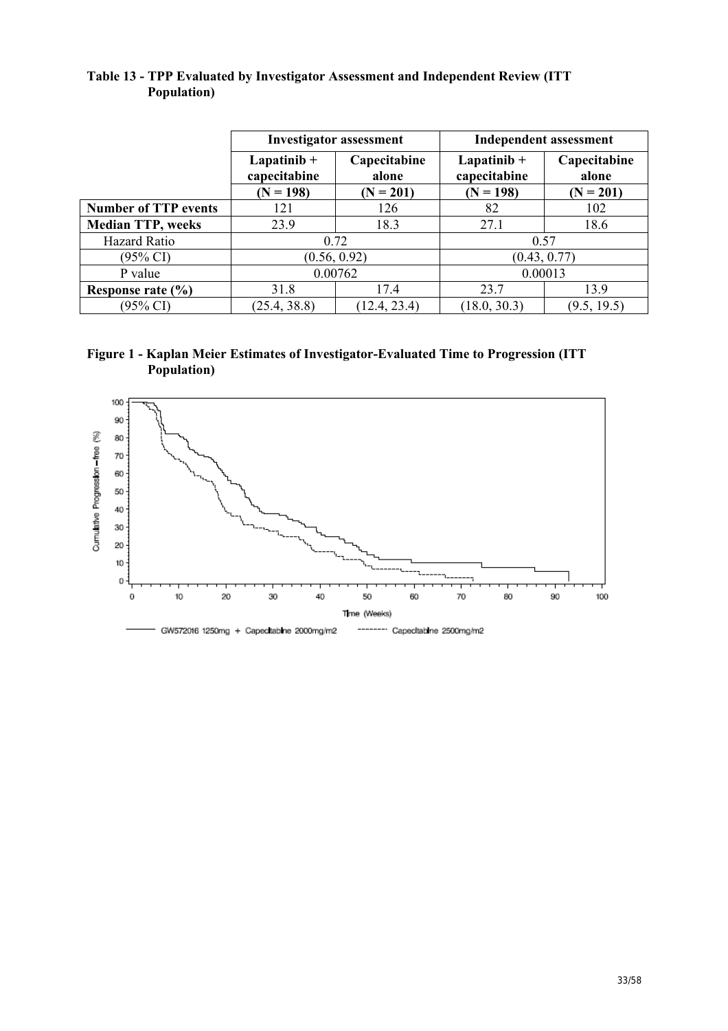**Table 13 - TPP Evaluated by Investigator Assessment and Independent Review (ITT Population)**

| | Investigator assessment | | Independent assessment | |
|---|---|---|---|---|
| | Lapatinib + capecitabine | Capecitabine alone | Lapatinib + capecitabine | Capecitabine alone |
| | (N = 198) | (N = 201) | (N = 198) | (N = 201) |
| **Number of TTP events** | 121 | 126 | 82 | 102 |
| **Median TTP, weeks** | 23.9 | 18.3 | 27.1 | 18.6 |
| Hazard Ratio | 0.72 | | 0.57 | |
| (95% CI) | (0.56, 0.92) | | (0.43, 0.77) | |
| P value | 0.00762 | | 0.00013 | |
| **Response rate (%)** | 31.8 | 17.4 | 23.7 | 13.9 |
| (95% CI) | (25.4, 38.8) | (12.4, 23.4) | (18.0, 30.3) | (9.5, 19.5) |

**Figure 1 - Kaplan Meier Estimates of Investigator-Evaluated Time to Progression (ITT Population)**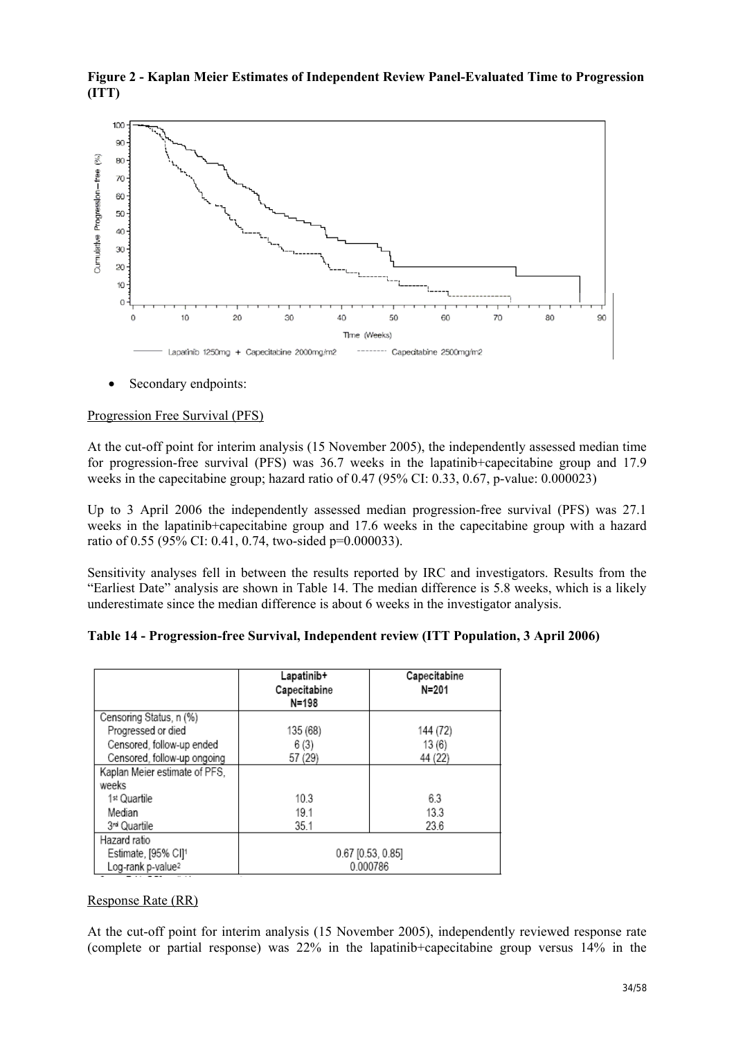**Figure 2 - Kaplan Meier Estimates of Independent Review Panel-Evaluated Time to Progression (ITT)**

- Secondary endpoints:

Progression Free Survival (PFS)

At the cut-off point for interim analysis (15 November 2005), the independently assessed median time for progression-free survival (PFS) was 36.7 weeks in the lapatinib+capecitabine group and 17.9 weeks in the capecitabine group; hazard ratio of 0.47 (95% CI: 0.33, 0.67, p-value: 0.000023)

Up to 3 April 2006 the independently assessed median progression-free survival (PFS) was 27.1 weeks in the lapatinib+capecitabine and 17.6 weeks in the capecitabine group with a hazard ratio of 0.55 (95% CI: 0.41, 0.74, two-sided p=0.000033).

Sensitivity analyses fell in between the results reported by IRC and investigators. Results from the "Earliest Date" analysis are shown in Table 14. The median difference is 5.8 weeks, which is a likely underestimate since the median difference is about 6 weeks in the investigator analysis.

**Table 14 - Progression-free Survival, Independent review (ITT Population, 3 April 2006)**

| | Lapatinib+ Capecitabine N=198 | Capecitabine N=201 |
|---|---|---|
| Censoring Status, n (%) | | |
| Progressed or died | 135 (68) | 144 (72) |
| Censored, follow-up ended | 6 (3) | 13 (6) |
| Censored, follow-up ongoing | 57 (29) | 44 (22) |
| Kaplan Meier estimate of PFS, weeks | | |
| 1st Quartile | 10.3 | 6.3 |
| Median | 19.1 | 13.3 |
| 3rd Quartile | 35.1 | 23.6 |
| Hazard ratio | | |
| Estimate, [95% CI][1] | 0.67 [0.53, 0.85] | |
| Log-rank p-value[2] | 0.000786 | |

Response Rate (RR)

At the cut-off point for interim analysis (15 November 2005), independently reviewed response rate (complete or partial response) was 22% in the lapatinib+capecitabine group versus 14% in the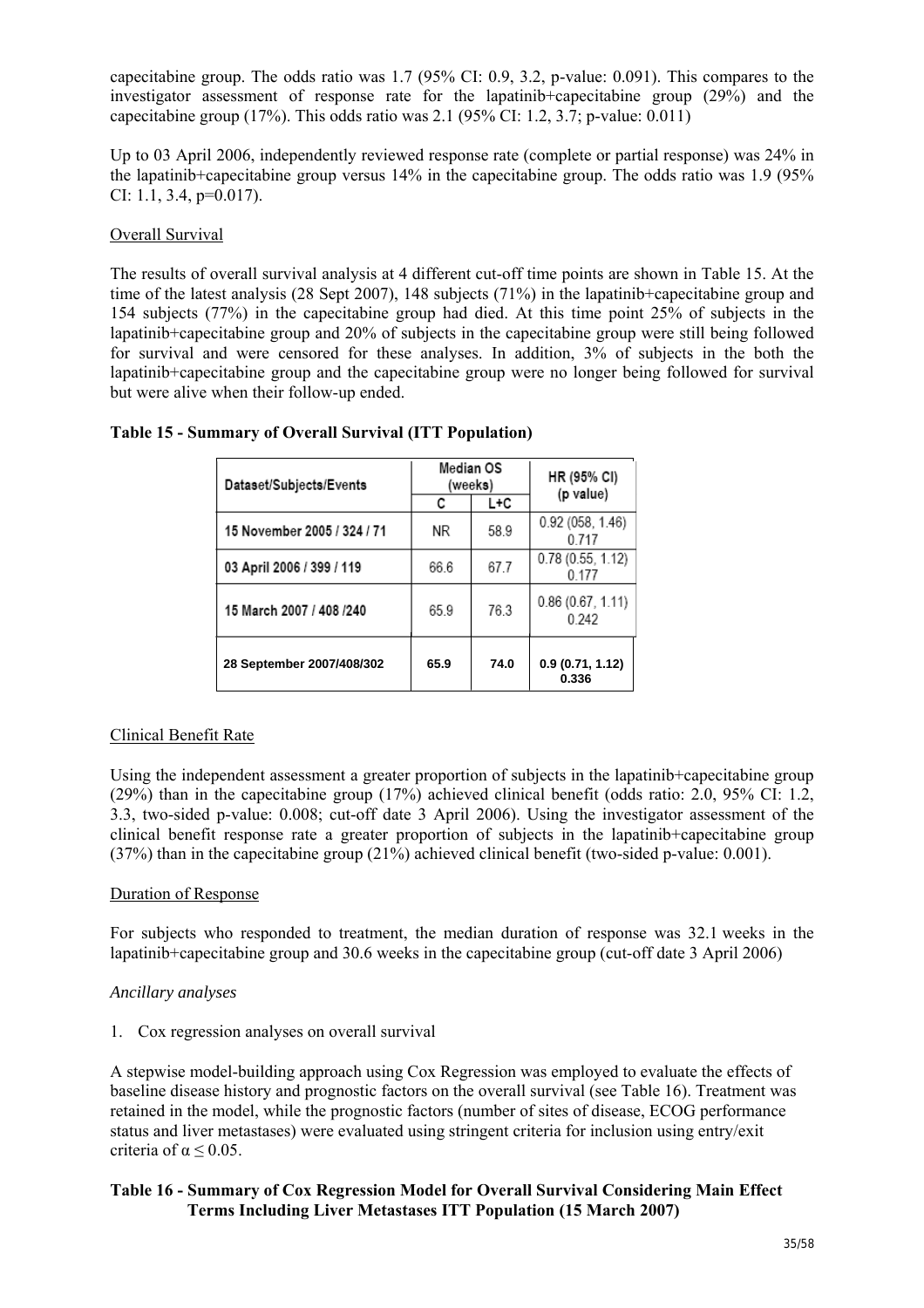capecitabine group. The odds ratio was 1.7 (95% CI: 0.9, 3.2, p-value: 0.091). This compares to the investigator assessment of response rate for the lapatinib+capecitabine group (29%) and the capecitabine group (17%). This odds ratio was 2.1 (95% CI: 1.2, 3.7; p-value: 0.011)

Up to 03 April 2006, independently reviewed response rate (complete or partial response) was 24% in the lapatinib+capecitabine group versus 14% in the capecitabine group. The odds ratio was 1.9 (95% CI: 1.1, 3.4, p=0.017).

Overall Survival

The results of overall survival analysis at 4 different cut-off time points are shown in Table 15. At the time of the latest analysis (28 Sept 2007), 148 subjects (71%) in the lapatinib+capecitabine group and 154 subjects (77%) in the capecitabine group had died. At this time point 25% of subjects in the lapatinib+capecitabine group and 20% of subjects in the capecitabine group were still being followed for survival and were censored for these analyses. In addition, 3% of subjects in the both the lapatinib+capecitabine group and the capecitabine group were no longer being followed for survival but were alive when their follow-up ended.

**Table 15 - Summary of Overall Survival (ITT Population)**

| Dataset/Subjects/Events | Median OS (weeks) | | HR (95% CI) (p value) |
|---|---|---|---|
| | C | L+C | |
| 15 November 2005 / 324 / 71 | NR | 58.9 | 0.92 (058, 1.46) 0.717 |
| 03 April 2006 / 399 / 119 | 66.6 | 67.7 | 0.78 (0.55, 1.12) 0.177 |
| 15 March 2007 / 408 /240 | 65.9 | 76.3 | 0.86 (0.67, 1.11) 0.242 |
| **28 September 2007/408/302** | **65.9** | **74.0** | **0.9 (0.71, 1.12) 0.336** |

Clinical Benefit Rate

Using the independent assessment a greater proportion of subjects in the lapatinib+capecitabine group (29%) than in the capecitabine group (17%) achieved clinical benefit (odds ratio: 2.0, 95% CI: 1.2, 3.3, two-sided p-value: 0.008; cut-off date 3 April 2006). Using the investigator assessment of the clinical benefit response rate a greater proportion of subjects in the lapatinib+capecitabine group (37%) than in the capecitabine group (21%) achieved clinical benefit (two-sided p-value: 0.001).

Duration of Response

For subjects who responded to treatment, the median duration of response was 32.1 weeks in the lapatinib+capecitabine group and 30.6 weeks in the capecitabine group (cut-off date 3 April 2006)

*Ancillary analyses*

1. Cox regression analyses on overall survival

A stepwise model-building approach using Cox Regression was employed to evaluate the effects of baseline disease history and prognostic factors on the overall survival (see Table 16). Treatment was retained in the model, while the prognostic factors (number of sites of disease, ECOG performance status and liver metastases) were evaluated using stringent criteria for inclusion using entry/exit criteria of $\alpha \leq 0.05$.

**Table 16 - Summary of Cox Regression Model for Overall Survival Considering Main Effect Terms Including Liver Metastases ITT Population (15 March 2007)**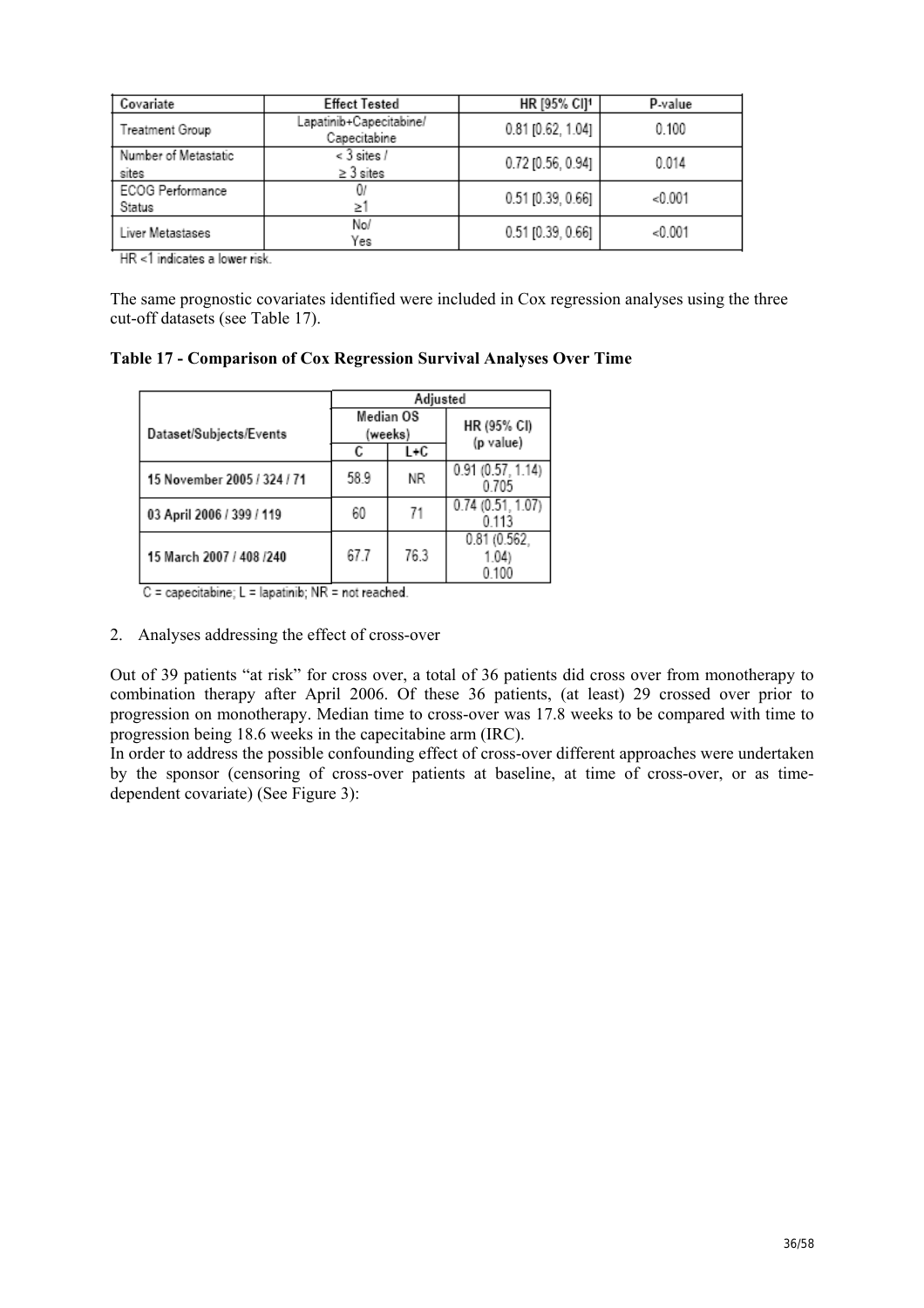| Covariate | Effect Tested | HR [95% CI][1] | P-value |
|---|---|---|---|
| Treatment Group | Lapatinib+Capecitabine/ Capecitabine | 0.81 [0.62, 1.04] | 0.100 |
| Number of Metastatic sites | < 3 sites / ≥ 3 sites | 0.72 [0.56, 0.94] | 0.014 |
| ECOG Performance Status | 0/ ≥1 | 0.51 [0.39, 0.66] | <0.001 |
| Liver Metastases | No/ Yes | 0.51 [0.39, 0.66] | <0.001 |

HR <1 indicates a lower risk.

The same prognostic covariates identified were included in Cox regression analyses using the three cut-off datasets (see Table 17).

**Table 17 - Comparison of Cox Regression Survival Analyses Over Time**

| Dataset/Subjects/Events | Adjusted | | |
|---|---|---|---|
| | Median OS (weeks) | | HR (95% CI) (p value) |
| | C | L+C | |
| 15 November 2005 / 324 / 71 | 58.9 | NR | 0.91 (0.57, 1.14) 0.705 |
| 03 April 2006 / 399 / 119 | 60 | 71 | 0.74 (0.51, 1.07) 0.113 |
| 15 March 2007 / 408 /240 | 67.7 | 76.3 | 0.81 (0.562, 1.04) 0.100 |

C = capecitabine; L = lapatinib; NR = not reached.

2. Analyses addressing the effect of cross-over

Out of 39 patients "at risk" for cross over, a total of 36 patients did cross over from monotherapy to combination therapy after April 2006. Of these 36 patients, (at least) 29 crossed over prior to progression on monotherapy. Median time to cross-over was 17.8 weeks to be compared with time to progression being 18.6 weeks in the capecitabine arm (IRC).

In order to address the possible confounding effect of cross-over different approaches were undertaken by the sponsor (censoring of cross-over patients at baseline, at time of cross-over, or as time-dependent covariate) (See Figure 3):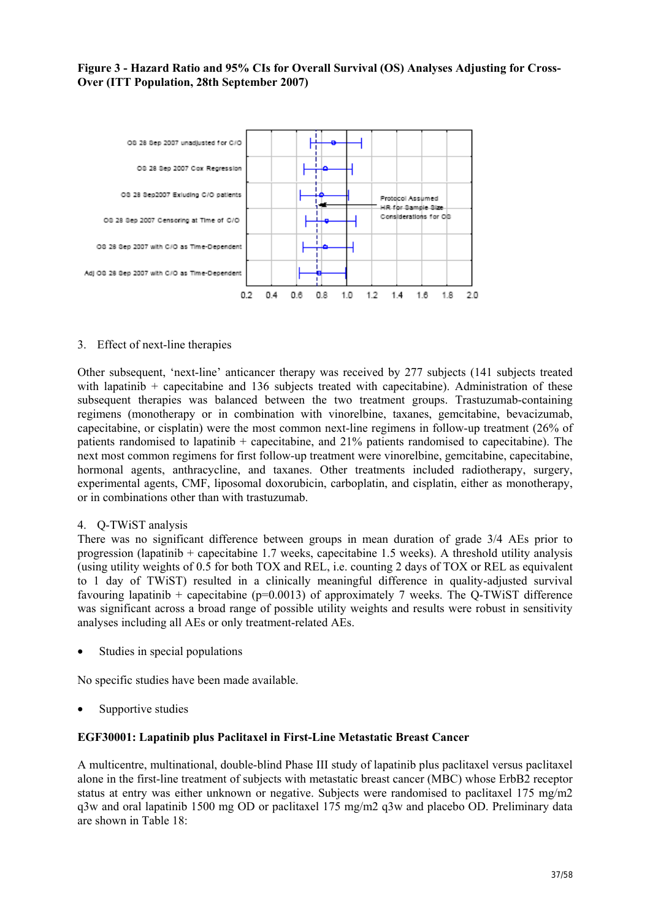**Figure 3 - Hazard Ratio and 95% CIs for Overall Survival (OS) Analyses Adjusting for Cross-Over (ITT Population, 28th September 2007)**

3. Effect of next-line therapies

Other subsequent, 'next-line' anticancer therapy was received by 277 subjects (141 subjects treated with lapatinib + capecitabine and 136 subjects treated with capecitabine). Administration of these subsequent therapies was balanced between the two treatment groups. Trastuzumab-containing regimens (monotherapy or in combination with vinorelbine, taxanes, gemcitabine, bevacizumab, capecitabine, or cisplatin) were the most common next-line regimens in follow-up treatment (26% of patients randomised to lapatinib + capecitabine, and 21% patients randomised to capecitabine). The next most common regimens for first follow-up treatment were vinorelbine, gemcitabine, capecitabine, hormonal agents, anthracycline, and taxanes. Other treatments included radiotherapy, surgery, experimental agents, CMF, liposomal doxorubicin, carboplatin, and cisplatin, either as monotherapy, or in combinations other than with trastuzumab.

4. Q-TWiST analysis

There was no significant difference between groups in mean duration of grade 3/4 AEs prior to progression (lapatinib + capecitabine 1.7 weeks, capecitabine 1.5 weeks). A threshold utility analysis (using utility weights of 0.5 for both TOX and REL, i.e. counting 2 days of TOX or REL as equivalent to 1 day of TWiST) resulted in a clinically meaningful difference in quality-adjusted survival favouring lapatinib + capecitabine ($p=0.0013$) of approximately 7 weeks. The Q-TWiST difference was significant across a broad range of possible utility weights and results were robust in sensitivity analyses including all AEs or only treatment-related AEs.

- Studies in special populations

No specific studies have been made available.

- Supportive studies

**EGF30001: Lapatinib plus Paclitaxel in First-Line Metastatic Breast Cancer**

A multicentre, multinational, double-blind Phase III study of lapatinib plus paclitaxel versus paclitaxel alone in the first-line treatment of subjects with metastatic breast cancer (MBC) whose ErbB2 receptor status at entry was either unknown or negative. Subjects were randomised to paclitaxel 175 mg/m2 q3w and oral lapatinib 1500 mg OD or paclitaxel 175 mg/m2 q3w and placebo OD. Preliminary data are shown in Table 18: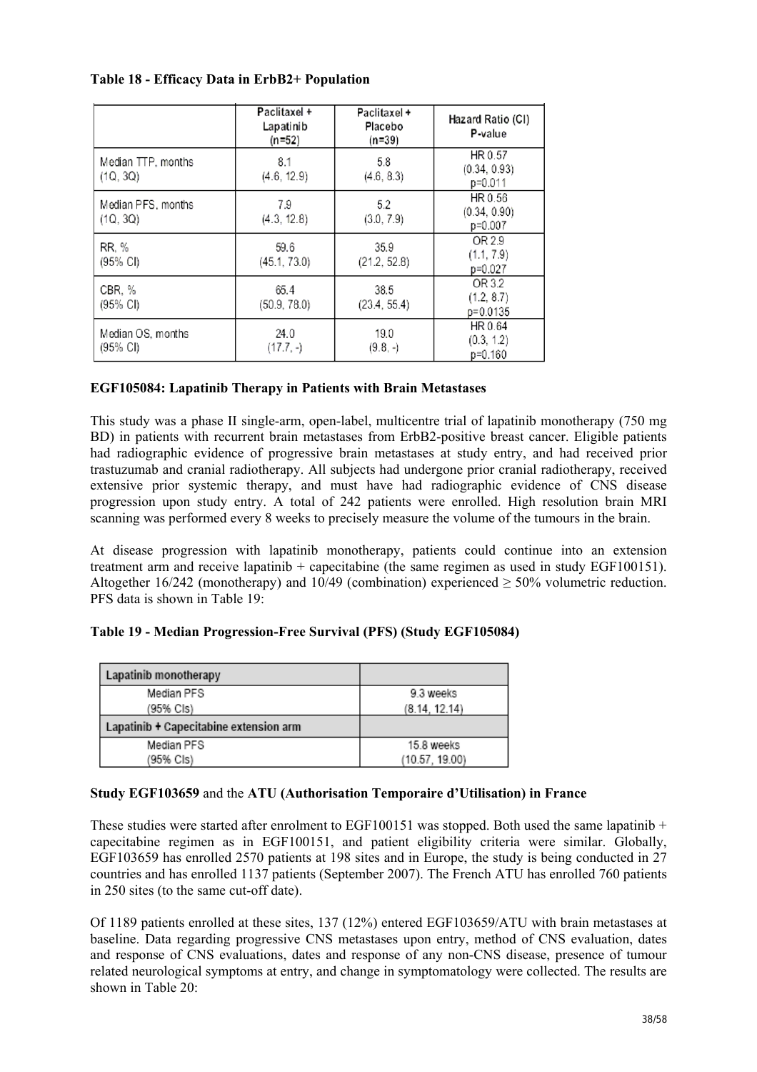**Table 18 - Efficacy Data in ErbB2+ Population**

| | Paclitaxel + Lapatinib (n=52) | Paclitaxel + Placebo (n=39) | Hazard Ratio (CI) P-value |
|---|---|---|---|
| Median TTP, months (1Q, 3Q) | 8.1 (4.6, 12.9) | 5.8 (4.6, 8.3) | HR 0.57 (0.34, 0.93) p=0.011 |
| Median PFS, months (1Q, 3Q) | 7.9 (4.3, 12.8) | 5.2 (3.0, 7.9) | HR 0.56 (0.34, 0.90) p=0.007 |
| RR, % (95% CI) | 59.6 (45.1, 73.0) | 35.9 (21.2, 52.8) | OR 2.9 (1.1, 7.9) p=0.027 |
| CBR, % (95% CI) | 65.4 (50.9, 78.0) | 38.5 (23.4, 55.4) | OR 3.2 (1.2, 8.7) p=0.0135 |
| Median OS, months (95% CI) | 24.0 (17.7, -) | 19.0 (9.8, -) | HR 0.64 (0.3, 1.2) p=0.160 |

**EGF105084: Lapatinib Therapy in Patients with Brain Metastases**

This study was a phase II single-arm, open-label, multicentre trial of lapatinib monotherapy (750 mg BD) in patients with recurrent brain metastases from ErbB2-positive breast cancer. Eligible patients had radiographic evidence of progressive brain metastases at study entry, and had received prior trastuzumab and cranial radiotherapy. All subjects had undergone prior cranial radiotherapy, received extensive prior systemic therapy, and must have had radiographic evidence of CNS disease progression upon study entry. A total of 242 patients were enrolled. High resolution brain MRI scanning was performed every 8 weeks to precisely measure the volume of the tumours in the brain.

At disease progression with lapatinib monotherapy, patients could continue into an extension treatment arm and receive lapatinib + capecitabine (the same regimen as used in study EGF100151). Altogether 16/242 (monotherapy) and 10/49 (combination) experienced ≥ 50% volumetric reduction. PFS data is shown in Table 19:

**Table 19 - Median Progression-Free Survival (PFS) (Study EGF105084)**

| Lapatinib monotherapy | |
|---|---|
| Median PFS (95% CIs) | 9.3 weeks (8.14, 12.14) |
| **Lapatinib + Capecitabine extension arm** | |
| Median PFS (95% CIs) | 15.8 weeks (10.57, 19.00) |

**Study EGF103659** and the **ATU (Authorisation Temporaire d'Utilisation) in France**

These studies were started after enrolment to EGF100151 was stopped. Both used the same lapatinib + capecitabine regimen as in EGF100151, and patient eligibility criteria were similar. Globally, EGF103659 has enrolled 2570 patients at 198 sites and in Europe, the study is being conducted in 27 countries and has enrolled 1137 patients (September 2007). The French ATU has enrolled 760 patients in 250 sites (to the same cut-off date).

Of 1189 patients enrolled at these sites, 137 (12%) entered EGF103659/ATU with brain metastases at baseline. Data regarding progressive CNS metastases upon entry, method of CNS evaluation, dates and response of CNS evaluations, dates and response of any non-CNS disease, presence of tumour related neurological symptoms at entry, and change in symptomatology were collected. The results are shown in Table 20: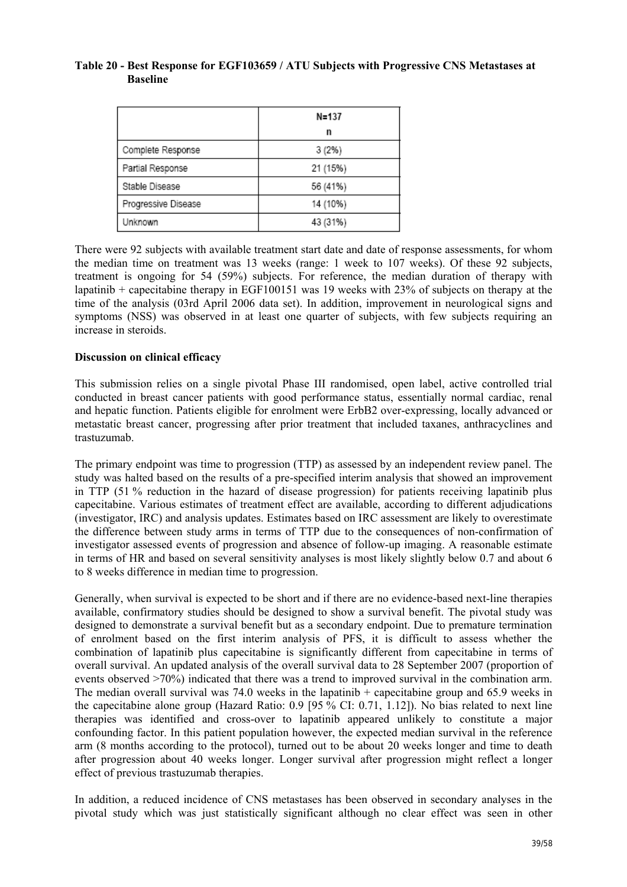**Table 20 - Best Response for EGF103659 / ATU Subjects with Progressive CNS Metastases at Baseline**

| | N=137<br>n |
|---|---|
| Complete Response | 3 (2%) |
| Partial Response | 21 (15%) |
| Stable Disease | 56 (41%) |
| Progressive Disease | 14 (10%) |
| Unknown | 43 (31%) |

There were 92 subjects with available treatment start date and date of response assessments, for whom the median time on treatment was 13 weeks (range: 1 week to 107 weeks). Of these 92 subjects, treatment is ongoing for 54 (59%) subjects. For reference, the median duration of therapy with lapatinib + capecitabine therapy in EGF100151 was 19 weeks with 23% of subjects on therapy at the time of the analysis (03rd April 2006 data set). In addition, improvement in neurological signs and symptoms (NSS) was observed in at least one quarter of subjects, with few subjects requiring an increase in steroids.

**Discussion on clinical efficacy**

This submission relies on a single pivotal Phase III randomised, open label, active controlled trial conducted in breast cancer patients with good performance status, essentially normal cardiac, renal and hepatic function. Patients eligible for enrolment were ErbB2 over-expressing, locally advanced or metastatic breast cancer, progressing after prior treatment that included taxanes, anthracyclines and trastuzumab.

The primary endpoint was time to progression (TTP) as assessed by an independent review panel. The study was halted based on the results of a pre-specified interim analysis that showed an improvement in TTP (51 % reduction in the hazard of disease progression) for patients receiving lapatinib plus capecitabine. Various estimates of treatment effect are available, according to different adjudications (investigator, IRC) and analysis updates. Estimates based on IRC assessment are likely to overestimate the difference between study arms in terms of TTP due to the consequences of non-confirmation of investigator assessed events of progression and absence of follow-up imaging. A reasonable estimate in terms of HR and based on several sensitivity analyses is most likely slightly below 0.7 and about 6 to 8 weeks difference in median time to progression.

Generally, when survival is expected to be short and if there are no evidence-based next-line therapies available, confirmatory studies should be designed to show a survival benefit. The pivotal study was designed to demonstrate a survival benefit but as a secondary endpoint. Due to premature termination of enrolment based on the first interim analysis of PFS, it is difficult to assess whether the combination of lapatinib plus capecitabine is significantly different from capecitabine in terms of overall survival. An updated analysis of the overall survival data to 28 September 2007 (proportion of events observed >70%) indicated that there was a trend to improved survival in the combination arm. The median overall survival was 74.0 weeks in the lapatinib + capecitabine group and 65.9 weeks in the capecitabine alone group (Hazard Ratio: 0.9 [95 % CI: 0.71, 1.12]). No bias related to next line therapies was identified and cross-over to lapatinib appeared unlikely to constitute a major confounding factor. In this patient population however, the expected median survival in the reference arm (8 months according to the protocol), turned out to be about 20 weeks longer and time to death after progression about 40 weeks longer. Longer survival after progression might reflect a longer effect of previous trastuzumab therapies.

In addition, a reduced incidence of CNS metastases has been observed in secondary analyses in the pivotal study which was just statistically significant although no clear effect was seen in other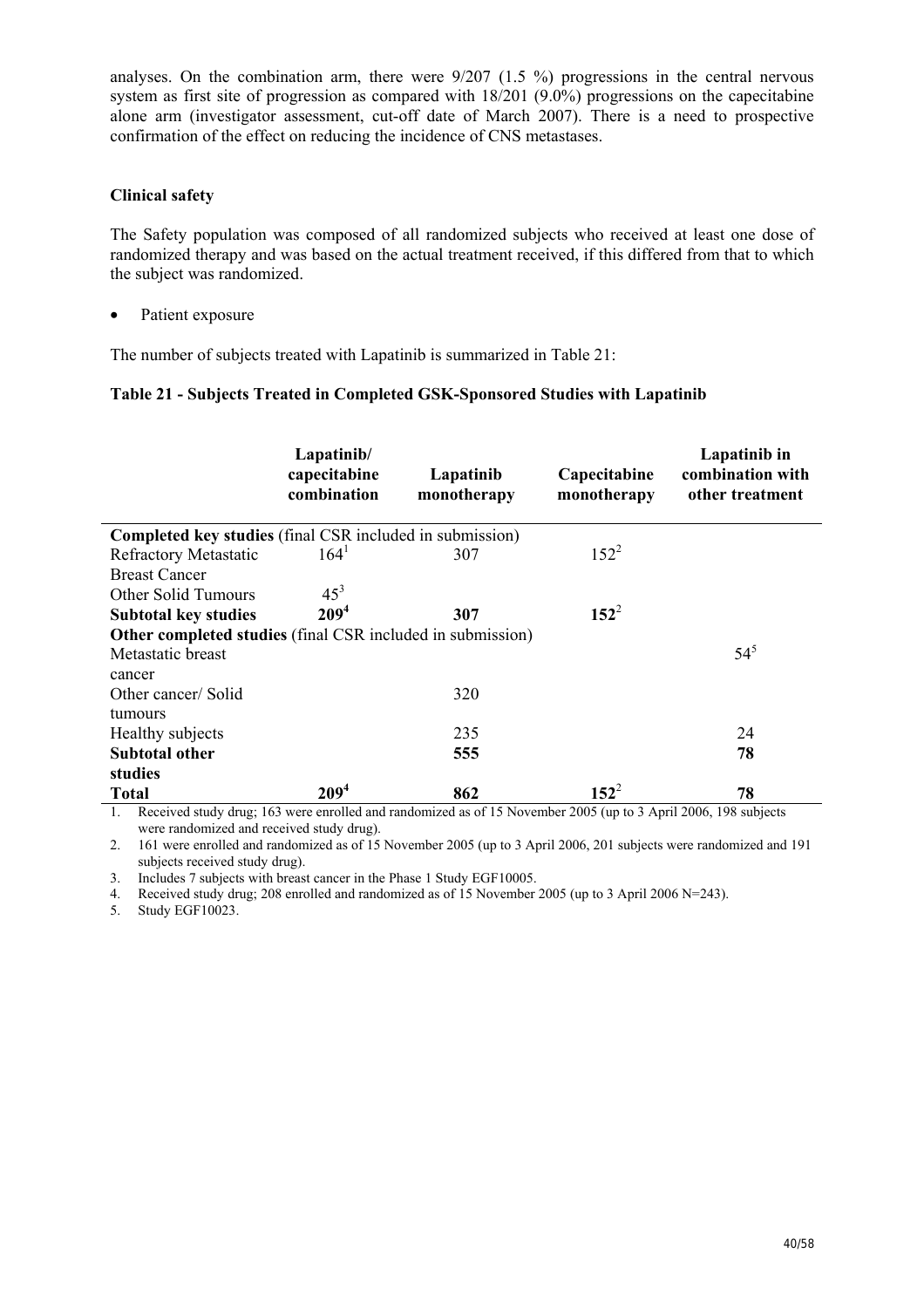analyses. On the combination arm, there were 9/207 (1.5 %) progressions in the central nervous system as first site of progression as compared with 18/201 (9.0%) progressions on the capecitabine alone arm (investigator assessment, cut-off date of March 2007). There is a need to prospective confirmation of the effect on reducing the incidence of CNS metastases.

**Clinical safety**

The Safety population was composed of all randomized subjects who received at least one dose of randomized therapy and was based on the actual treatment received, if this differed from that to which the subject was randomized.

- Patient exposure

The number of subjects treated with Lapatinib is summarized in Table 21:

**Table 21 - Subjects Treated in Completed GSK-Sponsored Studies with Lapatinib**

| | Lapatinib/ capecitabine combination | Lapatinib monotherapy | Capecitabine monotherapy | Lapatinib in combination with other treatment |
|---|---|---|---|---|
| **Completed key studies** (final CSR included in submission) | | | | |
| Refractory Metastatic Breast Cancer | 164[1] | 307 | 152[2] | |
| Other Solid Tumours | 45[3] | | | |
| **Subtotal key studies** | **209[4]** | **307** | **152[2]** | |
| **Other completed studies** (final CSR included in submission) | | | | |
| Metastatic breast cancer | | | | 54[5] |
| Other cancer/ Solid tumours | | 320 | | |
| Healthy subjects | | 235 | | 24 |
| **Subtotal other studies** | | **555** | | **78** |
| **Total** | **209[4]** | **862** | **152[2]** | **78** |

1. Received study drug; 163 were enrolled and randomized as of 15 November 2005 (up to 3 April 2006, 198 subjects were randomized and received study drug).
2. 161 were enrolled and randomized as of 15 November 2005 (up to 3 April 2006, 201 subjects were randomized and 191 subjects received study drug).
3. Includes 7 subjects with breast cancer in the Phase 1 Study EGF10005.
4. Received study drug; 208 enrolled and randomized as of 15 November 2005 (up to 3 April 2006 N=243).
5. Study EGF10023.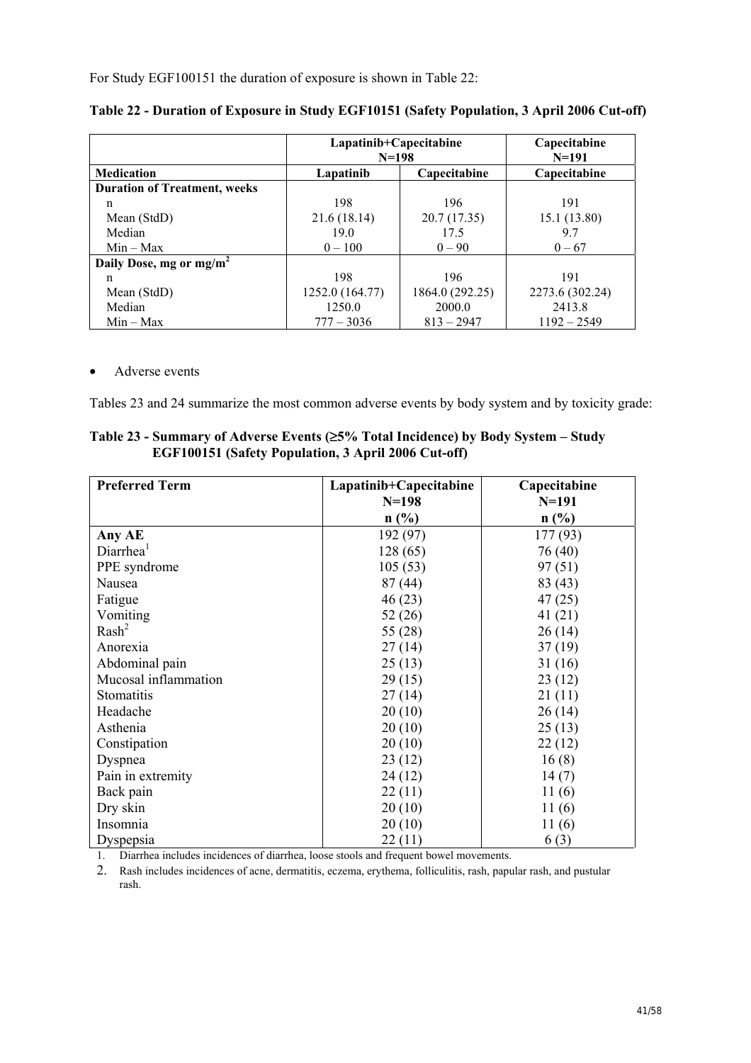For Study EGF100151 the duration of exposure is shown in Table 22:

**Table 22 - Duration of Exposure in Study EGF10151 (Safety Population, 3 April 2006 Cut-off)**

| | Lapatinib+Capecitabine N=198 | | Capecitabine N=191 |
|---|---|---|---|
| **Medication** | **Lapatinib** | **Capecitabine** | **Capecitabine** |
| **Duration of Treatment, weeks** | | | |
| n | 198 | 196 | 191 |
| Mean (StdD) | 21.6 (18.14) | 20.7 (17.35) | 15.1 (13.80) |
| Median | 19.0 | 17.5 | 9.7 |
| Min – Max | 0 – 100 | 0 – 90 | 0 – 67 |
| **Daily Dose, mg or mg/m$^2$** | | | |
| n | 198 | 196 | 191 |
| Mean (StdD) | 1252.0 (164.77) | 1864.0 (292.25) | 2273.6 (302.24) |
| Median | 1250.0 | 2000.0 | 2413.8 |
| Min – Max | 777 – 3036 | 813 – 2947 | 1192 – 2549 |

- Adverse events

Tables 23 and 24 summarize the most common adverse events by body system and by toxicity grade:

**Table 23 - Summary of Adverse Events (≥5% Total Incidence) by Body System – Study EGF100151 (Safety Population, 3 April 2006 Cut-off)**

| Preferred Term | Lapatinib+Capecitabine N=198 n (%) | Capecitabine N=191 n (%) |
|---|---|---|
| **Any AE** | 192 (97) | 177 (93) |
| Diarrhea[1] | 128 (65) | 76 (40) |
| PPE syndrome | 105 (53) | 97 (51) |
| Nausea | 87 (44) | 83 (43) |
| Fatigue | 46 (23) | 47 (25) |
| Vomiting | 52 (26) | 41 (21) |
| Rash[2] | 55 (28) | 26 (14) |
| Anorexia | 27 (14) | 37 (19) |
| Abdominal pain | 25 (13) | 31 (16) |
| Mucosal inflammation | 29 (15) | 23 (12) |
| Stomatitis | 27 (14) | 21 (11) |
| Headache | 20 (10) | 26 (14) |
| Asthenia | 20 (10) | 25 (13) |
| Constipation | 20 (10) | 22 (12) |
| Dyspnea | 23 (12) | 16 (8) |
| Pain in extremity | 24 (12) | 14 (7) |
| Back pain | 22 (11) | 11 (6) |
| Dry skin | 20 (10) | 11 (6) |
| Insomnia | 20 (10) | 11 (6) |
| Dyspepsia | 22 (11) | 6 (3) |

1. Diarrhea includes incidences of diarrhea, loose stools and frequent bowel movements.
2. Rash includes incidences of acne, dermatitis, eczema, erythema, folliculitis, rash, papular rash, and pustular rash.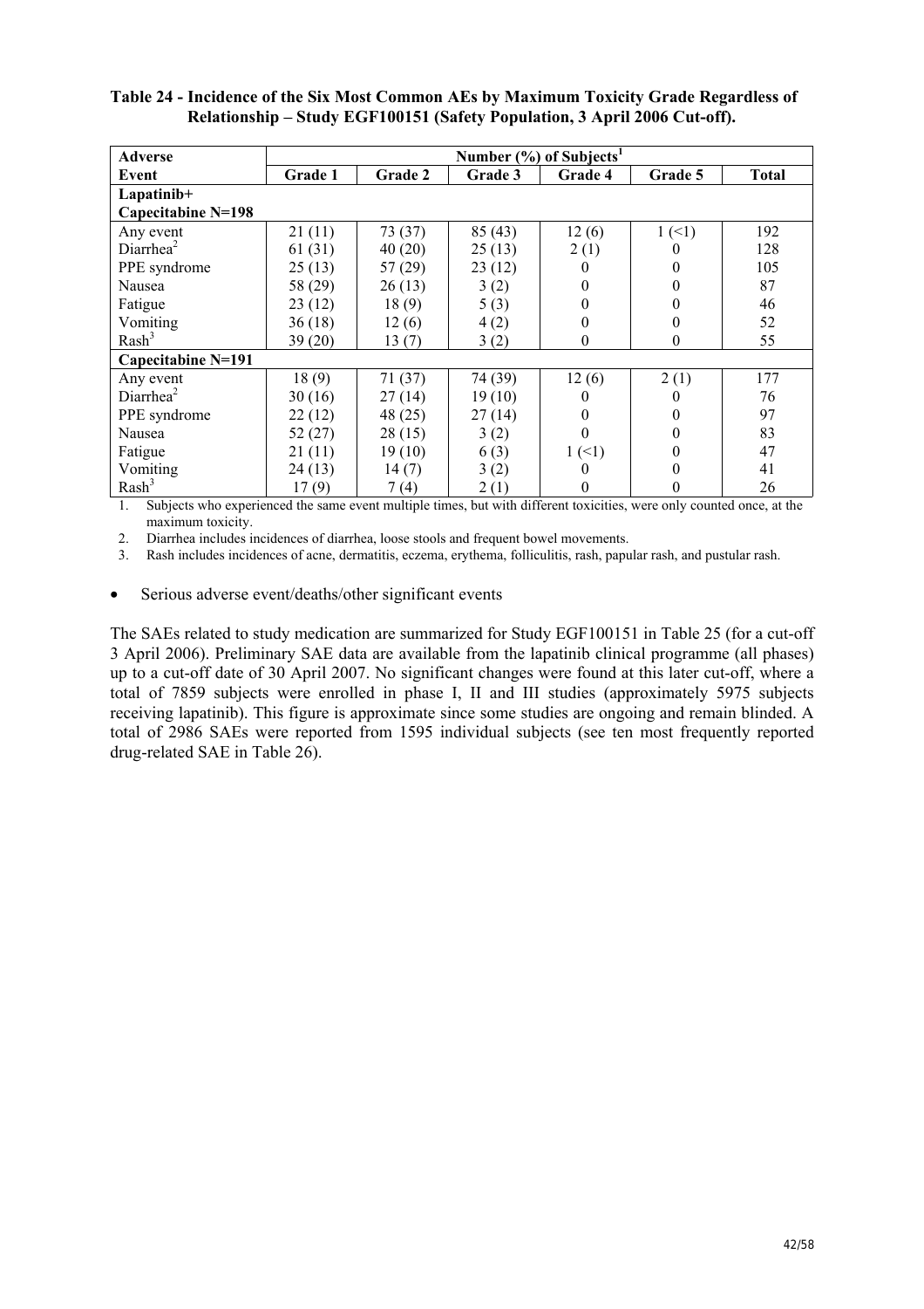**Table 24 - Incidence of the Six Most Common AEs by Maximum Toxicity Grade Regardless of Relationship – Study EGF100151 (Safety Population, 3 April 2006 Cut-off).**

| Adverse Event | Number (%) of Subjects[1] | | | | | |
|---|---|---|---|---|---|---|
| | Grade 1 | Grade 2 | Grade 3 | Grade 4 | Grade 5 | Total |
| **Lapatinib+ Capecitabine N=198** | | | | | | |
| Any event | 21 (11) | 73 (37) | 85 (43) | 12 (6) | 1 (<1) | 192 |
| Diarrhea[2] | 61 (31) | 40 (20) | 25 (13) | 2 (1) | 0 | 128 |
| PPE syndrome | 25 (13) | 57 (29) | 23 (12) | 0 | 0 | 105 |
| Nausea | 58 (29) | 26 (13) | 3 (2) | 0 | 0 | 87 |
| Fatigue | 23 (12) | 18 (9) | 5 (3) | 0 | 0 | 46 |
| Vomiting | 36 (18) | 12 (6) | 4 (2) | 0 | 0 | 52 |
| Rash[3] | 39 (20) | 13 (7) | 3 (2) | 0 | 0 | 55 |
| **Capecitabine N=191** | | | | | | |
| Any event | 18 (9) | 71 (37) | 74 (39) | 12 (6) | 2 (1) | 177 |
| Diarrhea[2] | 30 (16) | 27 (14) | 19 (10) | 0 | 0 | 76 |
| PPE syndrome | 22 (12) | 48 (25) | 27 (14) | 0 | 0 | 97 |
| Nausea | 52 (27) | 28 (15) | 3 (2) | 0 | 0 | 83 |
| Fatigue | 21 (11) | 19 (10) | 6 (3) | 1 (<1) | 0 | 47 |
| Vomiting | 24 (13) | 14 (7) | 3 (2) | 0 | 0 | 41 |
| Rash[3] | 17 (9) | 7 (4) | 2 (1) | 0 | 0 | 26 |

1. Subjects who experienced the same event multiple times, but with different toxicities, were only counted once, at the maximum toxicity.
2. Diarrhea includes incidences of diarrhea, loose stools and frequent bowel movements.
3. Rash includes incidences of acne, dermatitis, eczema, erythema, folliculitis, rash, papular rash, and pustular rash.

- Serious adverse event/deaths/other significant events

The SAEs related to study medication are summarized for Study EGF100151 in Table 25 (for a cut-off 3 April 2006). Preliminary SAE data are available from the lapatinib clinical programme (all phases) up to a cut-off date of 30 April 2007. No significant changes were found at this later cut-off, where a total of 7859 subjects were enrolled in phase I, II and III studies (approximately 5975 subjects receiving lapatinib). This figure is approximate since some studies are ongoing and remain blinded. A total of 2986 SAEs were reported from 1595 individual subjects (see ten most frequently reported drug-related SAE in Table 26).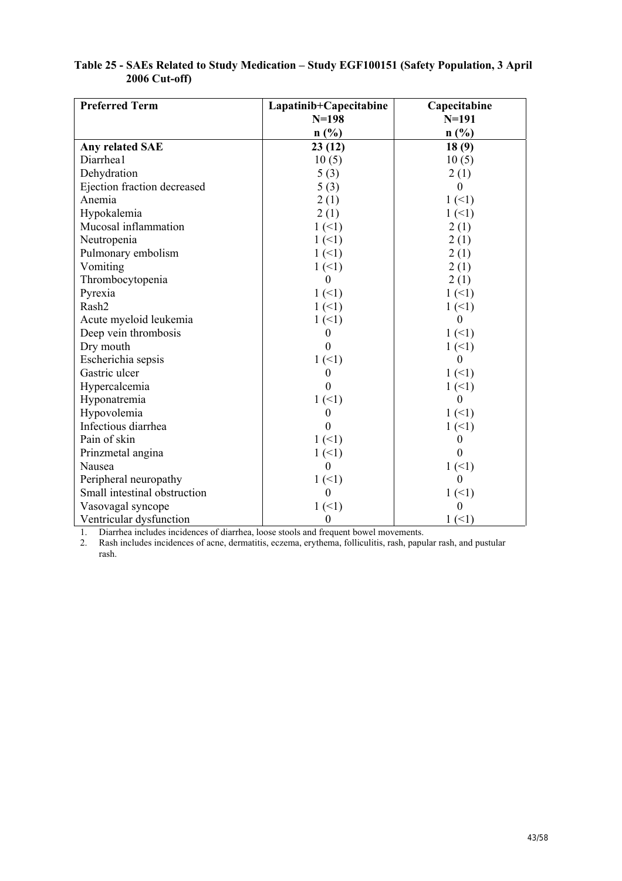**Table 25 - SAEs Related to Study Medication – Study EGF100151 (Safety Population, 3 April 2006 Cut-off)**

| Preferred Term | Lapatinib+Capecitabine N=198 n (%) | Capecitabine N=191 n (%) |
|---|---|---|
| **Any related SAE** | **23 (12)** | **18 (9)** |
| Diarrhea1 | 10 (5) | 10 (5) |
| Dehydration | 5 (3) | 2 (1) |
| Ejection fraction decreased | 5 (3) | 0 |
| Anemia | 2 (1) | 1 (<1) |
| Hypokalemia | 2 (1) | 1 (<1) |
| Mucosal inflammation | 1 (<1) | 2 (1) |
| Neutropenia | 1 (<1) | 2 (1) |
| Pulmonary embolism | 1 (<1) | 2 (1) |
| Vomiting | 1 (<1) | 2 (1) |
| Thrombocytopenia | 0 | 2 (1) |
| Pyrexia | 1 (<1) | 1 (<1) |
| Rash2 | 1 (<1) | 1 (<1) |
| Acute myeloid leukemia | 1 (<1) | 0 |
| Deep vein thrombosis | 0 | 1 (<1) |
| Dry mouth | 0 | 1 (<1) |
| Escherichia sepsis | 1 (<1) | 0 |
| Gastric ulcer | 0 | 1 (<1) |
| Hypercalcemia | 0 | 1 (<1) |
| Hyponatremia | 1 (<1) | 0 |
| Hypovolemia | 0 | 1 (<1) |
| Infectious diarrhea | 0 | 1 (<1) |
| Pain of skin | 1 (<1) | 0 |
| Prinzmetal angina | 1 (<1) | 0 |
| Nausea | 0 | 1 (<1) |
| Peripheral neuropathy | 1 (<1) | 0 |
| Small intestinal obstruction | 0 | 1 (<1) |
| Vasovagal syncope | 1 (<1) | 0 |
| Ventricular dysfunction | 0 | 1 (<1) |

1. Diarrhea includes incidences of diarrhea, loose stools and frequent bowel movements.
2. Rash includes incidences of acne, dermatitis, eczema, erythema, folliculitis, rash, papular rash, and pustular rash.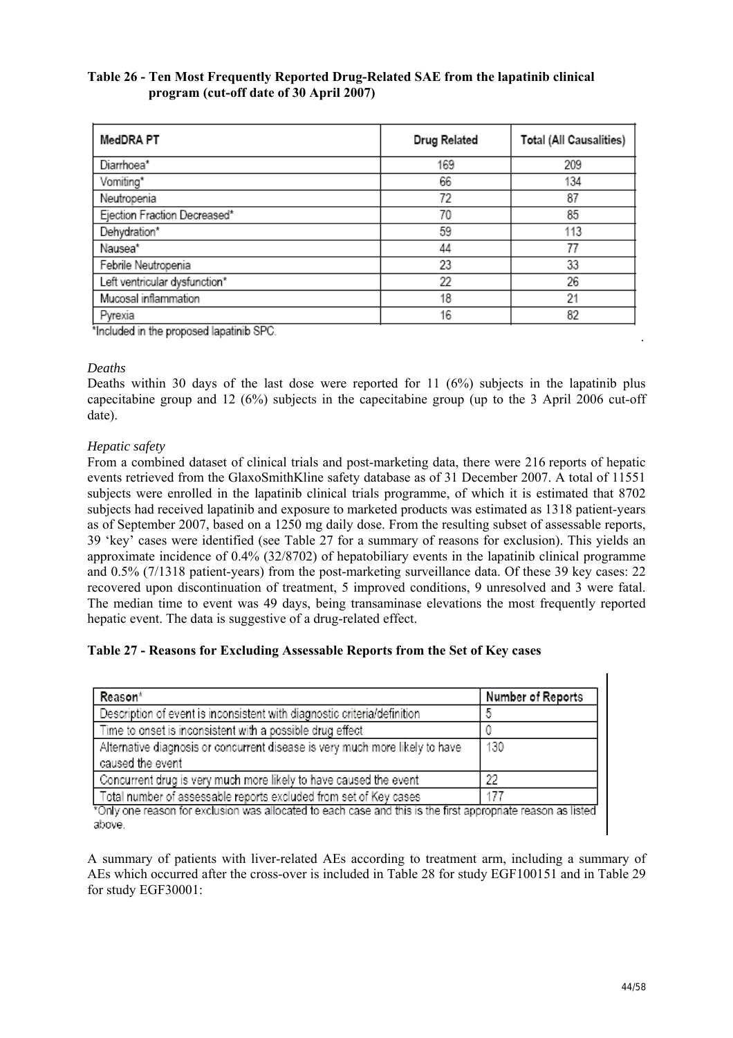**Table 26 - Ten Most Frequently Reported Drug-Related SAE from the lapatinib clinical program (cut-off date of 30 April 2007)**

| MedDRA PT | Drug Related | Total (All Causalities) |
|---|---|---|
| Diarrhoea* | 169 | 209 |
| Vomiting* | 66 | 134 |
| Neutropenia | 72 | 87 |
| Ejection Fraction Decreased* | 70 | 85 |
| Dehydration* | 59 | 113 |
| Nausea* | 44 | 77 |
| Febrile Neutropenia | 23 | 33 |
| Left ventricular dysfunction* | 22 | 26 |
| Mucosal inflammation | 18 | 21 |
| Pyrexia | 16 | 82 |

*Included in the proposed lapatinib SPC.

*Deaths*

Deaths within 30 days of the last dose were reported for 11 (6%) subjects in the lapatinib plus capecitabine group and 12 (6%) subjects in the capecitabine group (up to the 3 April 2006 cut-off date).

*Hepatic safety*

From a combined dataset of clinical trials and post-marketing data, there were 216 reports of hepatic events retrieved from the GlaxoSmithKline safety database as of 31 December 2007. A total of 11551 subjects were enrolled in the lapatinib clinical trials programme, of which it is estimated that 8702 subjects had received lapatinib and exposure to marketed products was estimated as 1318 patient-years as of September 2007, based on a 1250 mg daily dose. From the resulting subset of assessable reports, 39 'key' cases were identified (see Table 27 for a summary of reasons for exclusion). This yields an approximate incidence of 0.4% (32/8702) of hepatobiliary events in the lapatinib clinical programme and 0.5% (7/1318 patient-years) from the post-marketing surveillance data. Of these 39 key cases: 22 recovered upon discontinuation of treatment, 5 improved conditions, 9 unresolved and 3 were fatal. The median time to event was 49 days, being transaminase elevations the most frequently reported hepatic event. The data is suggestive of a drug-related effect.

**Table 27 - Reasons for Excluding Assessable Reports from the Set of Key cases**

| Reason* | Number of Reports |
|---|---|
| Description of event is inconsistent with diagnostic criteria/definition | 5 |
| Time to onset is inconsistent with a possible drug effect | 0 |
| Alternative diagnosis or concurrent disease is very much more likely to have caused the event | 130 |
| Concurrent drug is very much more likely to have caused the event | 22 |
| Total number of assessable reports excluded from set of Key cases | 177 |

*Only one reason for exclusion was allocated to each case and this is the first appropriate reason as listed above.

A summary of patients with liver-related AEs according to treatment arm, including a summary of AEs which occurred after the cross-over is included in Table 28 for study EGF100151 and in Table 29 for study EGF30001: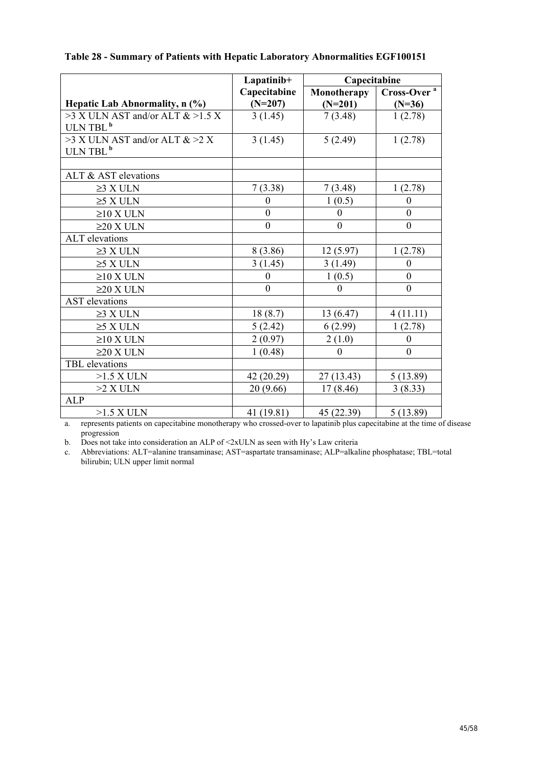**Table 28 - Summary of Patients with Hepatic Laboratory Abnormalities EGF100151**

| Hepatic Lab Abnormality, n (%) | Lapatinib+ Capecitabine (N=207) | Capecitabine Monotherapy (N=201) | Capecitabine Cross-Over [a] (N=36) |
|---|---|---|---|
| >3 X ULN AST and/or ALT & >1.5 X ULN TBL [b] | 3 (1.45) | 7 (3.48) | 1 (2.78) |
| >3 X ULN AST and/or ALT & >2 X ULN TBL [b] | 3 (1.45) | 5 (2.49) | 1 (2.78) |
| | | | |
| ALT & AST elevations | | | |
| ≥3 X ULN | 7 (3.38) | 7 (3.48) | 1 (2.78) |
| ≥5 X ULN | 0 | 1 (0.5) | 0 |
| ≥10 X ULN | 0 | 0 | 0 |
| ≥20 X ULN | 0 | 0 | 0 |
| ALT elevations | | | |
| ≥3 X ULN | 8 (3.86) | 12 (5.97) | 1 (2.78) |
| ≥5 X ULN | 3 (1.45) | 3 (1.49) | 0 |
| ≥10 X ULN | 0 | 1 (0.5) | 0 |
| ≥20 X ULN | 0 | 0 | 0 |
| AST elevations | | | |
| ≥3 X ULN | 18 (8.7) | 13 (6.47) | 4 (11.11) |
| ≥5 X ULN | 5 (2.42) | 6 (2.99) | 1 (2.78) |
| ≥10 X ULN | 2 (0.97) | 2 (1.0) | 0 |
| ≥20 X ULN | 1 (0.48) | 0 | 0 |
| TBL elevations | | | |
| >1.5 X ULN | 42 (20.29) | 27 (13.43) | 5 (13.89) |
| >2 X ULN | 20 (9.66) | 17 (8.46) | 3 (8.33) |
| ALP | | | |
| >1.5 X ULN | 41 (19.81) | 45 (22.39) | 5 (13.89) |

a. represents patients on capecitabine monotherapy who crossed-over to lapatinib plus capecitabine at the time of disease progression

b. Does not take into consideration an ALP of <2xULN as seen with Hy's Law criteria

c. Abbreviations: ALT=alanine transaminase; AST=aspartate transaminase; ALP=alkaline phosphatase; TBL=total bilirubin; ULN upper limit normal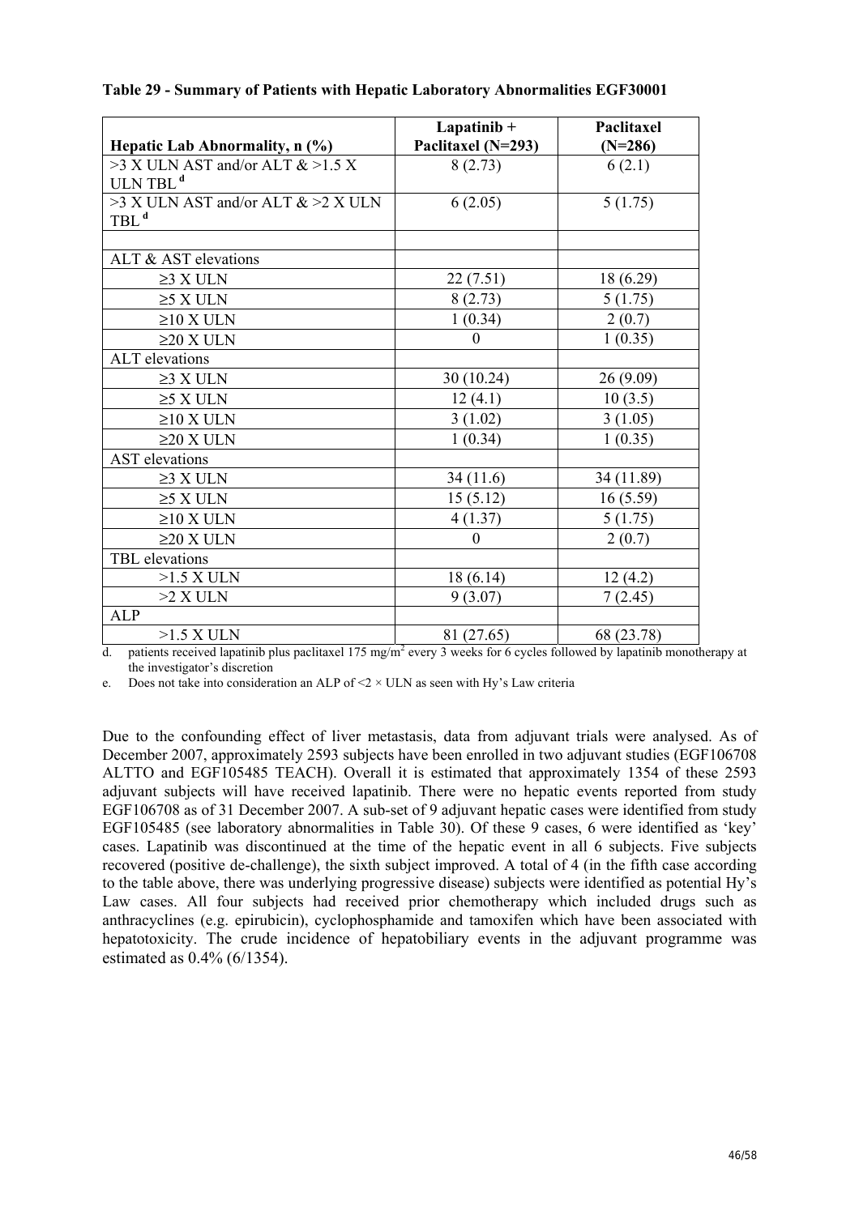**Table 29 - Summary of Patients with Hepatic Laboratory Abnormalities EGF30001**

| Hepatic Lab Abnormality, n (%) | Lapatinib + Paclitaxel (N=293) | Paclitaxel (N=286) |
|---|---|---|
| >3 X ULN AST and/or ALT & >1.5 X ULN TBL [d] | 8 (2.73) | 6 (2.1) |
| >3 X ULN AST and/or ALT & >2 X ULN TBL [d] | 6 (2.05) | 5 (1.75) |
| | | |
| ALT & AST elevations | | |
| ≥3 X ULN | 22 (7.51) | 18 (6.29) |
| ≥5 X ULN | 8 (2.73) | 5 (1.75) |
| ≥10 X ULN | 1 (0.34) | 2 (0.7) |
| ≥20 X ULN | 0 | 1 (0.35) |
| ALT elevations | | |
| ≥3 X ULN | 30 (10.24) | 26 (9.09) |
| ≥5 X ULN | 12 (4.1) | 10 (3.5) |
| ≥10 X ULN | 3 (1.02) | 3 (1.05) |
| ≥20 X ULN | 1 (0.34) | 1 (0.35) |
| AST elevations | | |
| ≥3 X ULN | 34 (11.6) | 34 (11.89) |
| ≥5 X ULN | 15 (5.12) | 16 (5.59) |
| ≥10 X ULN | 4 (1.37) | 5 (1.75) |
| ≥20 X ULN | 0 | 2 (0.7) |
| TBL elevations | | |
| >1.5 X ULN | 18 (6.14) | 12 (4.2) |
| >2 X ULN | 9 (3.07) | 7 (2.45) |
| ALP | | |
| >1.5 X ULN | 81 (27.65) | 68 (23.78) |

d. patients received lapatinib plus paclitaxel 175 mg/m$^2$ every 3 weeks for 6 cycles followed by lapatinib monotherapy at the investigator's discretion

e. Does not take into consideration an ALP of <2 × ULN as seen with Hy's Law criteria

Due to the confounding effect of liver metastasis, data from adjuvant trials were analysed. As of December 2007, approximately 2593 subjects have been enrolled in two adjuvant studies (EGF106708 ALTTO and EGF105485 TEACH). Overall it is estimated that approximately 1354 of these 2593 adjuvant subjects will have received lapatinib. There were no hepatic events reported from study EGF106708 as of 31 December 2007. A sub-set of 9 adjuvant hepatic cases were identified from study EGF105485 (see laboratory abnormalities in Table 30). Of these 9 cases, 6 were identified as 'key' cases. Lapatinib was discontinued at the time of the hepatic event in all 6 subjects. Five subjects recovered (positive de-challenge), the sixth subject improved. A total of 4 (in the fifth case according to the table above, there was underlying progressive disease) subjects were identified as potential Hy's Law cases. All four subjects had received prior chemotherapy which included drugs such as anthracyclines (e.g. epirubicin), cyclophosphamide and tamoxifen which have been associated with hepatotoxicity. The crude incidence of hepatobiliary events in the adjuvant programme was estimated as 0.4% (6/1354).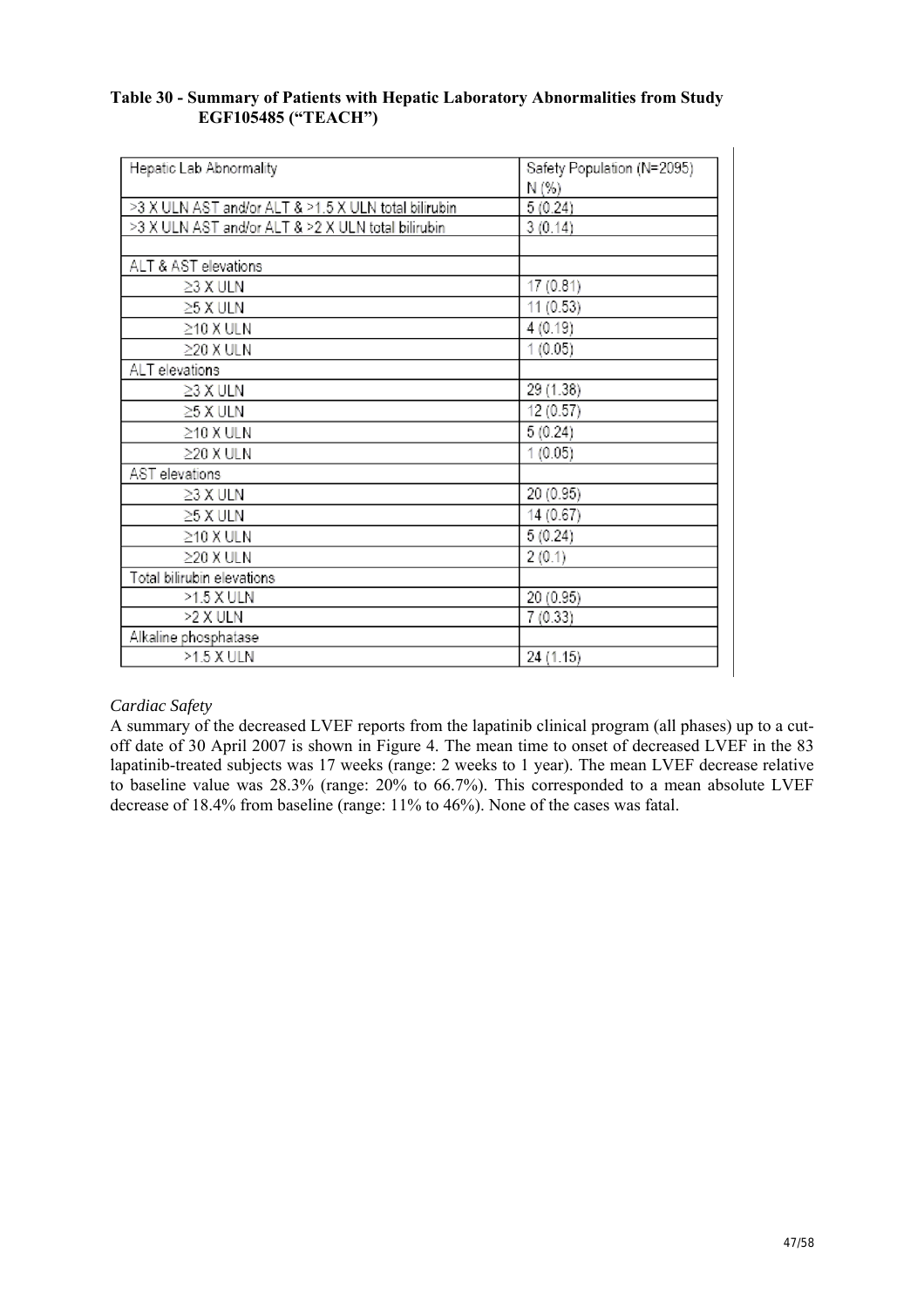**Table 30 - Summary of Patients with Hepatic Laboratory Abnormalities from Study EGF105485 ("TEACH")**

| Hepatic Lab Abnormality | Safety Population (N=2095) N (%) |
|---|---|
| >3 X ULN AST and/or ALT & >1.5 X ULN total bilirubin | 5 (0.24) |
| >3 X ULN AST and/or ALT & >2 X ULN total bilirubin | 3 (0.14) |
| | |
| ALT & AST elevations | |
| ≥3 X ULN | 17 (0.81) |
| ≥5 X ULN | 11 (0.53) |
| ≥10 X ULN | 4 (0.19) |
| ≥20 X ULN | 1 (0.05) |
| ALT elevations | |
| ≥3 X ULN | 29 (1.38) |
| ≥5 X ULN | 12 (0.57) |
| ≥10 X ULN | 5 (0.24) |
| ≥20 X ULN | 1 (0.05) |
| AST elevations | |
| ≥3 X ULN | 20 (0.95) |
| ≥5 X ULN | 14 (0.67) |
| ≥10 X ULN | 5 (0.24) |
| ≥20 X ULN | 2 (0.1) |
| Total bilirubin elevations | |
| >1.5 X ULN | 20 (0.95) |
| >2 X ULN | 7 (0.33) |
| Alkaline phosphatase | |
| >1.5 X ULN | 24 (1.15) |

*Cardiac Safety*

A summary of the decreased LVEF reports from the lapatinib clinical program (all phases) up to a cut-off date of 30 April 2007 is shown in Figure 4. The mean time to onset of decreased LVEF in the 83 lapatinib-treated subjects was 17 weeks (range: 2 weeks to 1 year). The mean LVEF decrease relative to baseline value was 28.3% (range: 20% to 66.7%). This corresponded to a mean absolute LVEF decrease of 18.4% from baseline (range: 11% to 46%). None of the cases was fatal.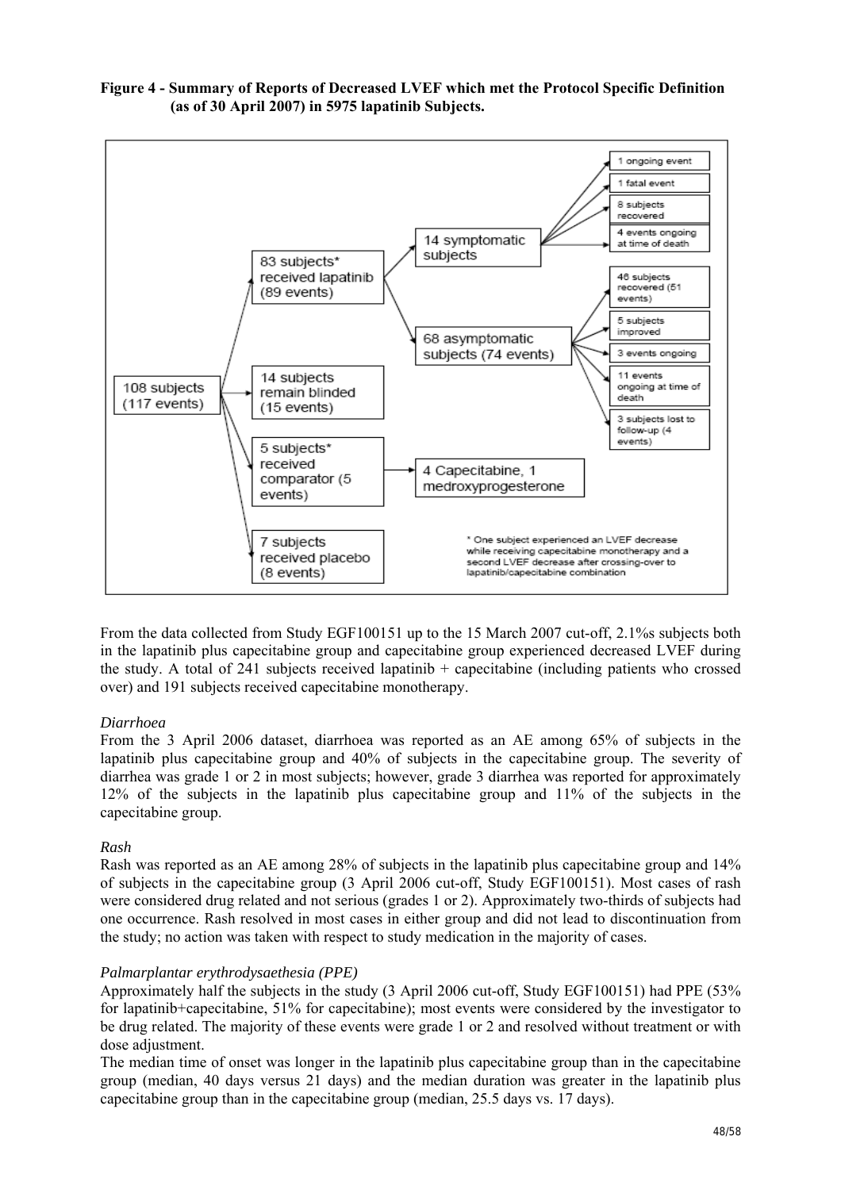**Figure 4 - Summary of Reports of Decreased LVEF which met the Protocol Specific Definition (as of 30 April 2007) in 5975 lapatinib Subjects.**

108 subjects (117 events)

- 83 subjects* received lapatinib (89 events)
  - 14 symptomatic subjects
    - 1 ongoing event
    - 1 fatal event
    - 8 subjects recovered
    - 4 events ongoing at time of death
  - 68 asymptomatic subjects (74 events)
    - 46 subjects recovered (51 events)
    - 5 subjects improved
    - 3 events ongoing
    - 11 events ongoing at time of death
    - 3 subjects lost to follow-up (4 events)
- 14 subjects remain blinded (15 events)
- 5 subjects* received comparator (5 events)
  - 4 Capecitabine, 1 medroxyprogesterone
- 7 subjects received placebo (8 events)

\* One subject experienced an LVEF decrease while receiving capecitabine monotherapy and a second LVEF decrease after crossing-over to lapatinib/capecitabine combination

From the data collected from Study EGF100151 up to the 15 March 2007 cut-off, 2.1%s subjects both in the lapatinib plus capecitabine group and capecitabine group experienced decreased LVEF during the study. A total of 241 subjects received lapatinib + capecitabine (including patients who crossed over) and 191 subjects received capecitabine monotherapy.

*Diarrhoea*

From the 3 April 2006 dataset, diarrhoea was reported as an AE among 65% of subjects in the lapatinib plus capecitabine group and 40% of subjects in the capecitabine group. The severity of diarrhea was grade 1 or 2 in most subjects; however, grade 3 diarrhea was reported for approximately 12% of the subjects in the lapatinib plus capecitabine group and 11% of the subjects in the capecitabine group.

*Rash*

Rash was reported as an AE among 28% of subjects in the lapatinib plus capecitabine group and 14% of subjects in the capecitabine group (3 April 2006 cut-off, Study EGF100151). Most cases of rash were considered drug related and not serious (grades 1 or 2). Approximately two-thirds of subjects had one occurrence. Rash resolved in most cases in either group and did not lead to discontinuation from the study; no action was taken with respect to study medication in the majority of cases.

*Palmarplantar erythrodysaethesia (PPE)*

Approximately half the subjects in the study (3 April 2006 cut-off, Study EGF100151) had PPE (53% for lapatinib+capecitabine, 51% for capecitabine); most events were considered by the investigator to be drug related. The majority of these events were grade 1 or 2 and resolved without treatment or with dose adjustment.

The median time of onset was longer in the lapatinib plus capecitabine group than in the capecitabine group (median, 40 days versus 21 days) and the median duration was greater in the lapatinib plus capecitabine group than in the capecitabine group (median, 25.5 days vs. 17 days).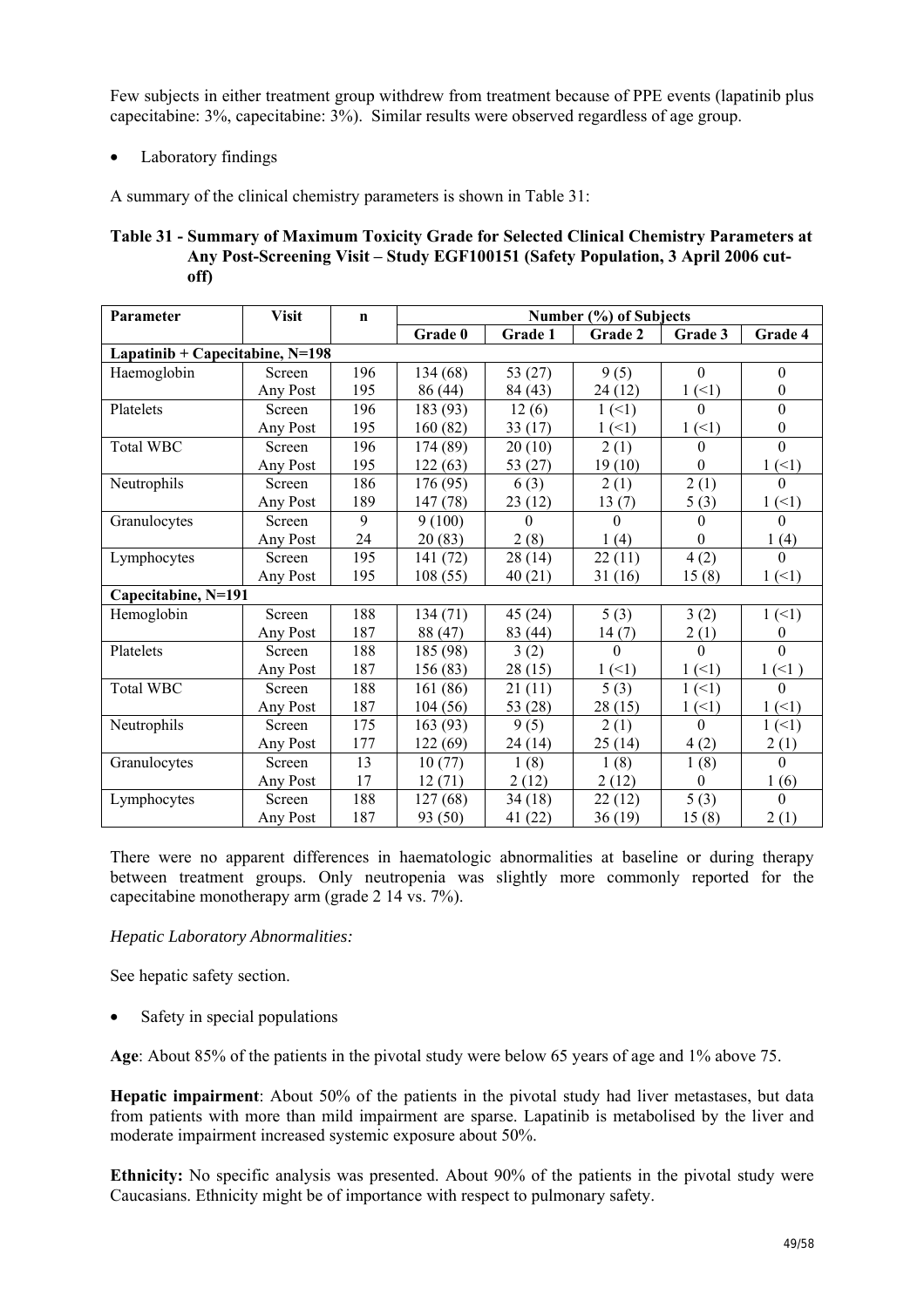Few subjects in either treatment group withdrew from treatment because of PPE events (lapatinib plus capecitabine: 3%, capecitabine: 3%). Similar results were observed regardless of age group.

- Laboratory findings

A summary of the clinical chemistry parameters is shown in Table 31:

**Table 31 - Summary of Maximum Toxicity Grade for Selected Clinical Chemistry Parameters at Any Post-Screening Visit – Study EGF100151 (Safety Population, 3 April 2006 cut-off)**

| Parameter | Visit | n | Number (%) of Subjects | | | | |
|---|---|---|---|---|---|---|---|
| | | | Grade 0 | Grade 1 | Grade 2 | Grade 3 | Grade 4 |
| **Lapatinib + Capecitabine, N=198** | | | | | | | |
| Haemoglobin | Screen | 196 | 134 (68) | 53 (27) | 9 (5) | 0 | 0 |
| | Any Post | 195 | 86 (44) | 84 (43) | 24 (12) | 1 (<1) | 0 |
| Platelets | Screen | 196 | 183 (93) | 12 (6) | 1 (<1) | 0 | 0 |
| | Any Post | 195 | 160 (82) | 33 (17) | 1 (<1) | 1 (<1) | 0 |
| Total WBC | Screen | 196 | 174 (89) | 20 (10) | 2 (1) | 0 | 0 |
| | Any Post | 195 | 122 (63) | 53 (27) | 19 (10) | 0 | 1 (<1) |
| Neutrophils | Screen | 186 | 176 (95) | 6 (3) | 2 (1) | 2 (1) | 0 |
| | Any Post | 189 | 147 (78) | 23 (12) | 13 (7) | 5 (3) | 1 (<1) |
| Granulocytes | Screen | 9 | 9 (100) | 0 | 0 | 0 | 0 |
| | Any Post | 24 | 20 (83) | 2 (8) | 1 (4) | 0 | 1 (4) |
| Lymphocytes | Screen | 195 | 141 (72) | 28 (14) | 22 (11) | 4 (2) | 0 |
| | Any Post | 195 | 108 (55) | 40 (21) | 31 (16) | 15 (8) | 1 (<1) |
| **Capecitabine, N=191** | | | | | | | |
| Hemoglobin | Screen | 188 | 134 (71) | 45 (24) | 5 (3) | 3 (2) | 1 (<1) |
| | Any Post | 187 | 88 (47) | 83 (44) | 14 (7) | 2 (1) | 0 |
| Platelets | Screen | 188 | 185 (98) | 3 (2) | 0 | 0 | 0 |
| | Any Post | 187 | 156 (83) | 28 (15) | 1 (<1) | 1 (<1) | 1 (<1 ) |
| Total WBC | Screen | 188 | 161 (86) | 21 (11) | 5 (3) | 1 (<1) | 0 |
| | Any Post | 187 | 104 (56) | 53 (28) | 28 (15) | 1 (<1) | 1 (<1) |
| Neutrophils | Screen | 175 | 163 (93) | 9 (5) | 2 (1) | 0 | 1 (<1) |
| | Any Post | 177 | 122 (69) | 24 (14) | 25 (14) | 4 (2) | 2 (1) |
| Granulocytes | Screen | 13 | 10 (77) | 1 (8) | 1 (8) | 1 (8) | 0 |
| | Any Post | 17 | 12 (71) | 2 (12) | 2 (12) | 0 | 1 (6) |
| Lymphocytes | Screen | 188 | 127 (68) | 34 (18) | 22 (12) | 5 (3) | 0 |
| | Any Post | 187 | 93 (50) | 41 (22) | 36 (19) | 15 (8) | 2 (1) |

There were no apparent differences in haematologic abnormalities at baseline or during therapy between treatment groups. Only neutropenia was slightly more commonly reported for the capecitabine monotherapy arm (grade 2 14 vs. 7%).

*Hepatic Laboratory Abnormalities:*

See hepatic safety section.

- Safety in special populations

**Age**: About 85% of the patients in the pivotal study were below 65 years of age and 1% above 75.

**Hepatic impairment**: About 50% of the patients in the pivotal study had liver metastases, but data from patients with more than mild impairment are sparse. Lapatinib is metabolised by the liver and moderate impairment increased systemic exposure about 50%.

**Ethnicity:** No specific analysis was presented. About 90% of the patients in the pivotal study were Caucasians. Ethnicity might be of importance with respect to pulmonary safety.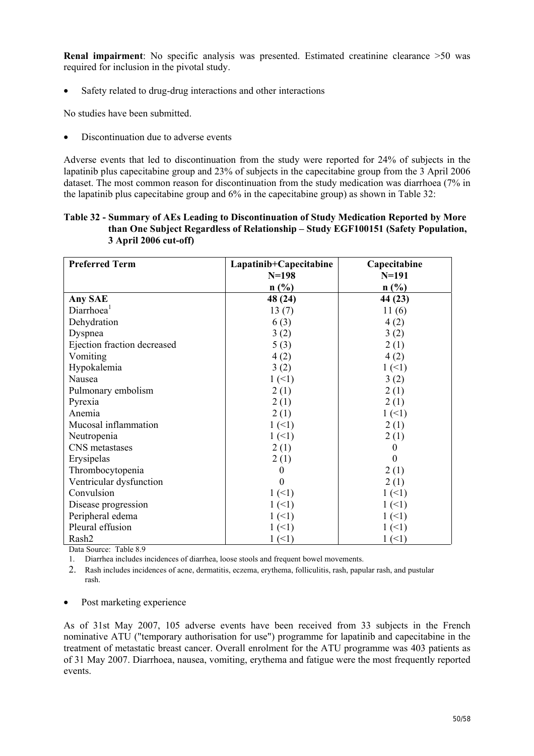**Renal impairment**: No specific analysis was presented. Estimated creatinine clearance >50 was required for inclusion in the pivotal study.

- Safety related to drug-drug interactions and other interactions

No studies have been submitted.

- Discontinuation due to adverse events

Adverse events that led to discontinuation from the study were reported for 24% of subjects in the lapatinib plus capecitabine group and 23% of subjects in the capecitabine group from the 3 April 2006 dataset. The most common reason for discontinuation from the study medication was diarrhoea (7% in the lapatinib plus capecitabine group and 6% in the capecitabine group) as shown in Table 32:

**Table 32 - Summary of AEs Leading to Discontinuation of Study Medication Reported by More than One Subject Regardless of Relationship – Study EGF100151 (Safety Population, 3 April 2006 cut-off)**

| Preferred Term | Lapatinib+Capecitabine N=198 n (%) | Capecitabine N=191 n (%) |
|---|---|---|
| **Any SAE** | **48 (24)** | **44 (23)** |
| Diarrhoea[1] | 13 (7) | 11 (6) |
| Dehydration | 6 (3) | 4 (2) |
| Dyspnea | 3 (2) | 3 (2) |
| Ejection fraction decreased | 5 (3) | 2 (1) |
| Vomiting | 4 (2) | 4 (2) |
| Hypokalemia | 3 (2) | 1 (<1) |
| Nausea | 1 (<1) | 3 (2) |
| Pulmonary embolism | 2 (1) | 2 (1) |
| Pyrexia | 2 (1) | 2 (1) |
| Anemia | 2 (1) | 1 (<1) |
| Mucosal inflammation | 1 (<1) | 2 (1) |
| Neutropenia | 1 (<1) | 2 (1) |
| CNS metastases | 2 (1) | 0 |
| Erysipelas | 2 (1) | 0 |
| Thrombocytopenia | 0 | 2 (1) |
| Ventricular dysfunction | 0 | 2 (1) |
| Convulsion | 1 (<1) | 1 (<1) |
| Disease progression | 1 (<1) | 1 (<1) |
| Peripheral edema | 1 (<1) | 1 (<1) |
| Pleural effusion | 1 (<1) | 1 (<1) |
| Rash2 | 1 (<1) | 1 (<1) |

Data Source: Table 8.9

1. Diarrhea includes incidences of diarrhea, loose stools and frequent bowel movements.
2. Rash includes incidences of acne, dermatitis, eczema, erythema, folliculitis, rash, papular rash, and pustular rash.

- Post marketing experience

As of 31st May 2007, 105 adverse events have been received from 33 subjects in the French nominative ATU ("temporary authorisation for use") programme for lapatinib and capecitabine in the treatment of metastatic breast cancer. Overall enrolment for the ATU programme was 403 patients as of 31 May 2007. Diarrhoea, nausea, vomiting, erythema and fatigue were the most frequently reported events.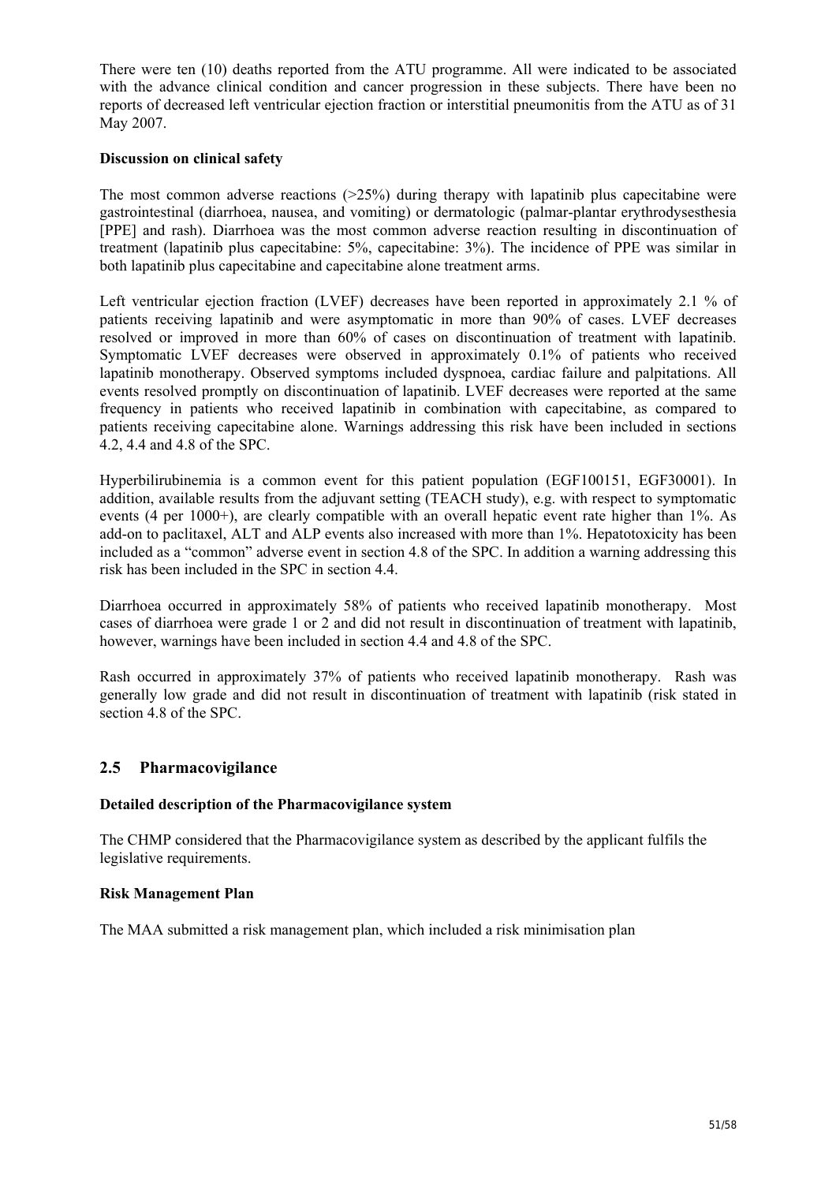There were ten (10) deaths reported from the ATU programme. All were indicated to be associated with the advance clinical condition and cancer progression in these subjects. There have been no reports of decreased left ventricular ejection fraction or interstitial pneumonitis from the ATU as of 31 May 2007.

**Discussion on clinical safety**

The most common adverse reactions (>25%) during therapy with lapatinib plus capecitabine were gastrointestinal (diarrhoea, nausea, and vomiting) or dermatologic (palmar-plantar erythrodysesthesia [PPE] and rash). Diarrhoea was the most common adverse reaction resulting in discontinuation of treatment (lapatinib plus capecitabine: 5%, capecitabine: 3%). The incidence of PPE was similar in both lapatinib plus capecitabine and capecitabine alone treatment arms.

Left ventricular ejection fraction (LVEF) decreases have been reported in approximately 2.1 % of patients receiving lapatinib and were asymptomatic in more than 90% of cases. LVEF decreases resolved or improved in more than 60% of cases on discontinuation of treatment with lapatinib. Symptomatic LVEF decreases were observed in approximately 0.1% of patients who received lapatinib monotherapy. Observed symptoms included dyspnoea, cardiac failure and palpitations. All events resolved promptly on discontinuation of lapatinib. LVEF decreases were reported at the same frequency in patients who received lapatinib in combination with capecitabine, as compared to patients receiving capecitabine alone. Warnings addressing this risk have been included in sections 4.2, 4.4 and 4.8 of the SPC.

Hyperbilirubinemia is a common event for this patient population (EGF100151, EGF30001). In addition, available results from the adjuvant setting (TEACH study), e.g. with respect to symptomatic events (4 per 1000+), are clearly compatible with an overall hepatic event rate higher than 1%. As add-on to paclitaxel, ALT and ALP events also increased with more than 1%. Hepatotoxicity has been included as a "common" adverse event in section 4.8 of the SPC. In addition a warning addressing this risk has been included in the SPC in section 4.4.

Diarrhoea occurred in approximately 58% of patients who received lapatinib monotherapy. Most cases of diarrhoea were grade 1 or 2 and did not result in discontinuation of treatment with lapatinib, however, warnings have been included in section 4.4 and 4.8 of the SPC.

Rash occurred in approximately 37% of patients who received lapatinib monotherapy. Rash was generally low grade and did not result in discontinuation of treatment with lapatinib (risk stated in section 4.8 of the SPC.

## 2.5 Pharmacovigilance

**Detailed description of the Pharmacovigilance system**

The CHMP considered that the Pharmacovigilance system as described by the applicant fulfils the legislative requirements.

**Risk Management Plan**

The MAA submitted a risk management plan, which included a risk minimisation plan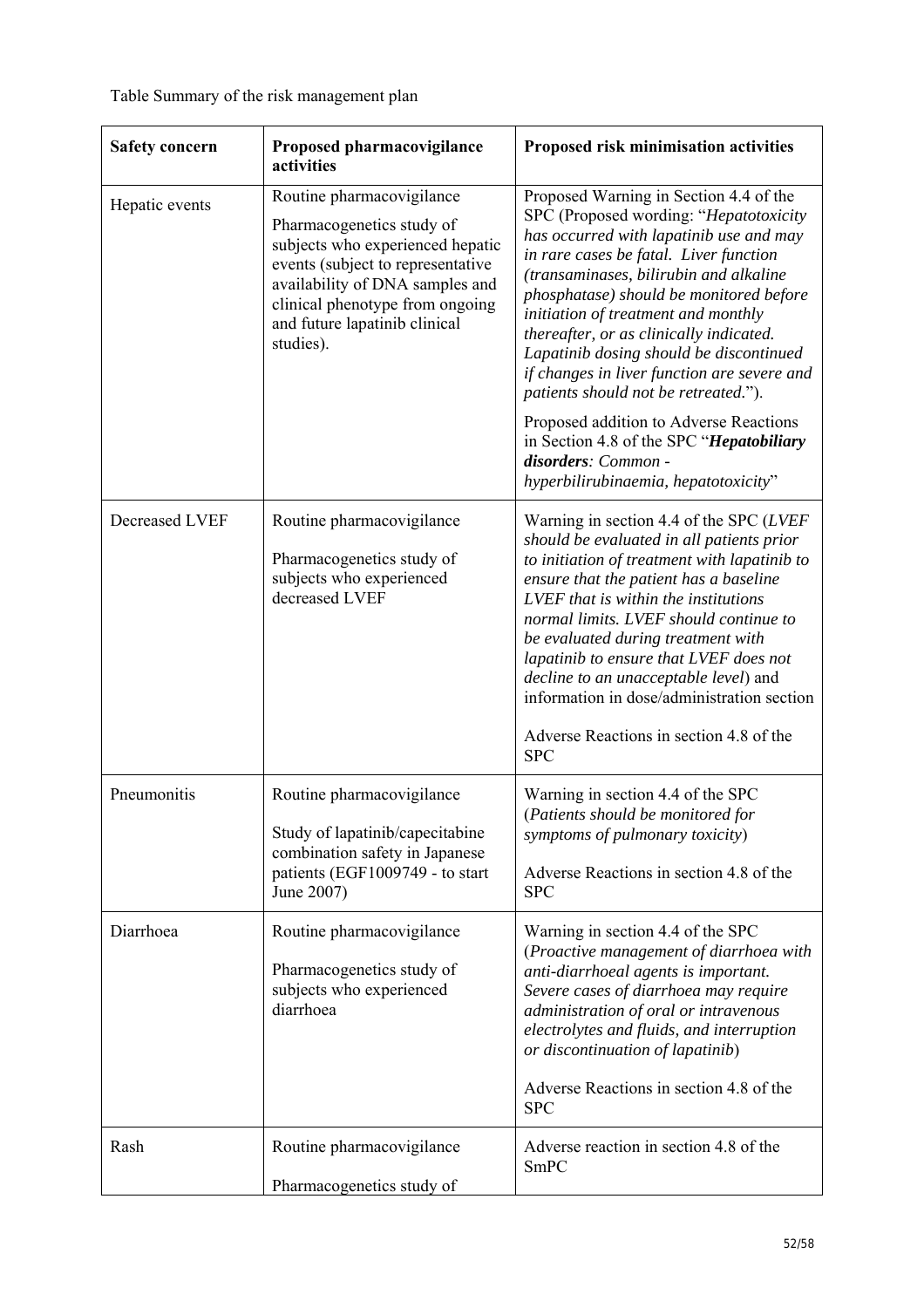Table Summary of the risk management plan

| Safety concern | Proposed pharmacovigilance activities | Proposed risk minimisation activities |
| --- | --- | --- |
| Hepatic events | Routine pharmacovigilance<br><br>Pharmacogenetics study of subjects who experienced hepatic events (subject to representative availability of DNA samples and clinical phenotype from ongoing and future lapatinib clinical studies). | Proposed Warning in Section 4.4 of the SPC (Proposed wording: "*Hepatotoxicity has occurred with lapatinib use and may in rare cases be fatal. Liver function (transaminases, bilirubin and alkaline phosphatase) should be monitored before initiation of treatment and monthly thereafter, or as clinically indicated. Lapatinib dosing should be discontinued if changes in liver function are severe and patients should not be retreated.*").<br><br>Proposed addition to Adverse Reactions in Section 4.8 of the SPC "***Hepatobiliary disorders****: Common - hyperbilirubinaemia, hepatotoxicity*" |
| Decreased LVEF | Routine pharmacovigilance<br><br>Pharmacogenetics study of subjects who experienced decreased LVEF | Warning in section 4.4 of the SPC (*LVEF should be evaluated in all patients prior to initiation of treatment with lapatinib to ensure that the patient has a baseline LVEF that is within the institutions normal limits. LVEF should continue to be evaluated during treatment with lapatinib to ensure that LVEF does not decline to an unacceptable level*) and information in dose/administration section<br><br>Adverse Reactions in section 4.8 of the SPC |
| Pneumonitis | Routine pharmacovigilance<br><br>Study of lapatinib/capecitabine combination safety in Japanese patients (EGF1009749 - to start June 2007) | Warning in section 4.4 of the SPC (*Patients should be monitored for symptoms of pulmonary toxicity*)<br><br>Adverse Reactions in section 4.8 of the SPC |
| Diarrhoea | Routine pharmacovigilance<br><br>Pharmacogenetics study of subjects who experienced diarrhoea | Warning in section 4.4 of the SPC (*Proactive management of diarrhoea with anti-diarrhoeal agents is important. Severe cases of diarrhoea may require administration of oral or intravenous electrolytes and fluids, and interruption or discontinuation of lapatinib*)<br><br>Adverse Reactions in section 4.8 of the SPC |
| Rash | Routine pharmacovigilance<br><br>Pharmacogenetics study of | Adverse reaction in section 4.8 of the SmPC |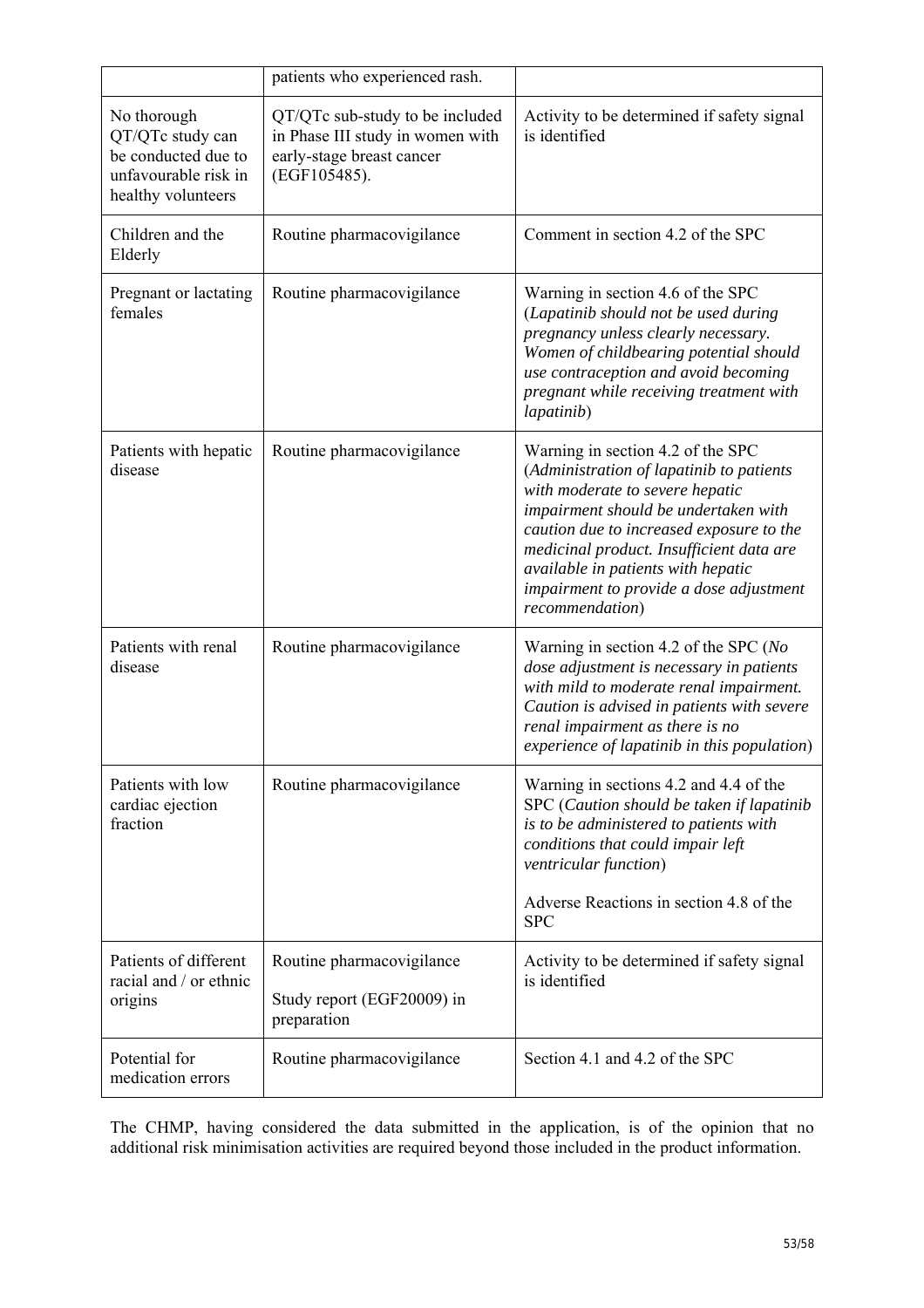| | patients who experienced rash. | |
|---|---|---|
| No thorough QT/QTc study can be conducted due to unfavourable risk in healthy volunteers | QT/QTc sub-study to be included in Phase III study in women with early-stage breast cancer (EGF105485). | Activity to be determined if safety signal is identified |
| Children and the Elderly | Routine pharmacovigilance | Comment in section 4.2 of the SPC |
| Pregnant or lactating females | Routine pharmacovigilance | Warning in section 4.6 of the SPC (*Lapatinib should not be used during pregnancy unless clearly necessary. Women of childbearing potential should use contraception and avoid becoming pregnant while receiving treatment with lapatinib*) |
| Patients with hepatic disease | Routine pharmacovigilance | Warning in section 4.2 of the SPC (*Administration of lapatinib to patients with moderate to severe hepatic impairment should be undertaken with caution due to increased exposure to the medicinal product. Insufficient data are available in patients with hepatic impairment to provide a dose adjustment recommendation*) |
| Patients with renal disease | Routine pharmacovigilance | Warning in section 4.2 of the SPC (*No dose adjustment is necessary in patients with mild to moderate renal impairment. Caution is advised in patients with severe renal impairment as there is no experience of lapatinib in this population*) |
| Patients with low cardiac ejection fraction | Routine pharmacovigilance | Warning in sections 4.2 and 4.4 of the SPC (*Caution should be taken if lapatinib is to be administered to patients with conditions that could impair left ventricular function*)<br><br>Adverse Reactions in section 4.8 of the SPC |
| Patients of different racial and / or ethnic origins | Routine pharmacovigilance<br><br>Study report (EGF20009) in preparation | Activity to be determined if safety signal is identified |
| Potential for medication errors | Routine pharmacovigilance | Section 4.1 and 4.2 of the SPC |

The CHMP, having considered the data submitted in the application, is of the opinion that no additional risk minimisation activities are required beyond those included in the product information.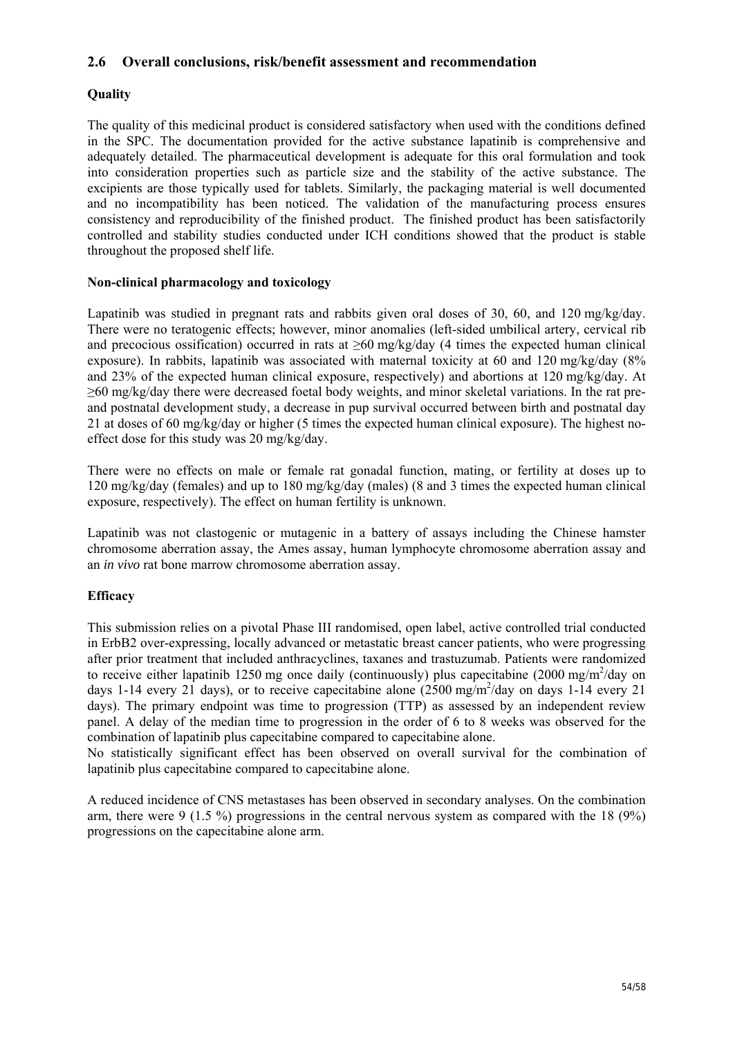## 2.6 Overall conclusions, risk/benefit assessment and recommendation

### Quality

The quality of this medicinal product is considered satisfactory when used with the conditions defined in the SPC. The documentation provided for the active substance lapatinib is comprehensive and adequately detailed. The pharmaceutical development is adequate for this oral formulation and took into consideration properties such as particle size and the stability of the active substance. The excipients are those typically used for tablets. Similarly, the packaging material is well documented and no incompatibility has been noticed. The validation of the manufacturing process ensures consistency and reproducibility of the finished product. The finished product has been satisfactorily controlled and stability studies conducted under ICH conditions showed that the product is stable throughout the proposed shelf life.

### Non-clinical pharmacology and toxicology

Lapatinib was studied in pregnant rats and rabbits given oral doses of 30, 60, and 120 mg/kg/day. There were no teratogenic effects; however, minor anomalies (left-sided umbilical artery, cervical rib and precocious ossification) occurred in rats at ≥60 mg/kg/day (4 times the expected human clinical exposure). In rabbits, lapatinib was associated with maternal toxicity at 60 and 120 mg/kg/day (8% and 23% of the expected human clinical exposure, respectively) and abortions at 120 mg/kg/day. At ≥60 mg/kg/day there were decreased foetal body weights, and minor skeletal variations. In the rat pre- and postnatal development study, a decrease in pup survival occurred between birth and postnatal day 21 at doses of 60 mg/kg/day or higher (5 times the expected human clinical exposure). The highest no-effect dose for this study was 20 mg/kg/day.

There were no effects on male or female rat gonadal function, mating, or fertility at doses up to 120 mg/kg/day (females) and up to 180 mg/kg/day (males) (8 and 3 times the expected human clinical exposure, respectively). The effect on human fertility is unknown.

Lapatinib was not clastogenic or mutagenic in a battery of assays including the Chinese hamster chromosome aberration assay, the Ames assay, human lymphocyte chromosome aberration assay and an *in vivo* rat bone marrow chromosome aberration assay.

### Efficacy

This submission relies on a pivotal Phase III randomised, open label, active controlled trial conducted in ErbB2 over-expressing, locally advanced or metastatic breast cancer patients, who were progressing after prior treatment that included anthracyclines, taxanes and trastuzumab. Patients were randomized to receive either lapatinib 1250 mg once daily (continuously) plus capecitabine (2000 mg/m$^2$/day on days 1-14 every 21 days), or to receive capecitabine alone (2500 mg/m$^2$/day on days 1-14 every 21 days). The primary endpoint was time to progression (TTP) as assessed by an independent review panel. A delay of the median time to progression in the order of 6 to 8 weeks was observed for the combination of lapatinib plus capecitabine compared to capecitabine alone.
No statistically significant effect has been observed on overall survival for the combination of lapatinib plus capecitabine compared to capecitabine alone.

A reduced incidence of CNS metastases has been observed in secondary analyses. On the combination arm, there were 9 (1.5 %) progressions in the central nervous system as compared with the 18 (9%) progressions on the capecitabine alone arm.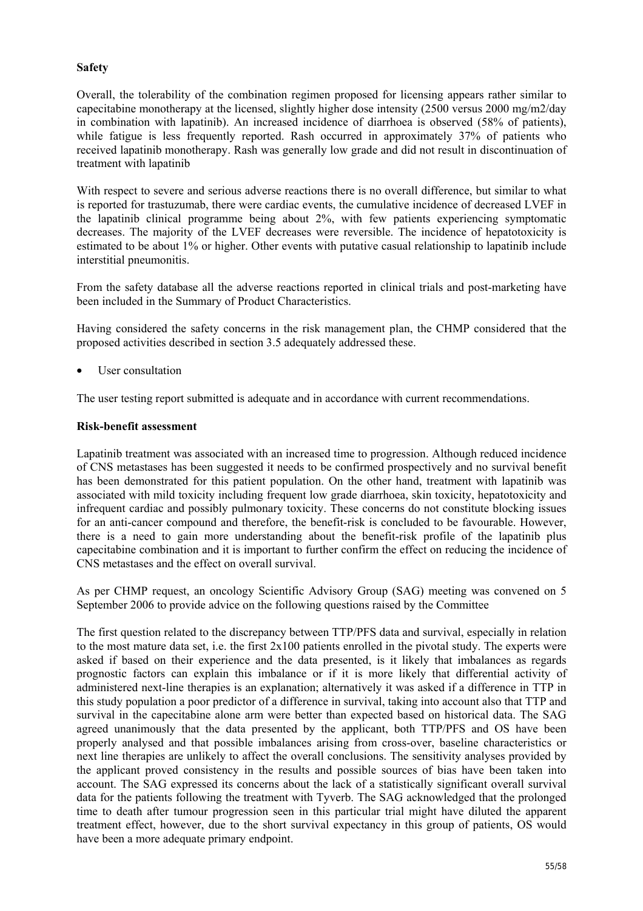**Safety**

Overall, the tolerability of the combination regimen proposed for licensing appears rather similar to capecitabine monotherapy at the licensed, slightly higher dose intensity (2500 versus 2000 mg/m2/day in combination with lapatinib). An increased incidence of diarrhoea is observed (58% of patients), while fatigue is less frequently reported. Rash occurred in approximately 37% of patients who received lapatinib monotherapy. Rash was generally low grade and did not result in discontinuation of treatment with lapatinib

With respect to severe and serious adverse reactions there is no overall difference, but similar to what is reported for trastuzumab, there were cardiac events, the cumulative incidence of decreased LVEF in the lapatinib clinical programme being about 2%, with few patients experiencing symptomatic decreases. The majority of the LVEF decreases were reversible. The incidence of hepatotoxicity is estimated to be about 1% or higher. Other events with putative casual relationship to lapatinib include interstitial pneumonitis.

From the safety database all the adverse reactions reported in clinical trials and post-marketing have been included in the Summary of Product Characteristics.

Having considered the safety concerns in the risk management plan, the CHMP considered that the proposed activities described in section 3.5 adequately addressed these.

- User consultation

The user testing report submitted is adequate and in accordance with current recommendations.

**Risk-benefit assessment**

Lapatinib treatment was associated with an increased time to progression. Although reduced incidence of CNS metastases has been suggested it needs to be confirmed prospectively and no survival benefit has been demonstrated for this patient population. On the other hand, treatment with lapatinib was associated with mild toxicity including frequent low grade diarrhoea, skin toxicity, hepatotoxicity and infrequent cardiac and possibly pulmonary toxicity. These concerns do not constitute blocking issues for an anti-cancer compound and therefore, the benefit-risk is concluded to be favourable. However, there is a need to gain more understanding about the benefit-risk profile of the lapatinib plus capecitabine combination and it is important to further confirm the effect on reducing the incidence of CNS metastases and the effect on overall survival.

As per CHMP request, an oncology Scientific Advisory Group (SAG) meeting was convened on 5 September 2006 to provide advice on the following questions raised by the Committee

The first question related to the discrepancy between TTP/PFS data and survival, especially in relation to the most mature data set, i.e. the first 2x100 patients enrolled in the pivotal study. The experts were asked if based on their experience and the data presented, is it likely that imbalances as regards prognostic factors can explain this imbalance or if it is more likely that differential activity of administered next-line therapies is an explanation; alternatively it was asked if a difference in TTP in this study population a poor predictor of a difference in survival, taking into account also that TTP and survival in the capecitabine alone arm were better than expected based on historical data. The SAG agreed unanimously that the data presented by the applicant, both TTP/PFS and OS have been properly analysed and that possible imbalances arising from cross-over, baseline characteristics or next line therapies are unlikely to affect the overall conclusions. The sensitivity analyses provided by the applicant proved consistency in the results and possible sources of bias have been taken into account. The SAG expressed its concerns about the lack of a statistically significant overall survival data for the patients following the treatment with Tyverb. The SAG acknowledged that the prolonged time to death after tumour progression seen in this particular trial might have diluted the apparent treatment effect, however, due to the short survival expectancy in this group of patients, OS would have been a more adequate primary endpoint.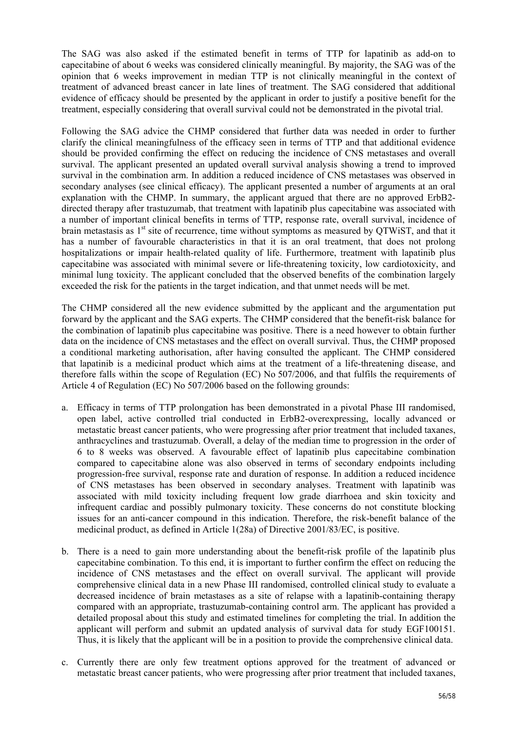The SAG was also asked if the estimated benefit in terms of TTP for lapatinib as add-on to capecitabine of about 6 weeks was considered clinically meaningful. By majority, the SAG was of the opinion that 6 weeks improvement in median TTP is not clinically meaningful in the context of treatment of advanced breast cancer in late lines of treatment. The SAG considered that additional evidence of efficacy should be presented by the applicant in order to justify a positive benefit for the treatment, especially considering that overall survival could not be demonstrated in the pivotal trial.

Following the SAG advice the CHMP considered that further data was needed in order to further clarify the clinical meaningfulness of the efficacy seen in terms of TTP and that additional evidence should be provided confirming the effect on reducing the incidence of CNS metastases and overall survival. The applicant presented an updated overall survival analysis showing a trend to improved survival in the combination arm. In addition a reduced incidence of CNS metastases was observed in secondary analyses (see clinical efficacy). The applicant presented a number of arguments at an oral explanation with the CHMP. In summary, the applicant argued that there are no approved ErbB2-directed therapy after trastuzumab, that treatment with lapatinib plus capecitabine was associated with a number of important clinical benefits in terms of TTP, response rate, overall survival, incidence of brain metastasis as 1st site of recurrence, time without symptoms as measured by QTWiST, and that it has a number of favourable characteristics in that it is an oral treatment, that does not prolong hospitalizations or impair health-related quality of life. Furthermore, treatment with lapatinib plus capecitabine was associated with minimal severe or life-threatening toxicity, low cardiotoxicity, and minimal lung toxicity. The applicant concluded that the observed benefits of the combination largely exceeded the risk for the patients in the target indication, and that unmet needs will be met.

The CHMP considered all the new evidence submitted by the applicant and the argumentation put forward by the applicant and the SAG experts. The CHMP considered that the benefit-risk balance for the combination of lapatinib plus capecitabine was positive. There is a need however to obtain further data on the incidence of CNS metastases and the effect on overall survival. Thus, the CHMP proposed a conditional marketing authorisation, after having consulted the applicant. The CHMP considered that lapatinib is a medicinal product which aims at the treatment of a life-threatening disease, and therefore falls within the scope of Regulation (EC) No 507/2006, and that fulfils the requirements of Article 4 of Regulation (EC) No 507/2006 based on the following grounds:

a. Efficacy in terms of TTP prolongation has been demonstrated in a pivotal Phase III randomised, open label, active controlled trial conducted in ErbB2-overexpressing, locally advanced or metastatic breast cancer patients, who were progressing after prior treatment that included taxanes, anthracyclines and trastuzumab. Overall, a delay of the median time to progression in the order of 6 to 8 weeks was observed. A favourable effect of lapatinib plus capecitabine combination compared to capecitabine alone was also observed in terms of secondary endpoints including progression-free survival, response rate and duration of response. In addition a reduced incidence of CNS metastases has been observed in secondary analyses. Treatment with lapatinib was associated with mild toxicity including frequent low grade diarrhoea and skin toxicity and infrequent cardiac and possibly pulmonary toxicity. These concerns do not constitute blocking issues for an anti-cancer compound in this indication. Therefore, the risk-benefit balance of the medicinal product, as defined in Article 1(28a) of Directive 2001/83/EC, is positive.

b. There is a need to gain more understanding about the benefit-risk profile of the lapatinib plus capecitabine combination. To this end, it is important to further confirm the effect on reducing the incidence of CNS metastases and the effect on overall survival. The applicant will provide comprehensive clinical data in a new Phase III randomised, controlled clinical study to evaluate a decreased incidence of brain metastases as a site of relapse with a lapatinib-containing therapy compared with an appropriate, trastuzumab-containing control arm. The applicant has provided a detailed proposal about this study and estimated timelines for completing the trial. In addition the applicant will perform and submit an updated analysis of survival data for study EGF100151. Thus, it is likely that the applicant will be in a position to provide the comprehensive clinical data.

c. Currently there are only few treatment options approved for the treatment of advanced or metastatic breast cancer patients, who were progressing after prior treatment that included taxanes,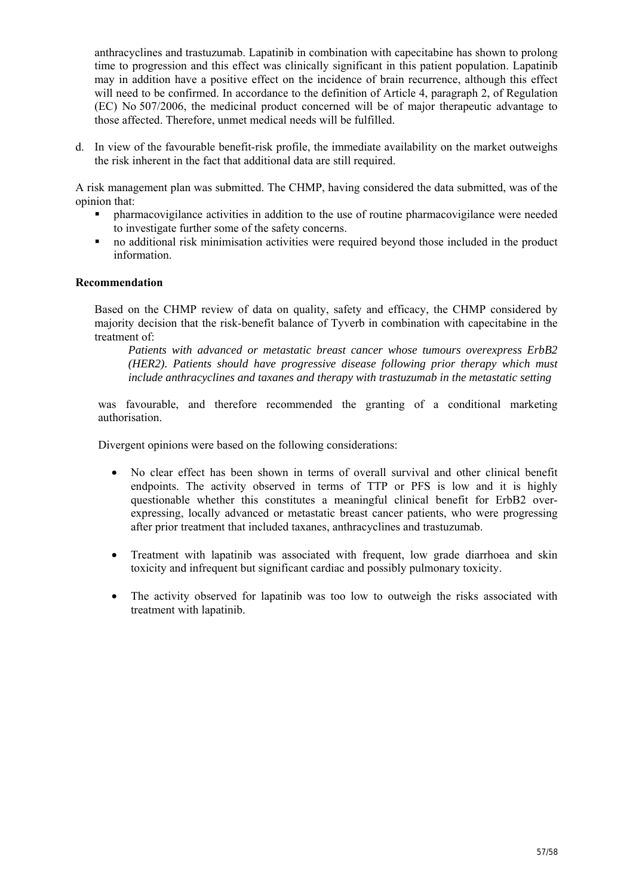anthracyclines and trastuzumab. Lapatinib in combination with capecitabine has shown to prolong time to progression and this effect was clinically significant in this patient population. Lapatinib may in addition have a positive effect on the incidence of brain recurrence, although this effect will need to be confirmed. In accordance to the definition of Article 4, paragraph 2, of Regulation (EC) No 507/2006, the medicinal product concerned will be of major therapeutic advantage to those affected. Therefore, unmet medical needs will be fulfilled.

d. In view of the favourable benefit-risk profile, the immediate availability on the market outweighs the risk inherent in the fact that additional data are still required.

A risk management plan was submitted. The CHMP, having considered the data submitted, was of the opinion that:

- pharmacovigilance activities in addition to the use of routine pharmacovigilance were needed to investigate further some of the safety concerns.
- no additional risk minimisation activities were required beyond those included in the product information.

**Recommendation**

Based on the CHMP review of data on quality, safety and efficacy, the CHMP considered by majority decision that the risk-benefit balance of Tyverb in combination with capecitabine in the treatment of:

*Patients with advanced or metastatic breast cancer whose tumours overexpress ErbB2 (HER2). Patients should have progressive disease following prior therapy which must include anthracyclines and taxanes and therapy with trastuzumab in the metastatic setting*

was favourable, and therefore recommended the granting of a conditional marketing authorisation.

Divergent opinions were based on the following considerations:

- No clear effect has been shown in terms of overall survival and other clinical benefit endpoints. The activity observed in terms of TTP or PFS is low and it is highly questionable whether this constitutes a meaningful clinical benefit for ErbB2 over-expressing, locally advanced or metastatic breast cancer patients, who were progressing after prior treatment that included taxanes, anthracyclines and trastuzumab.

- Treatment with lapatinib was associated with frequent, low grade diarrhoea and skin toxicity and infrequent but significant cardiac and possibly pulmonary toxicity.

- The activity observed for lapatinib was too low to outweigh the risks associated with treatment with lapatinib.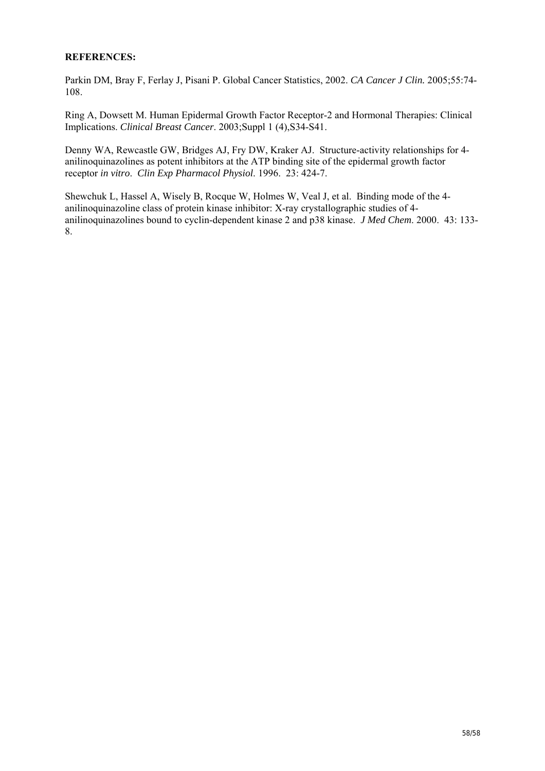**REFERENCES:**

Parkin DM, Bray F, Ferlay J, Pisani P. Global Cancer Statistics, 2002. *CA Cancer J Clin.* 2005;55:74-108.

Ring A, Dowsett M. Human Epidermal Growth Factor Receptor-2 and Hormonal Therapies: Clinical Implications. *Clinical Breast Cancer*. 2003;Suppl 1 (4),S34-S41.

Denny WA, Rewcastle GW, Bridges AJ, Fry DW, Kraker AJ. Structure-activity relationships for 4-anilinoquinazolines as potent inhibitors at the ATP binding site of the epidermal growth factor receptor *in vitro*. *Clin Exp Pharmacol Physiol*. 1996. 23: 424-7.

Shewchuk L, Hassel A, Wisely B, Rocque W, Holmes W, Veal J, et al. Binding mode of the 4-anilinoquinazoline class of protein kinase inhibitor: X-ray crystallographic studies of 4-anilinoquinazolines bound to cyclin-dependent kinase 2 and p38 kinase. *J Med Chem*. 2000. 43: 133-8.